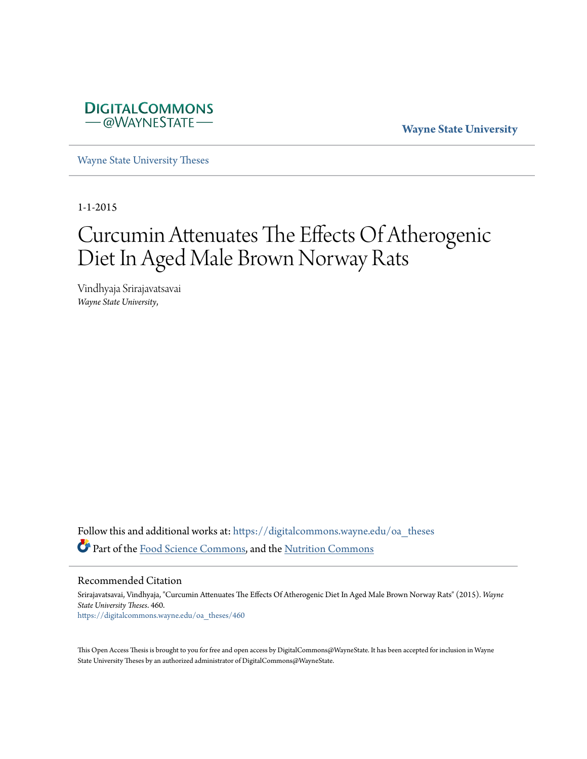DIGITALCOMMONS
— @WAYNESTATE —

**Wayne State University**

Wayne State University Theses

1-1-2015

# Curcumin Attenuates The Effects Of Atherogenic Diet In Aged Male Brown Norway Rats

Vindhyaja Srirajavatsavai
*Wayne State University,*

Follow this and additional works at: https://digitalcommons.wayne.edu/oa_theses

Part of the Food Science Commons, and the Nutrition Commons

## Recommended Citation

Srirajavatsavai, Vindhyaja, "Curcumin Attenuates The Effects Of Atherogenic Diet In Aged Male Brown Norway Rats" (2015). *Wayne State University Theses*. 460.
https://digitalcommons.wayne.edu/oa_theses/460

This Open Access Thesis is brought to you for free and open access by DigitalCommons@WayneState. It has been accepted for inclusion in Wayne State University Theses by an authorized administrator of DigitalCommons@WayneState.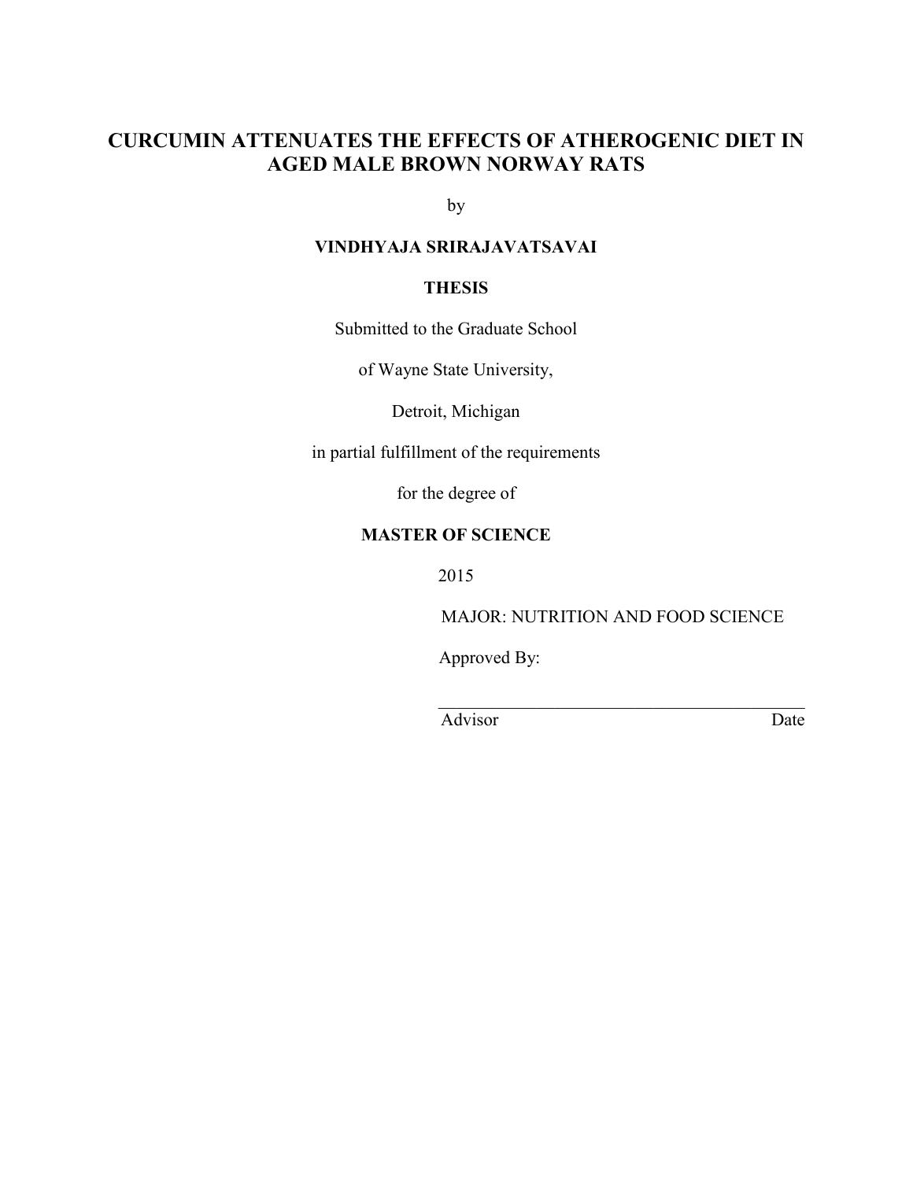# CURCUMIN ATTENUATES THE EFFECTS OF ATHEROGENIC DIET IN AGED MALE BROWN NORWAY RATS

by

**VINDHYAJA SRIRAJAVATSAVAI**

**THESIS**

Submitted to the Graduate School

of Wayne State University,

Detroit, Michigan

in partial fulfillment of the requirements

for the degree of

**MASTER OF SCIENCE**

2015

MAJOR: NUTRITION AND FOOD SCIENCE

Approved By:

_______________________________________

Advisor Date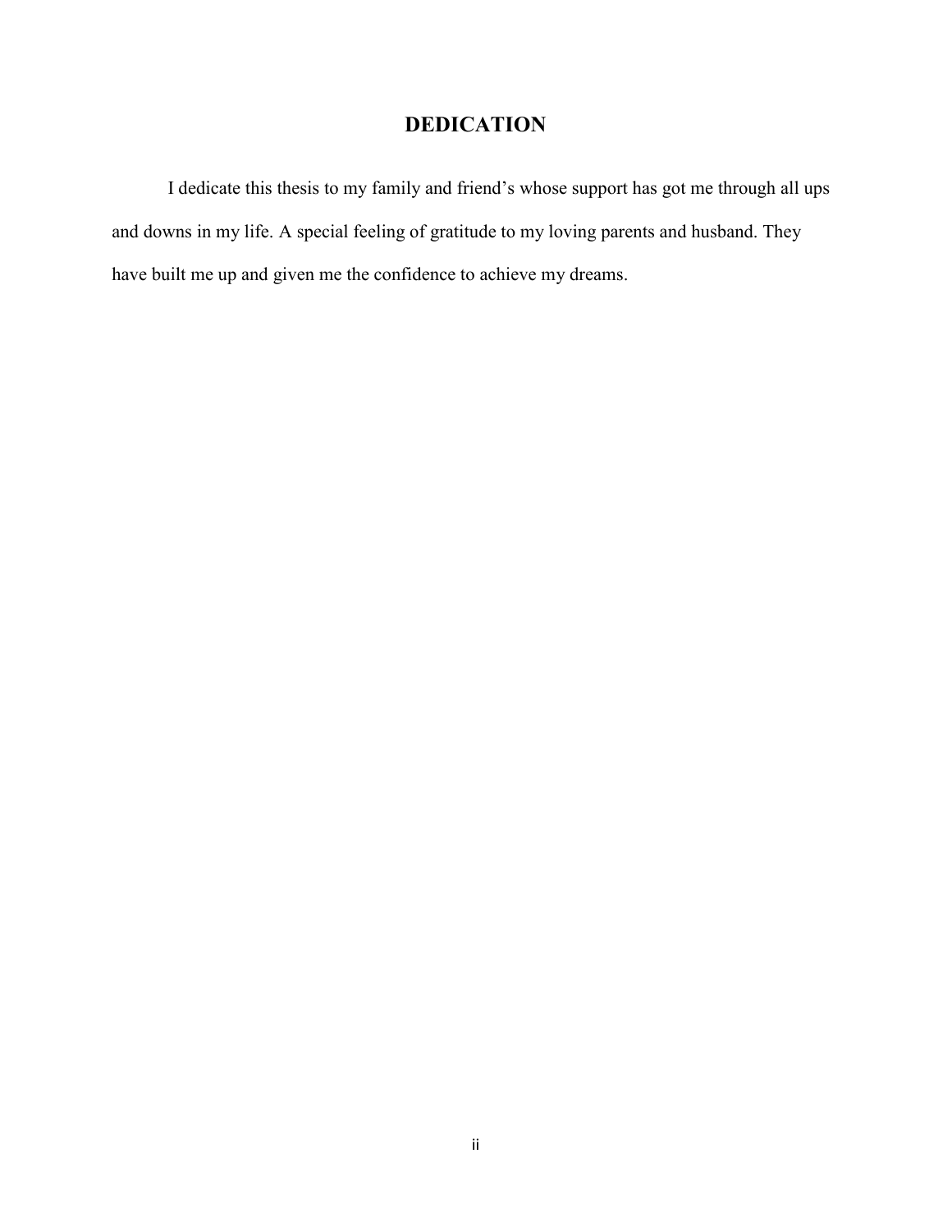# DEDICATION

I dedicate this thesis to my family and friend's whose support has got me through all ups and downs in my life. A special feeling of gratitude to my loving parents and husband. They have built me up and given me the confidence to achieve my dreams.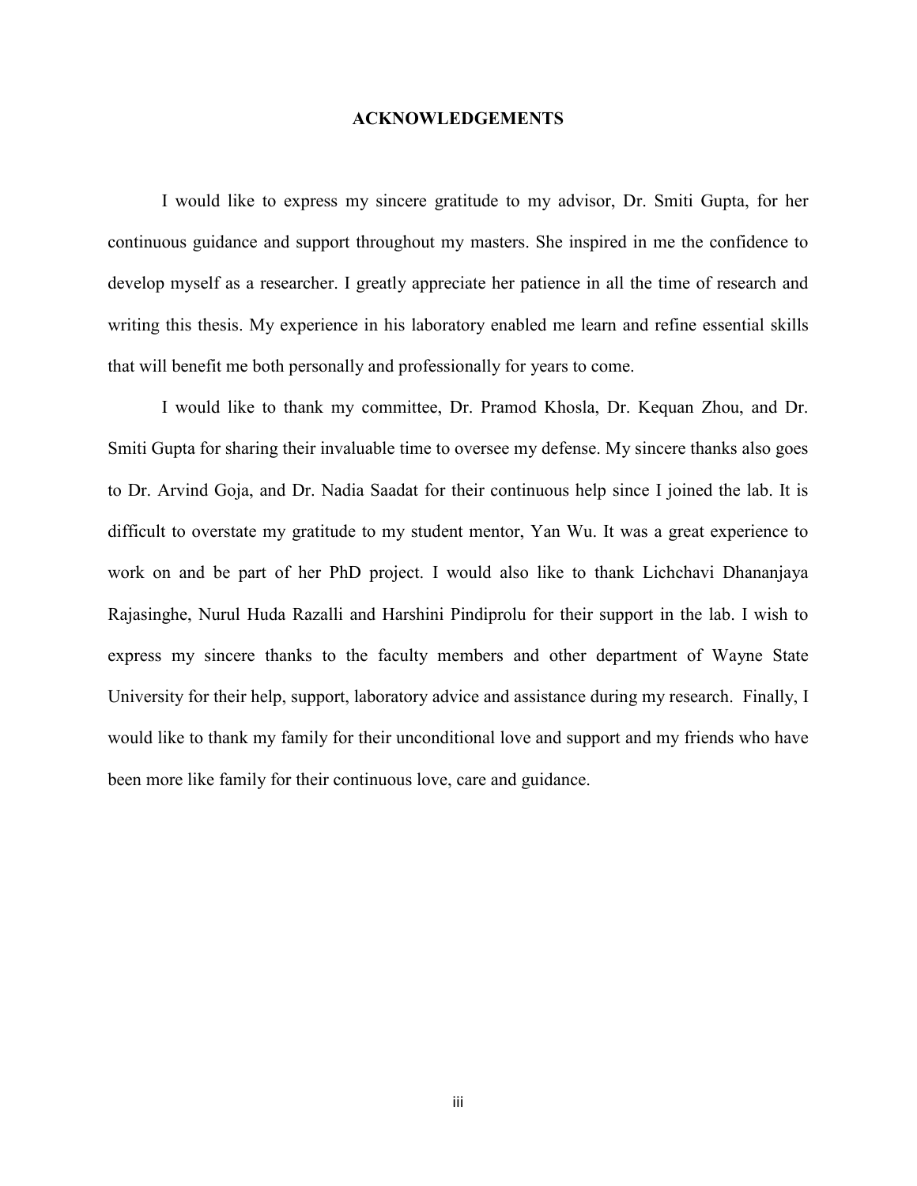# ACKNOWLEDGEMENTS

I would like to express my sincere gratitude to my advisor, Dr. Smiti Gupta, for her continuous guidance and support throughout my masters. She inspired in me the confidence to develop myself as a researcher. I greatly appreciate her patience in all the time of research and writing this thesis. My experience in his laboratory enabled me learn and refine essential skills that will benefit me both personally and professionally for years to come.

I would like to thank my committee, Dr. Pramod Khosla, Dr. Kequan Zhou, and Dr. Smiti Gupta for sharing their invaluable time to oversee my defense. My sincere thanks also goes to Dr. Arvind Goja, and Dr. Nadia Saadat for their continuous help since I joined the lab. It is difficult to overstate my gratitude to my student mentor, Yan Wu. It was a great experience to work on and be part of her PhD project. I would also like to thank Lichchavi Dhananjaya Rajasinghe, Nurul Huda Razalli and Harshini Pindiprolu for their support in the lab. I wish to express my sincere thanks to the faculty members and other department of Wayne State University for their help, support, laboratory advice and assistance during my research. Finally, I would like to thank my family for their unconditional love and support and my friends who have been more like family for their continuous love, care and guidance.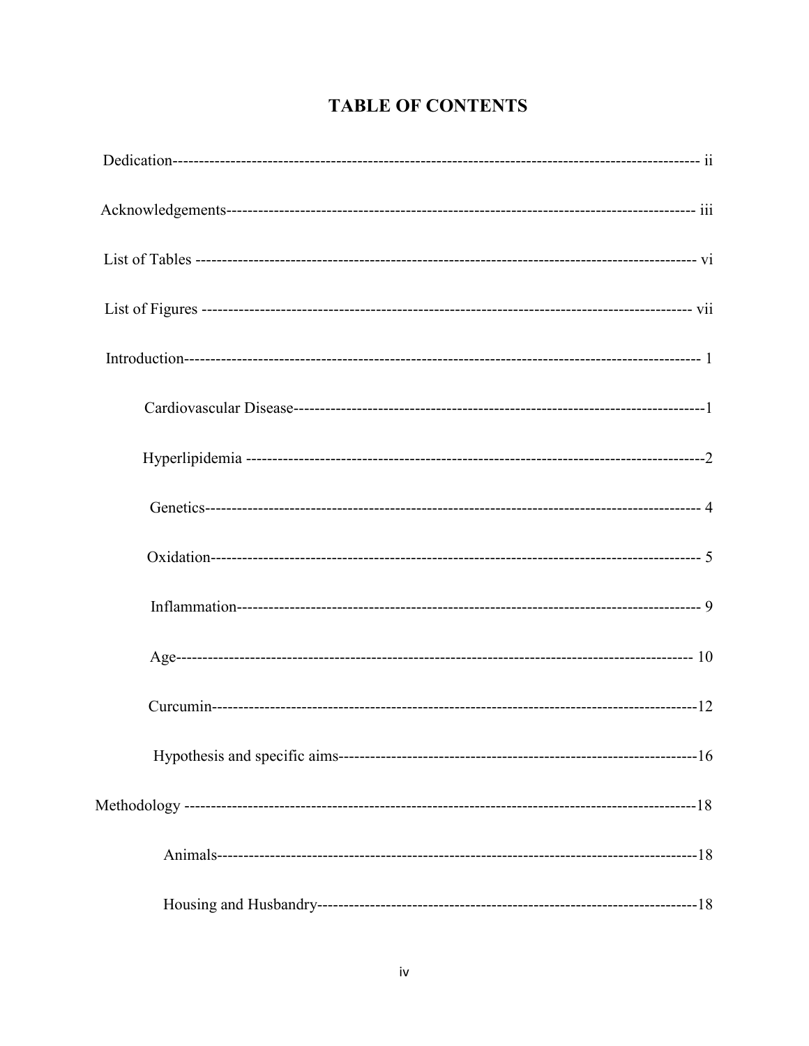# TABLE OF CONTENTS

Dedication------------------------------------------------------------------------------------------------ ii

Acknowledgements-------------------------------------------------------------------------------------- iii

List of Tables ------------------------------------------------------------------------------------------- vi

List of Figures ------------------------------------------------------------------------------------------ vii

Introduction----------------------------------------------------------------------------------------------- 1

- Cardiovascular Disease-------------------------------------------------------------------------1
- Hyperlipidemia ----------------------------------------------------------------------------------2
- Genetics------------------------------------------------------------------------------------------ 4
- Oxidation---------------------------------------------------------------------------------------- 5
- Inflammation------------------------------------------------------------------------------------ 9
- Age----------------------------------------------------------------------------------------------- 10
- Curcumin----------------------------------------------------------------------------------------12
- Hypothesis and specific aims------------------------------------------------------------------16

Methodology --------------------------------------------------------------------------------------------18

- Animals------------------------------------------------------------------------------------------18
- Housing and Husbandry------------------------------------------------------------------------18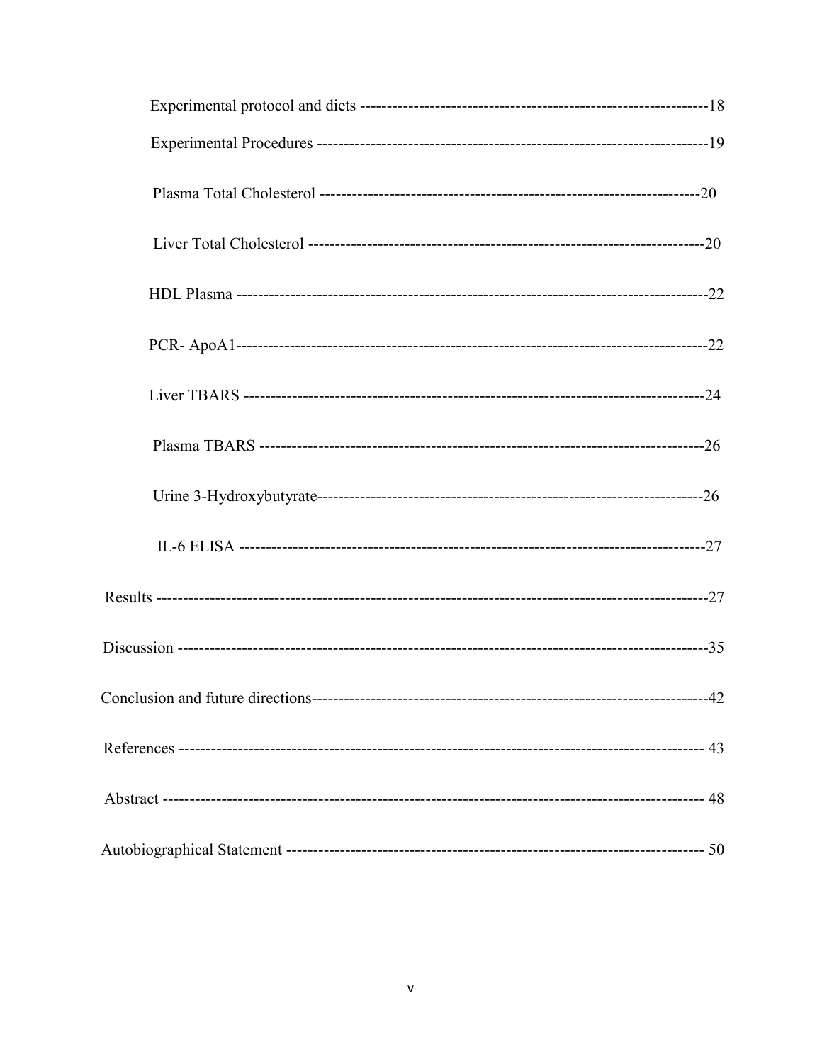Experimental protocol and diets ---------------------------------------------------------------18

Experimental Procedures ----------------------------------------------------------------------19

Plasma Total Cholesterol ---------------------------------------------------------------------20

Liver Total Cholesterol -----------------------------------------------------------------------20

HDL Plasma ---------------------------------------------------------------------------------22

PCR- ApoA1---------------------------------------------------------------------------------22

Liver TBARS --------------------------------------------------------------------------------24

Plasma TBARS ------------------------------------------------------------------------------26

Urine 3-Hydroxybutyrate----------------------------------------------------------------------26

IL-6 ELISA ----------------------------------------------------------------------------------27

Results ---------------------------------------------------------------------------------------27

Discussion -----------------------------------------------------------------------------------35

Conclusion and future directions-------------------------------------------------------------------42

References ------------------------------------------------------------------------------------ 43

Abstract -------------------------------------------------------------------------------------- 48

Autobiographical Statement -------------------------------------------------------------------- 50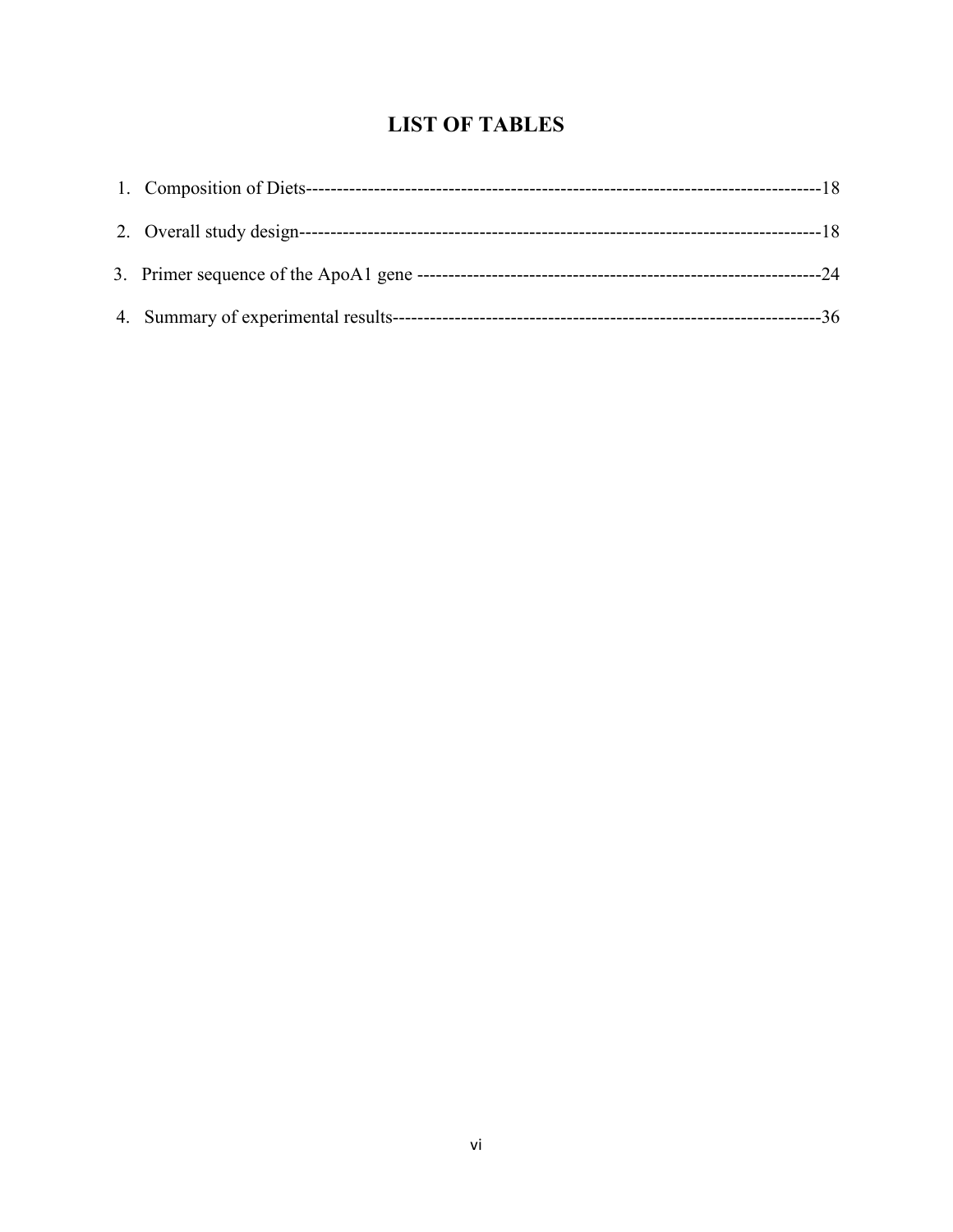# LIST OF TABLES

1. Composition of Diets-------------------------------------------------------------------------------------18
2. Overall study design-----------------------------------------------------------------------------------18
3. Primer sequence of the ApoA1 gene -----------------------------------------------------------------24
4. Summary of experimental results---------------------------------------------------------------------36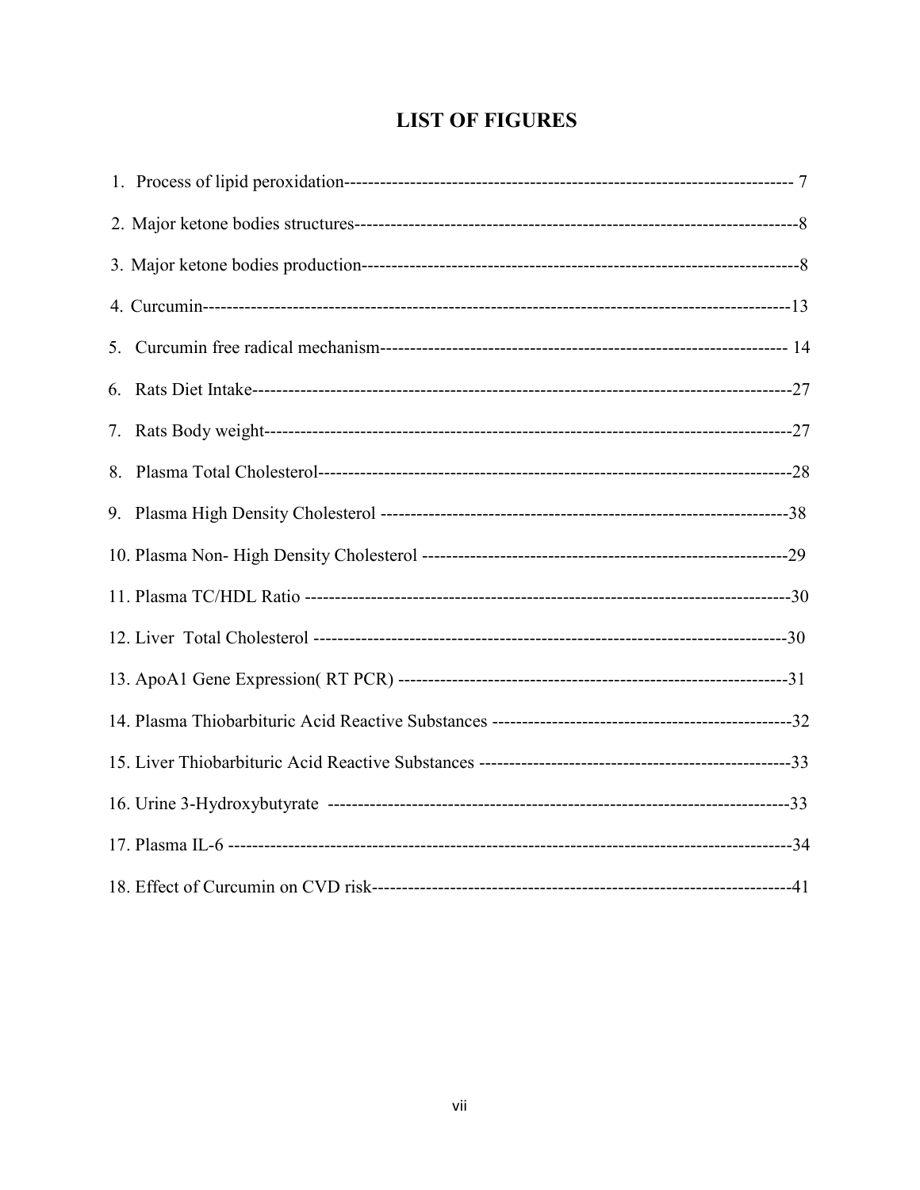# LIST OF FIGURES

1. Process of lipid peroxidation------------------------------------------------------------------------- 7
2. Major ketone bodies structures-------------------------------------------------------------------------8
3. Major ketone bodies production------------------------------------------------------------------------8
4. Curcumin-------------------------------------------------------------------------------------------------13
5. Curcumin free radical mechanism------------------------------------------------------------------- 14
6. Rats Diet Intake-----------------------------------------------------------------------------------------27
7. Rats Body weight----------------------------------------------------------------------------------------27
8. Plasma Total Cholesterol-------------------------------------------------------------------------------28
9. Plasma High Density Cholesterol -------------------------------------------------------------------38
10. Plasma Non- High Density Cholesterol -----------------------------------------------------------29
11. Plasma TC/HDL Ratio --------------------------------------------------------------------------------30
12. Liver Total Cholesterol -------------------------------------------------------------------------------30
13. ApoA1 Gene Expression( RT PCR) ----------------------------------------------------------------31
14. Plasma Thiobarbituric Acid Reactive Substances -----------------------------------------------32
15. Liver Thiobarbituric Acid Reactive Substances --------------------------------------------------33
16. Urine 3-Hydroxybutyrate ---------------------------------------------------------------------------33
17. Plasma IL-6 --------------------------------------------------------------------------------------------34
18. Effect of Curcumin on CVD risk--------------------------------------------------------------------41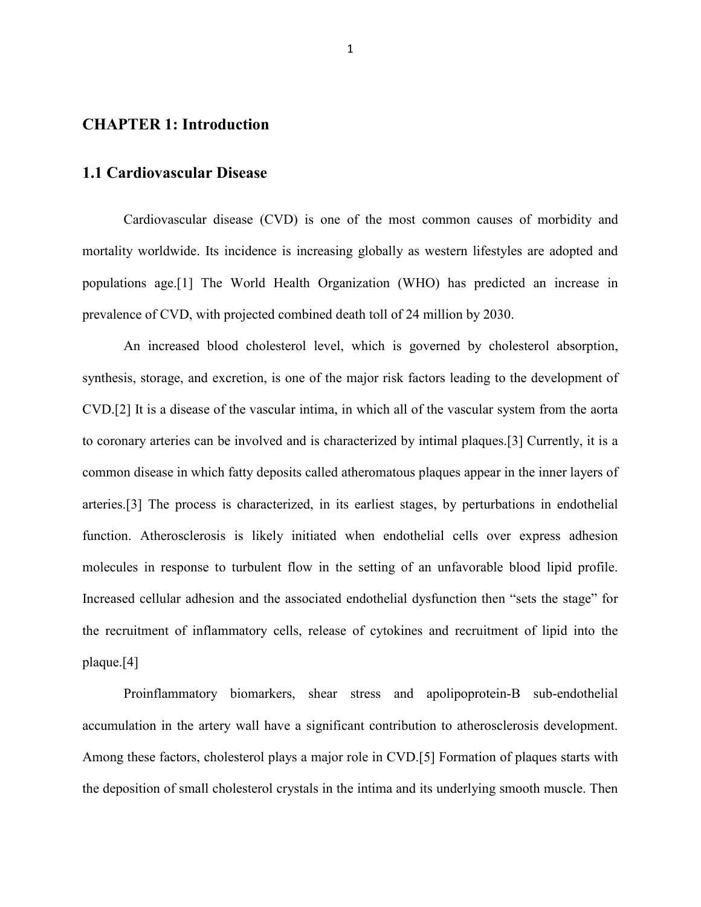# CHAPTER 1: Introduction

## 1.1 Cardiovascular Disease

Cardiovascular disease (CVD) is one of the most common causes of morbidity and mortality worldwide. Its incidence is increasing globally as western lifestyles are adopted and populations age.[1] The World Health Organization (WHO) has predicted an increase in prevalence of CVD, with projected combined death toll of 24 million by 2030.

An increased blood cholesterol level, which is governed by cholesterol absorption, synthesis, storage, and excretion, is one of the major risk factors leading to the development of CVD.[2] It is a disease of the vascular intima, in which all of the vascular system from the aorta to coronary arteries can be involved and is characterized by intimal plaques.[3] Currently, it is a common disease in which fatty deposits called atheromatous plaques appear in the inner layers of arteries.[3] The process is characterized, in its earliest stages, by perturbations in endothelial function. Atherosclerosis is likely initiated when endothelial cells over express adhesion molecules in response to turbulent flow in the setting of an unfavorable blood lipid profile. Increased cellular adhesion and the associated endothelial dysfunction then "sets the stage" for the recruitment of inflammatory cells, release of cytokines and recruitment of lipid into the plaque.[4]

Proinflammatory biomarkers, shear stress and apolipoprotein-B sub-endothelial accumulation in the artery wall have a significant contribution to atherosclerosis development. Among these factors, cholesterol plays a major role in CVD.[5] Formation of plaques starts with the deposition of small cholesterol crystals in the intima and its underlying smooth muscle. Then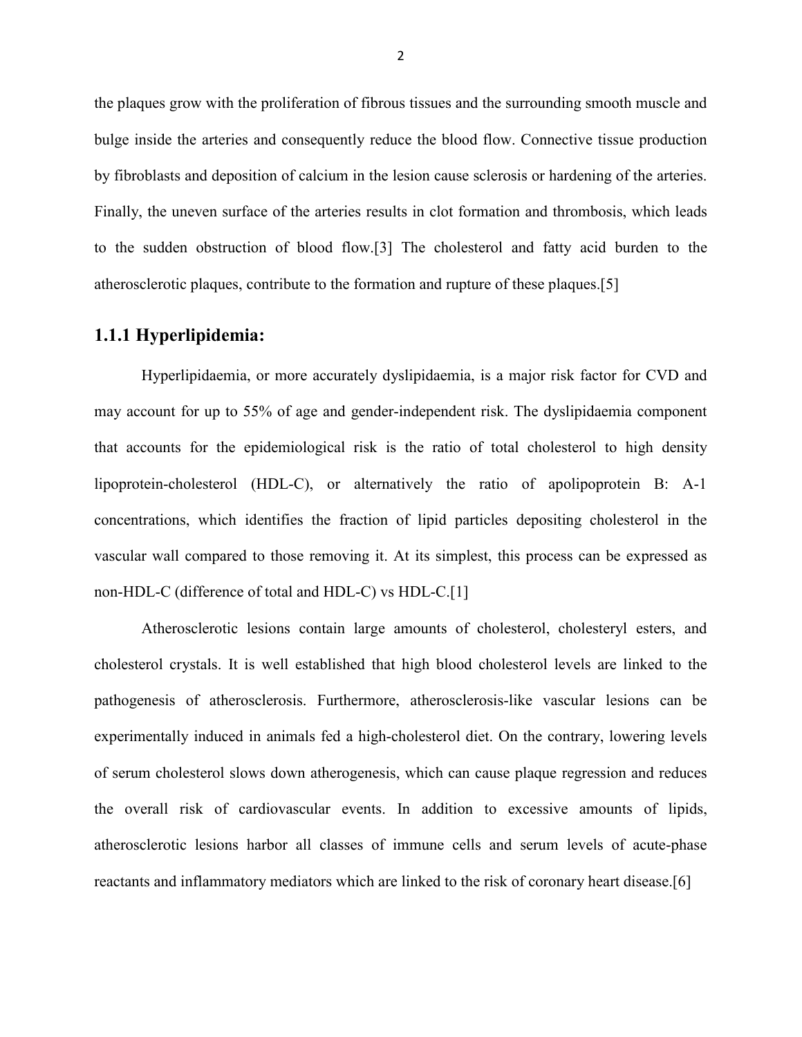the plaques grow with the proliferation of fibrous tissues and the surrounding smooth muscle and bulge inside the arteries and consequently reduce the blood flow. Connective tissue production by fibroblasts and deposition of calcium in the lesion cause sclerosis or hardening of the arteries. Finally, the uneven surface of the arteries results in clot formation and thrombosis, which leads to the sudden obstruction of blood flow.[3] The cholesterol and fatty acid burden to the atherosclerotic plaques, contribute to the formation and rupture of these plaques.[5]

### 1.1.1 Hyperlipidemia:

Hyperlipidaemia, or more accurately dyslipidaemia, is a major risk factor for CVD and may account for up to 55% of age and gender-independent risk. The dyslipidaemia component that accounts for the epidemiological risk is the ratio of total cholesterol to high density lipoprotein-cholesterol (HDL-C), or alternatively the ratio of apolipoprotein B: A-1 concentrations, which identifies the fraction of lipid particles depositing cholesterol in the vascular wall compared to those removing it. At its simplest, this process can be expressed as non-HDL-C (difference of total and HDL-C) vs HDL-C.[1]

Atherosclerotic lesions contain large amounts of cholesterol, cholesteryl esters, and cholesterol crystals. It is well established that high blood cholesterol levels are linked to the pathogenesis of atherosclerosis. Furthermore, atherosclerosis-like vascular lesions can be experimentally induced in animals fed a high-cholesterol diet. On the contrary, lowering levels of serum cholesterol slows down atherogenesis, which can cause plaque regression and reduces the overall risk of cardiovascular events. In addition to excessive amounts of lipids, atherosclerotic lesions harbor all classes of immune cells and serum levels of acute-phase reactants and inflammatory mediators which are linked to the risk of coronary heart disease.[6]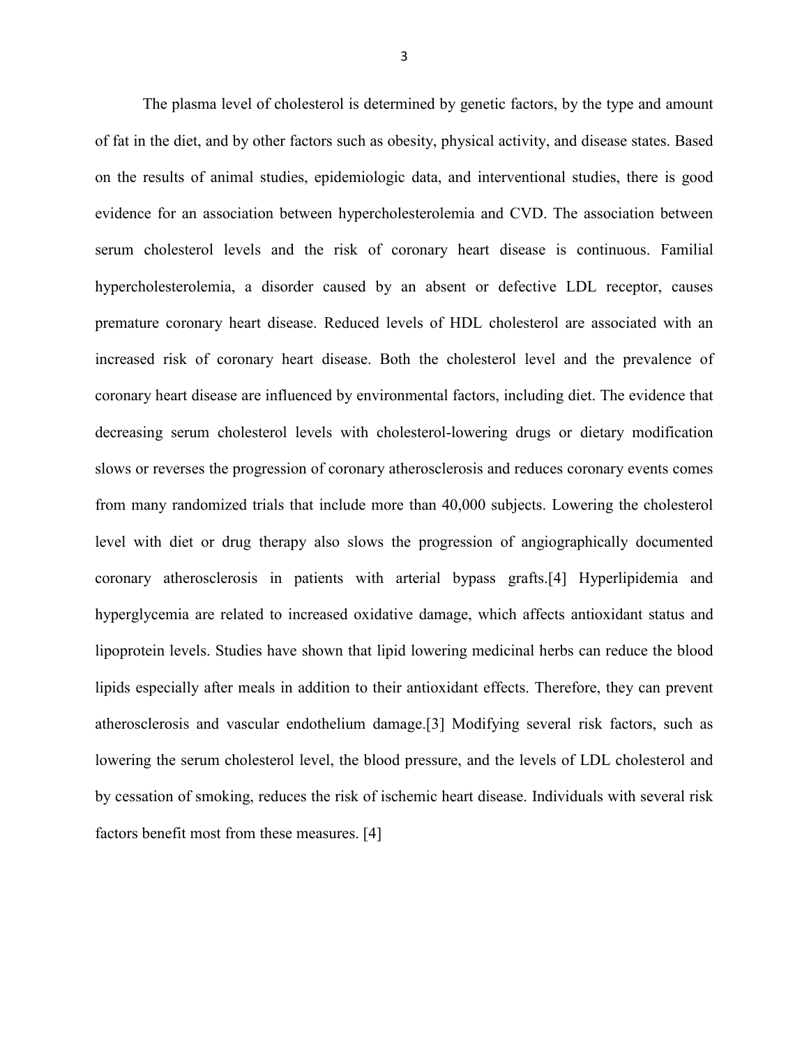The plasma level of cholesterol is determined by genetic factors, by the type and amount of fat in the diet, and by other factors such as obesity, physical activity, and disease states. Based on the results of animal studies, epidemiologic data, and interventional studies, there is good evidence for an association between hypercholesterolemia and CVD. The association between serum cholesterol levels and the risk of coronary heart disease is continuous. Familial hypercholesterolemia, a disorder caused by an absent or defective LDL receptor, causes premature coronary heart disease. Reduced levels of HDL cholesterol are associated with an increased risk of coronary heart disease. Both the cholesterol level and the prevalence of coronary heart disease are influenced by environmental factors, including diet. The evidence that decreasing serum cholesterol levels with cholesterol-lowering drugs or dietary modification slows or reverses the progression of coronary atherosclerosis and reduces coronary events comes from many randomized trials that include more than 40,000 subjects. Lowering the cholesterol level with diet or drug therapy also slows the progression of angiographically documented coronary atherosclerosis in patients with arterial bypass grafts.[4] Hyperlipidemia and hyperglycemia are related to increased oxidative damage, which affects antioxidant status and lipoprotein levels. Studies have shown that lipid lowering medicinal herbs can reduce the blood lipids especially after meals in addition to their antioxidant effects. Therefore, they can prevent atherosclerosis and vascular endothelium damage.[3] Modifying several risk factors, such as lowering the serum cholesterol level, the blood pressure, and the levels of LDL cholesterol and by cessation of smoking, reduces the risk of ischemic heart disease. Individuals with several risk factors benefit most from these measures. [4]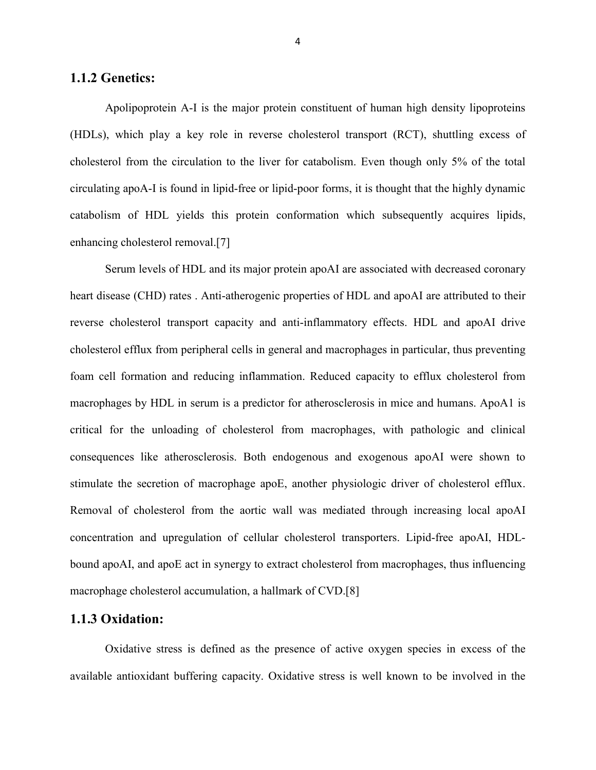### 1.1.2 Genetics:

Apolipoprotein A-I is the major protein constituent of human high density lipoproteins (HDLs), which play a key role in reverse cholesterol transport (RCT), shuttling excess of cholesterol from the circulation to the liver for catabolism. Even though only 5% of the total circulating apoA-I is found in lipid-free or lipid-poor forms, it is thought that the highly dynamic catabolism of HDL yields this protein conformation which subsequently acquires lipids, enhancing cholesterol removal.[7]

Serum levels of HDL and its major protein apoAI are associated with decreased coronary heart disease (CHD) rates . Anti-atherogenic properties of HDL and apoAI are attributed to their reverse cholesterol transport capacity and anti-inflammatory effects. HDL and apoAI drive cholesterol efflux from peripheral cells in general and macrophages in particular, thus preventing foam cell formation and reducing inflammation. Reduced capacity to efflux cholesterol from macrophages by HDL in serum is a predictor for atherosclerosis in mice and humans. ApoA1 is critical for the unloading of cholesterol from macrophages, with pathologic and clinical consequences like atherosclerosis. Both endogenous and exogenous apoAI were shown to stimulate the secretion of macrophage apoE, another physiologic driver of cholesterol efflux. Removal of cholesterol from the aortic wall was mediated through increasing local apoAI concentration and upregulation of cellular cholesterol transporters. Lipid-free apoAI, HDL-bound apoAI, and apoE act in synergy to extract cholesterol from macrophages, thus influencing macrophage cholesterol accumulation, a hallmark of CVD.[8]

### 1.1.3 Oxidation:

Oxidative stress is defined as the presence of active oxygen species in excess of the available antioxidant buffering capacity. Oxidative stress is well known to be involved in the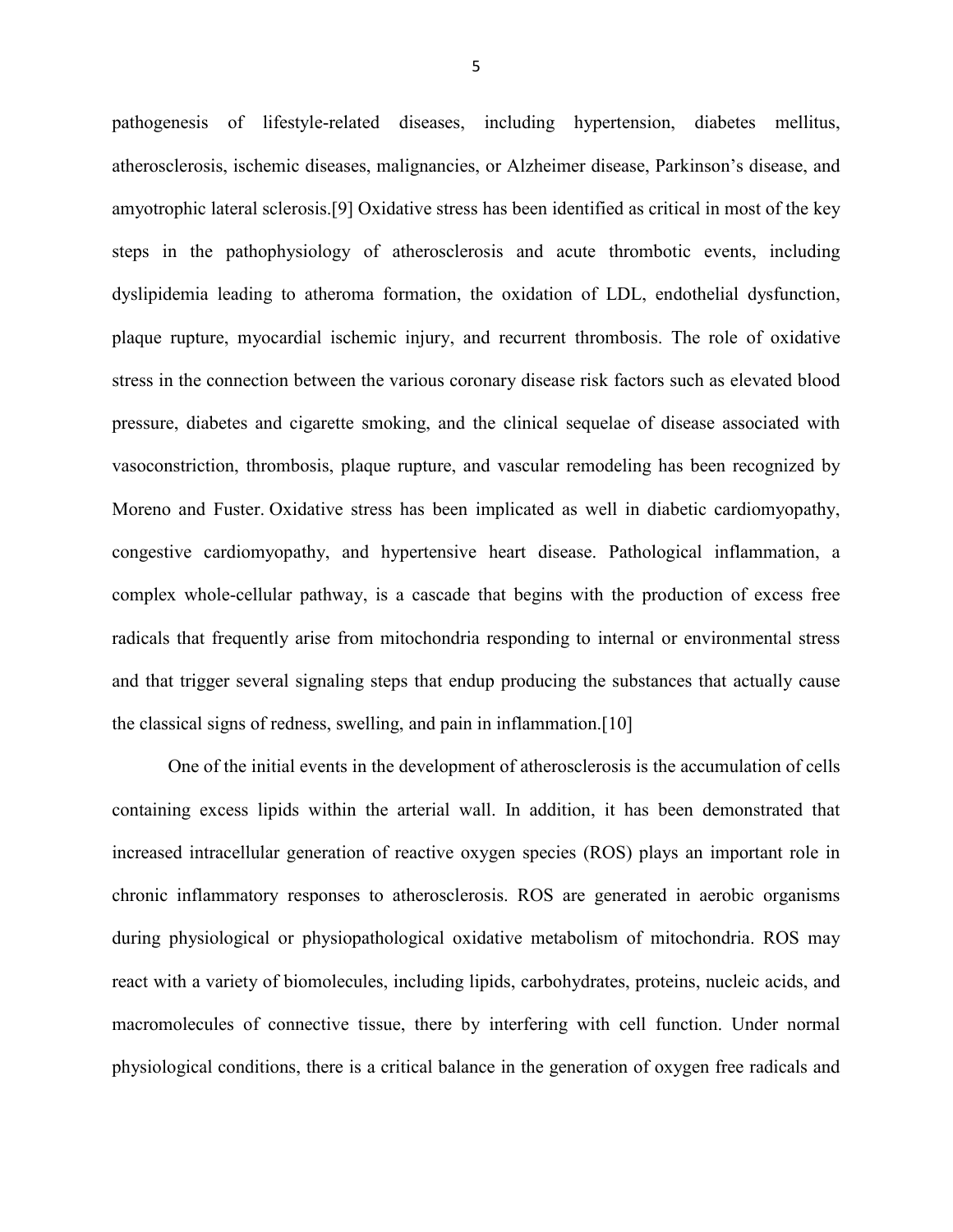pathogenesis of lifestyle-related diseases, including hypertension, diabetes mellitus, atherosclerosis, ischemic diseases, malignancies, or Alzheimer disease, Parkinson's disease, and amyotrophic lateral sclerosis.[9] Oxidative stress has been identified as critical in most of the key steps in the pathophysiology of atherosclerosis and acute thrombotic events, including dyslipidemia leading to atheroma formation, the oxidation of LDL, endothelial dysfunction, plaque rupture, myocardial ischemic injury, and recurrent thrombosis. The role of oxidative stress in the connection between the various coronary disease risk factors such as elevated blood pressure, diabetes and cigarette smoking, and the clinical sequelae of disease associated with vasoconstriction, thrombosis, plaque rupture, and vascular remodeling has been recognized by Moreno and Fuster. Oxidative stress has been implicated as well in diabetic cardiomyopathy, congestive cardiomyopathy, and hypertensive heart disease. Pathological inflammation, a complex whole-cellular pathway, is a cascade that begins with the production of excess free radicals that frequently arise from mitochondria responding to internal or environmental stress and that trigger several signaling steps that endup producing the substances that actually cause the classical signs of redness, swelling, and pain in inflammation.[10]

One of the initial events in the development of atherosclerosis is the accumulation of cells containing excess lipids within the arterial wall. In addition, it has been demonstrated that increased intracellular generation of reactive oxygen species (ROS) plays an important role in chronic inflammatory responses to atherosclerosis. ROS are generated in aerobic organisms during physiological or physiopathological oxidative metabolism of mitochondria. ROS may react with a variety of biomolecules, including lipids, carbohydrates, proteins, nucleic acids, and macromolecules of connective tissue, there by interfering with cell function. Under normal physiological conditions, there is a critical balance in the generation of oxygen free radicals and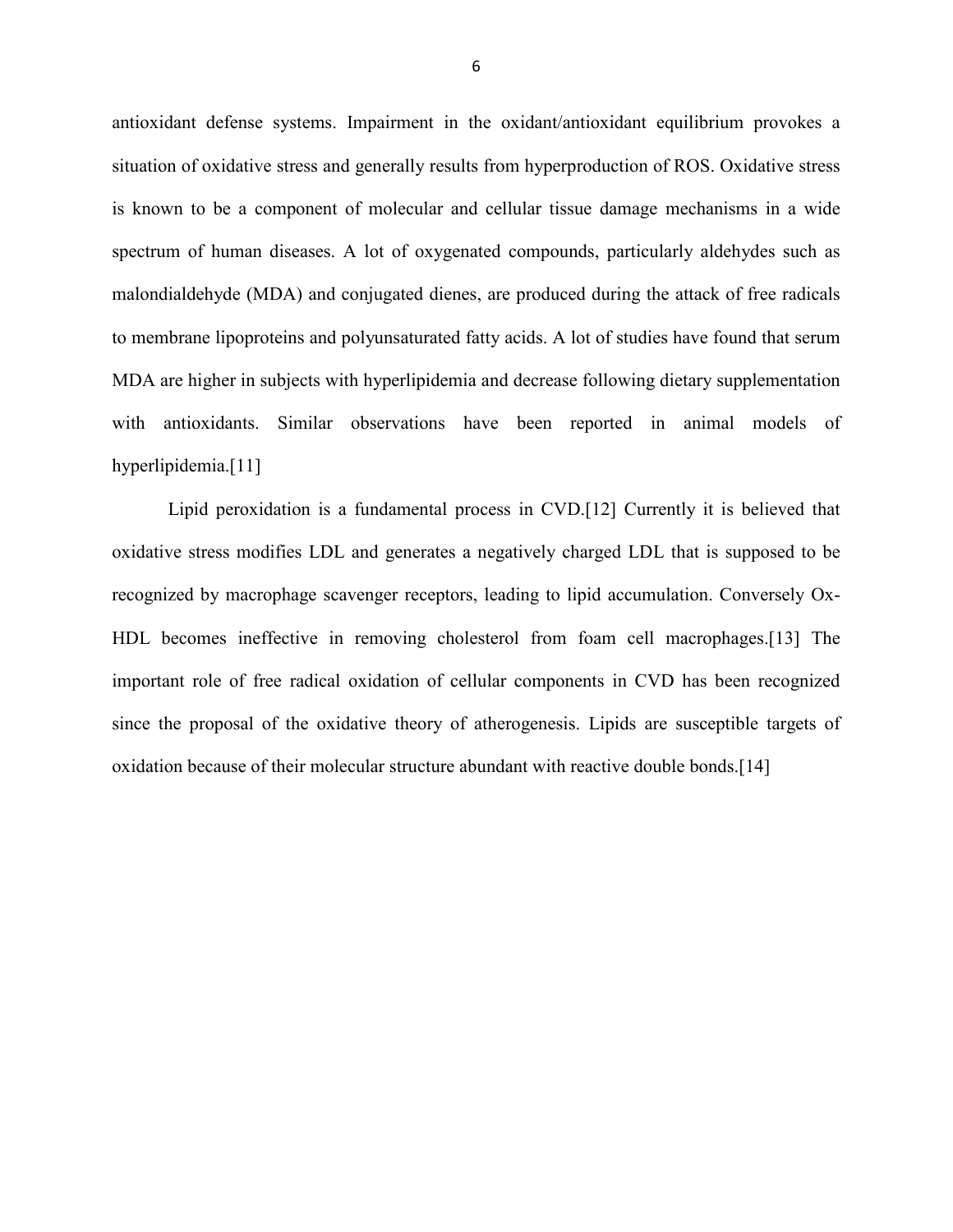antioxidant defense systems. Impairment in the oxidant/antioxidant equilibrium provokes a situation of oxidative stress and generally results from hyperproduction of ROS. Oxidative stress is known to be a component of molecular and cellular tissue damage mechanisms in a wide spectrum of human diseases. A lot of oxygenated compounds, particularly aldehydes such as malondialdehyde (MDA) and conjugated dienes, are produced during the attack of free radicals to membrane lipoproteins and polyunsaturated fatty acids. A lot of studies have found that serum MDA are higher in subjects with hyperlipidemia and decrease following dietary supplementation with antioxidants. Similar observations have been reported in animal models of hyperlipidemia.[11]

Lipid peroxidation is a fundamental process in CVD.[12] Currently it is believed that oxidative stress modifies LDL and generates a negatively charged LDL that is supposed to be recognized by macrophage scavenger receptors, leading to lipid accumulation. Conversely Ox-HDL becomes ineffective in removing cholesterol from foam cell macrophages.[13] The important role of free radical oxidation of cellular components in CVD has been recognized since the proposal of the oxidative theory of atherogenesis. Lipids are susceptible targets of oxidation because of their molecular structure abundant with reactive double bonds.[14]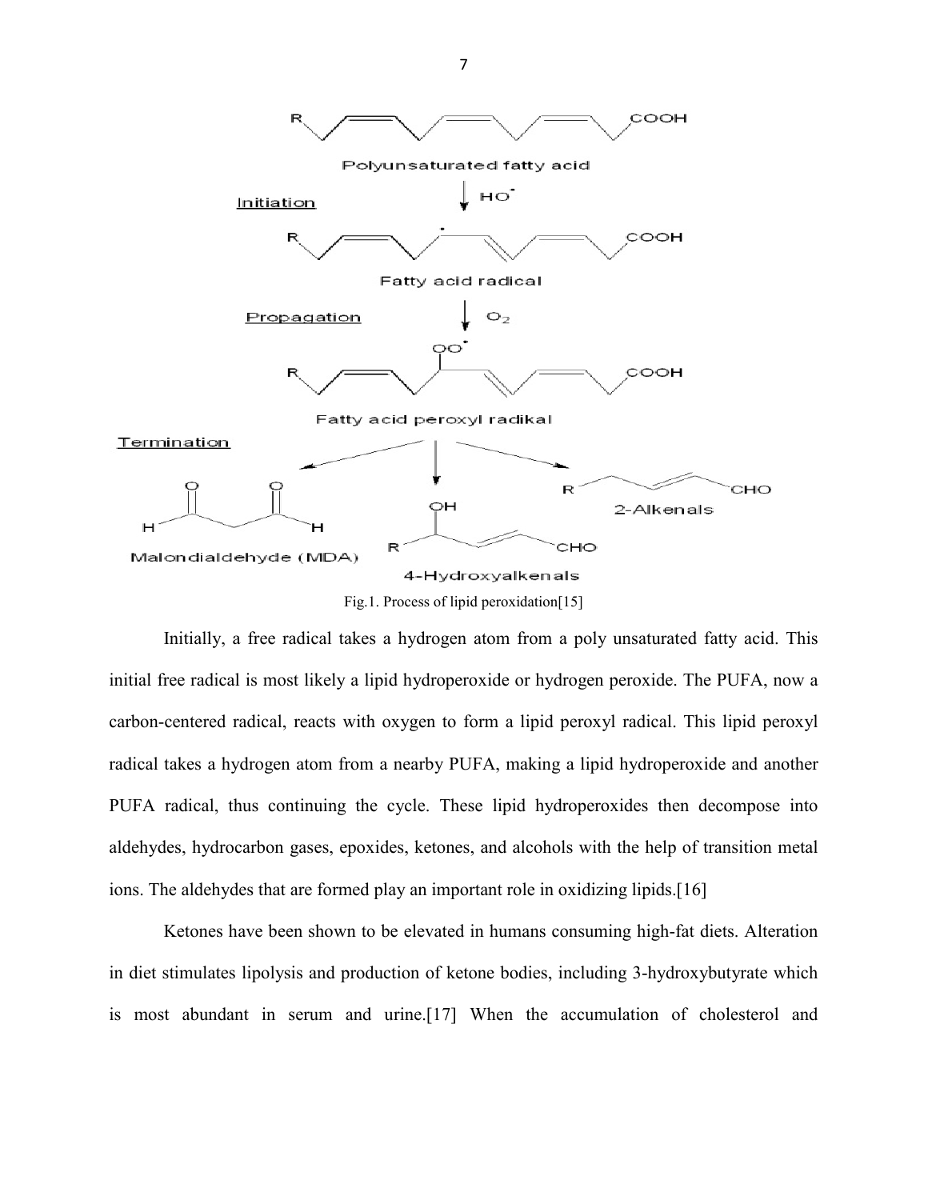Fig.1. Process of lipid peroxidation[15]

Initially, a free radical takes a hydrogen atom from a poly unsaturated fatty acid. This initial free radical is most likely a lipid hydroperoxide or hydrogen peroxide. The PUFA, now a carbon-centered radical, reacts with oxygen to form a lipid peroxyl radical. This lipid peroxyl radical takes a hydrogen atom from a nearby PUFA, making a lipid hydroperoxide and another PUFA radical, thus continuing the cycle. These lipid hydroperoxides then decompose into aldehydes, hydrocarbon gases, epoxides, ketones, and alcohols with the help of transition metal ions. The aldehydes that are formed play an important role in oxidizing lipids.[16]

Ketones have been shown to be elevated in humans consuming high-fat diets. Alteration in diet stimulates lipolysis and production of ketone bodies, including 3-hydroxybutyrate which is most abundant in serum and urine.[17] When the accumulation of cholesterol and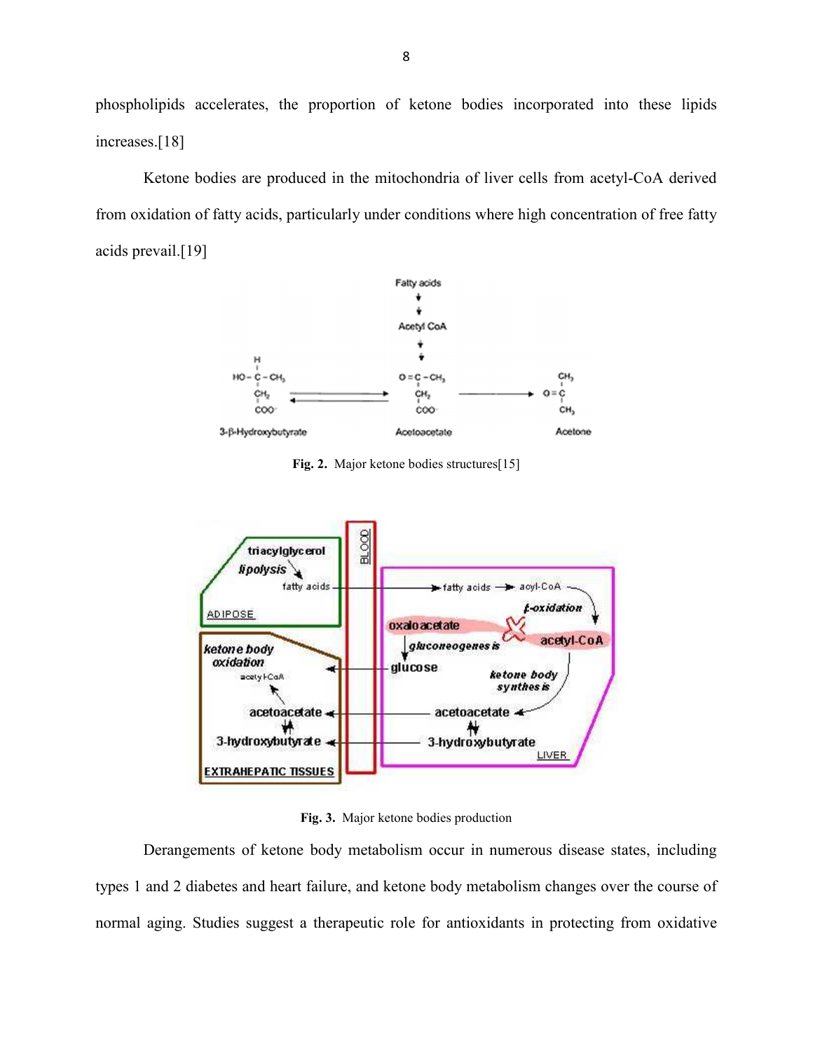phospholipids accelerates, the proportion of ketone bodies incorporated into these lipids increases.[18]

Ketone bodies are produced in the mitochondria of liver cells from acetyl-CoA derived from oxidation of fatty acids, particularly under conditions where high concentration of free fatty acids prevail.[19]

**Fig. 2.** Major ketone bodies structures[15]

**Fig. 3.** Major ketone bodies production

Derangements of ketone body metabolism occur in numerous disease states, including types 1 and 2 diabetes and heart failure, and ketone body metabolism changes over the course of normal aging. Studies suggest a therapeutic role for antioxidants in protecting from oxidative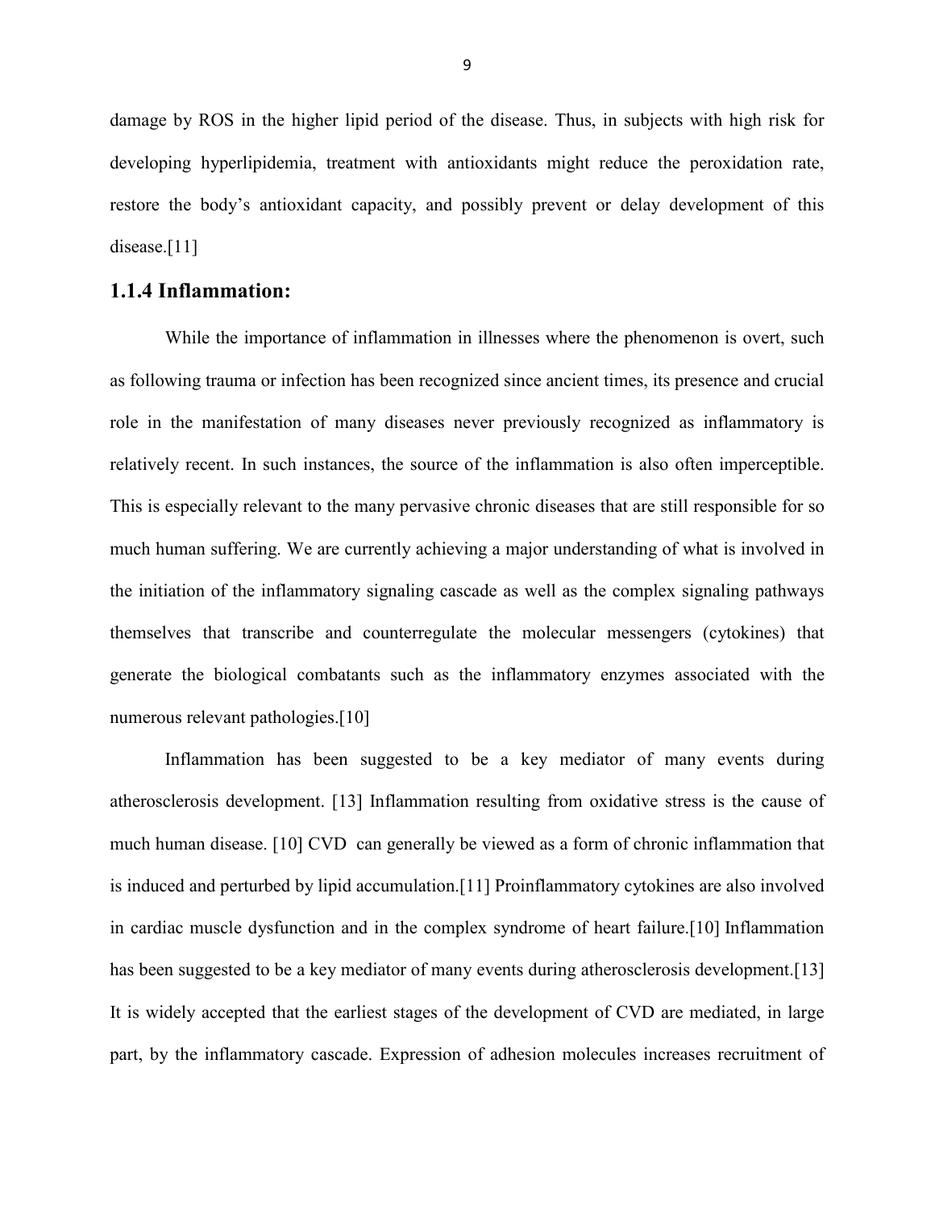damage by ROS in the higher lipid period of the disease. Thus, in subjects with high risk for developing hyperlipidemia, treatment with antioxidants might reduce the peroxidation rate, restore the body's antioxidant capacity, and possibly prevent or delay development of this disease.[11]

### 1.1.4 Inflammation:

While the importance of inflammation in illnesses where the phenomenon is overt, such as following trauma or infection has been recognized since ancient times, its presence and crucial role in the manifestation of many diseases never previously recognized as inflammatory is relatively recent. In such instances, the source of the inflammation is also often imperceptible. This is especially relevant to the many pervasive chronic diseases that are still responsible for so much human suffering. We are currently achieving a major understanding of what is involved in the initiation of the inflammatory signaling cascade as well as the complex signaling pathways themselves that transcribe and counterregulate the molecular messengers (cytokines) that generate the biological combatants such as the inflammatory enzymes associated with the numerous relevant pathologies.[10]

Inflammation has been suggested to be a key mediator of many events during atherosclerosis development. [13] Inflammation resulting from oxidative stress is the cause of much human disease. [10] CVD can generally be viewed as a form of chronic inflammation that is induced and perturbed by lipid accumulation.[11] Proinflammatory cytokines are also involved in cardiac muscle dysfunction and in the complex syndrome of heart failure.[10] Inflammation has been suggested to be a key mediator of many events during atherosclerosis development.[13] It is widely accepted that the earliest stages of the development of CVD are mediated, in large part, by the inflammatory cascade. Expression of adhesion molecules increases recruitment of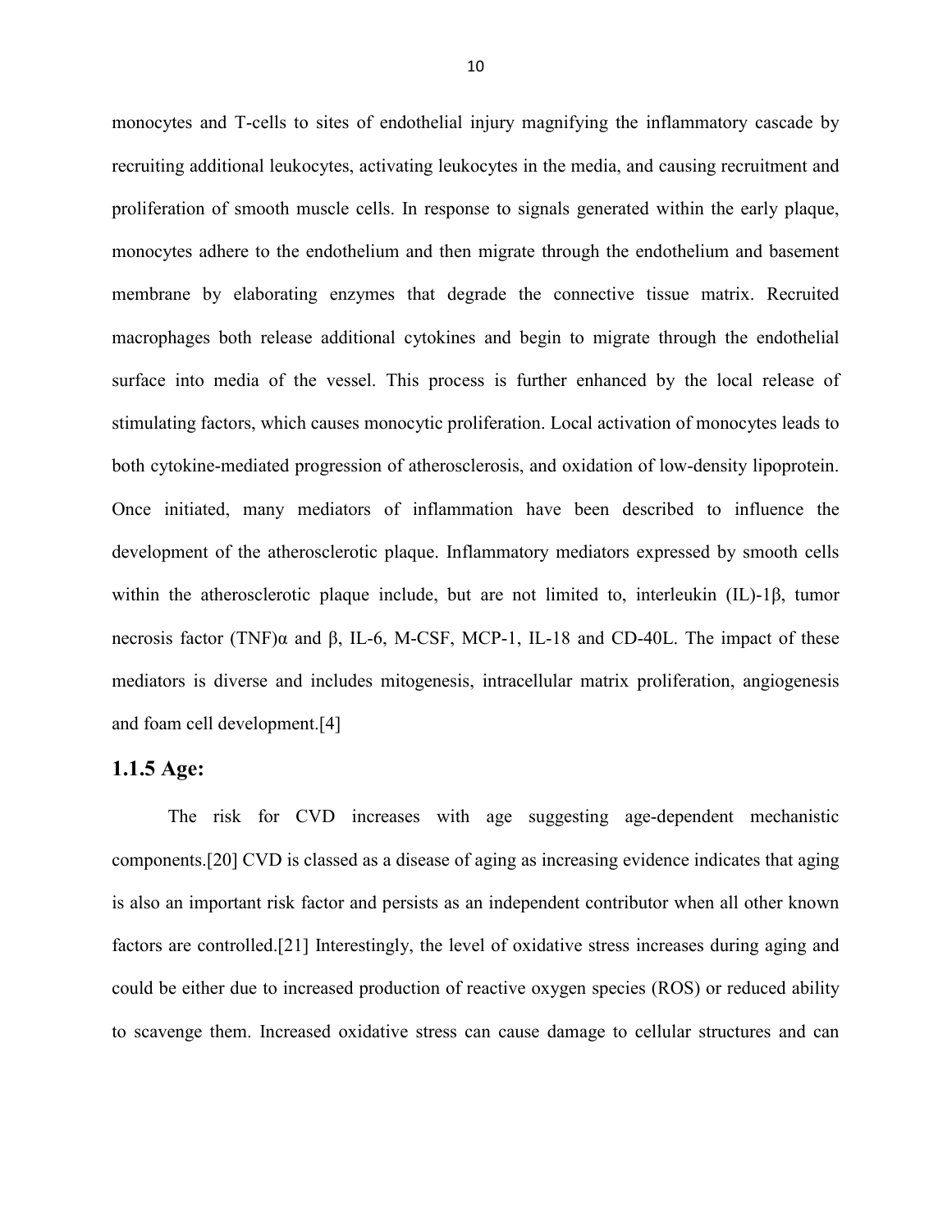monocytes and T-cells to sites of endothelial injury magnifying the inflammatory cascade by recruiting additional leukocytes, activating leukocytes in the media, and causing recruitment and proliferation of smooth muscle cells. In response to signals generated within the early plaque, monocytes adhere to the endothelium and then migrate through the endothelium and basement membrane by elaborating enzymes that degrade the connective tissue matrix. Recruited macrophages both release additional cytokines and begin to migrate through the endothelial surface into media of the vessel. This process is further enhanced by the local release of stimulating factors, which causes monocytic proliferation. Local activation of monocytes leads to both cytokine-mediated progression of atherosclerosis, and oxidation of low-density lipoprotein. Once initiated, many mediators of inflammation have been described to influence the development of the atherosclerotic plaque. Inflammatory mediators expressed by smooth cells within the atherosclerotic plaque include, but are not limited to, interleukin (IL)-1β, tumor necrosis factor (TNF)α and β, IL-6, M-CSF, MCP-1, IL-18 and CD-40L. The impact of these mediators is diverse and includes mitogenesis, intracellular matrix proliferation, angiogenesis and foam cell development.[4]

### 1.1.5 Age:

The risk for CVD increases with age suggesting age-dependent mechanistic components.[20] CVD is classed as a disease of aging as increasing evidence indicates that aging is also an important risk factor and persists as an independent contributor when all other known factors are controlled.[21] Interestingly, the level of oxidative stress increases during aging and could be either due to increased production of reactive oxygen species (ROS) or reduced ability to scavenge them. Increased oxidative stress can cause damage to cellular structures and can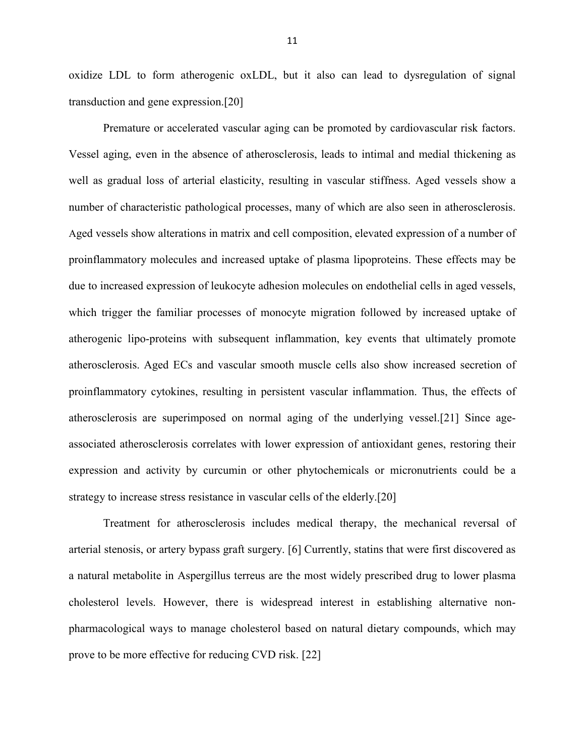oxidize LDL to form atherogenic oxLDL, but it also can lead to dysregulation of signal transduction and gene expression.[20]

Premature or accelerated vascular aging can be promoted by cardiovascular risk factors. Vessel aging, even in the absence of atherosclerosis, leads to intimal and medial thickening as well as gradual loss of arterial elasticity, resulting in vascular stiffness. Aged vessels show a number of characteristic pathological processes, many of which are also seen in atherosclerosis. Aged vessels show alterations in matrix and cell composition, elevated expression of a number of proinflammatory molecules and increased uptake of plasma lipoproteins. These effects may be due to increased expression of leukocyte adhesion molecules on endothelial cells in aged vessels, which trigger the familiar processes of monocyte migration followed by increased uptake of atherogenic lipo-proteins with subsequent inflammation, key events that ultimately promote atherosclerosis. Aged ECs and vascular smooth muscle cells also show increased secretion of proinflammatory cytokines, resulting in persistent vascular inflammation. Thus, the effects of atherosclerosis are superimposed on normal aging of the underlying vessel.[21] Since age-associated atherosclerosis correlates with lower expression of antioxidant genes, restoring their expression and activity by curcumin or other phytochemicals or micronutrients could be a strategy to increase stress resistance in vascular cells of the elderly.[20]

Treatment for atherosclerosis includes medical therapy, the mechanical reversal of arterial stenosis, or artery bypass graft surgery. [6] Currently, statins that were first discovered as a natural metabolite in Aspergillus terreus are the most widely prescribed drug to lower plasma cholesterol levels. However, there is widespread interest in establishing alternative non-pharmacological ways to manage cholesterol based on natural dietary compounds, which may prove to be more effective for reducing CVD risk. [22]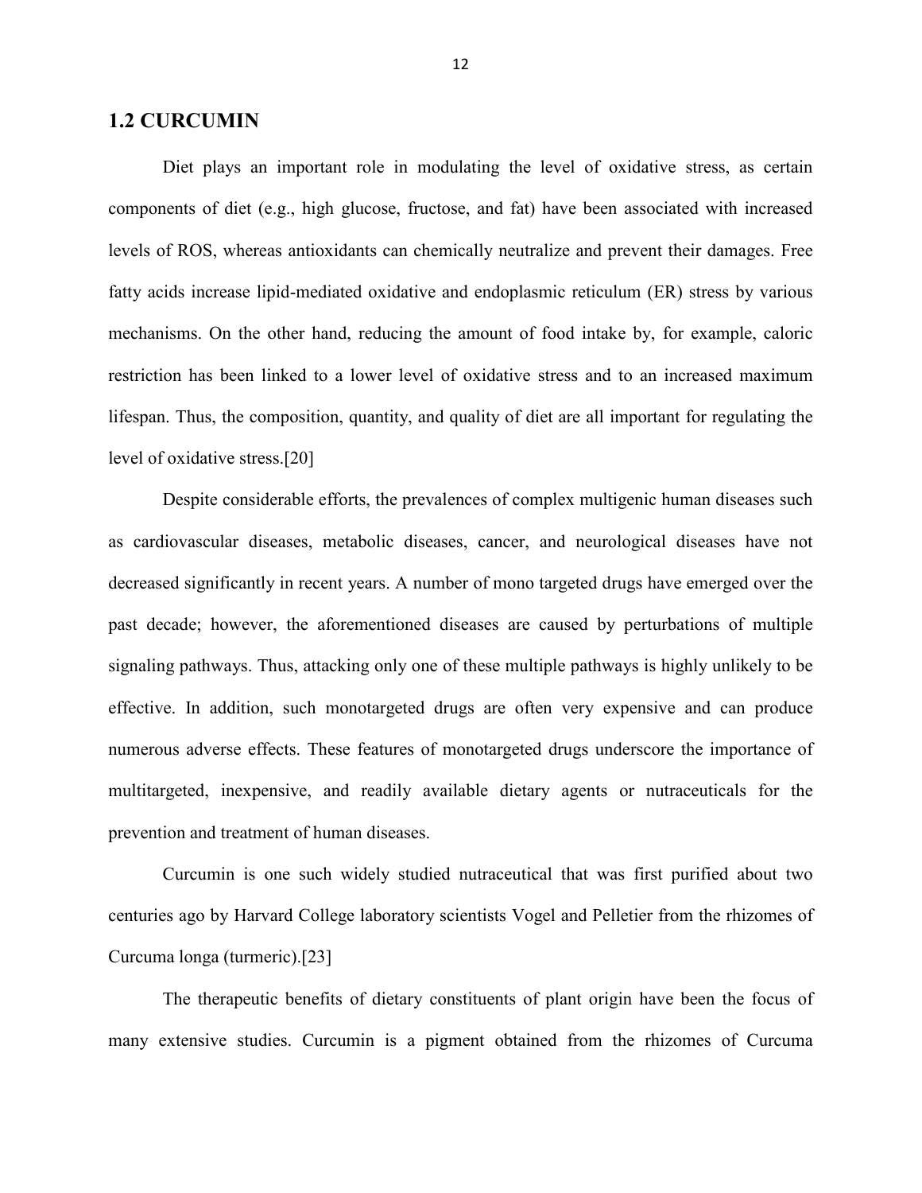## 1.2 CURCUMIN

Diet plays an important role in modulating the level of oxidative stress, as certain components of diet (e.g., high glucose, fructose, and fat) have been associated with increased levels of ROS, whereas antioxidants can chemically neutralize and prevent their damages. Free fatty acids increase lipid-mediated oxidative and endoplasmic reticulum (ER) stress by various mechanisms. On the other hand, reducing the amount of food intake by, for example, caloric restriction has been linked to a lower level of oxidative stress and to an increased maximum lifespan. Thus, the composition, quantity, and quality of diet are all important for regulating the level of oxidative stress.[20]

Despite considerable efforts, the prevalences of complex multigenic human diseases such as cardiovascular diseases, metabolic diseases, cancer, and neurological diseases have not decreased significantly in recent years. A number of mono targeted drugs have emerged over the past decade; however, the aforementioned diseases are caused by perturbations of multiple signaling pathways. Thus, attacking only one of these multiple pathways is highly unlikely to be effective. In addition, such monotargeted drugs are often very expensive and can produce numerous adverse effects. These features of monotargeted drugs underscore the importance of multitargeted, inexpensive, and readily available dietary agents or nutraceuticals for the prevention and treatment of human diseases.

Curcumin is one such widely studied nutraceutical that was first purified about two centuries ago by Harvard College laboratory scientists Vogel and Pelletier from the rhizomes of Curcuma longa (turmeric).[23]

The therapeutic benefits of dietary constituents of plant origin have been the focus of many extensive studies. Curcumin is a pigment obtained from the rhizomes of Curcuma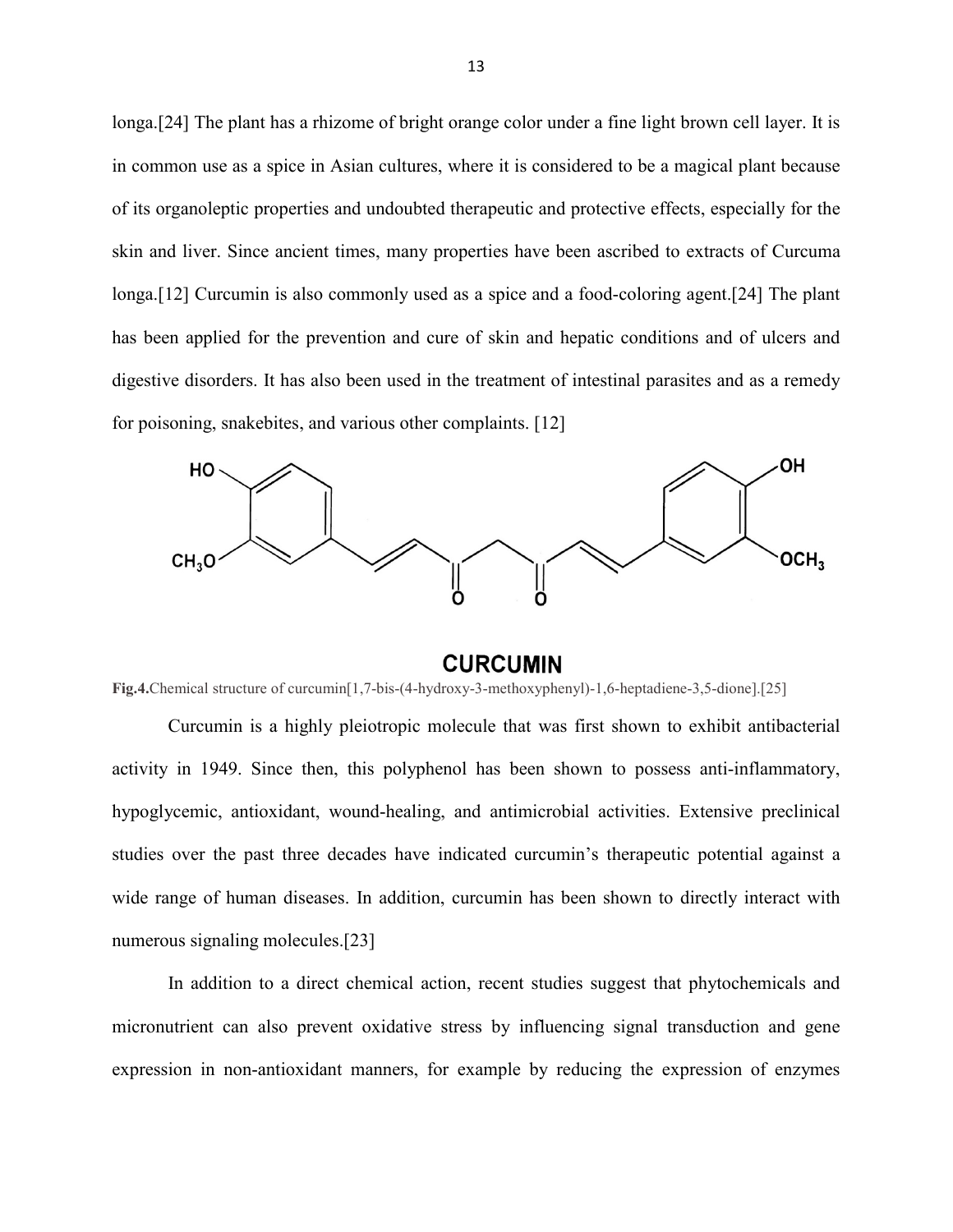longa.[24] The plant has a rhizome of bright orange color under a fine light brown cell layer. It is in common use as a spice in Asian cultures, where it is considered to be a magical plant because of its organoleptic properties and undoubted therapeutic and protective effects, especially for the skin and liver. Since ancient times, many properties have been ascribed to extracts of Curcuma longa.[12] Curcumin is also commonly used as a spice and a food-coloring agent.[24] The plant has been applied for the prevention and cure of skin and hepatic conditions and of ulcers and digestive disorders. It has also been used in the treatment of intestinal parasites and as a remedy for poisoning, snakebites, and various other complaints. [12]

**CURCUMIN**

**Fig.4.**Chemical structure of curcumin[1,7-bis-(4-hydroxy-3-methoxyphenyl)-1,6-heptadiene-3,5-dione].[25]

Curcumin is a highly pleiotropic molecule that was first shown to exhibit antibacterial activity in 1949. Since then, this polyphenol has been shown to possess anti-inflammatory, hypoglycemic, antioxidant, wound-healing, and antimicrobial activities. Extensive preclinical studies over the past three decades have indicated curcumin's therapeutic potential against a wide range of human diseases. In addition, curcumin has been shown to directly interact with numerous signaling molecules.[23]

In addition to a direct chemical action, recent studies suggest that phytochemicals and micronutrient can also prevent oxidative stress by influencing signal transduction and gene expression in non-antioxidant manners, for example by reducing the expression of enzymes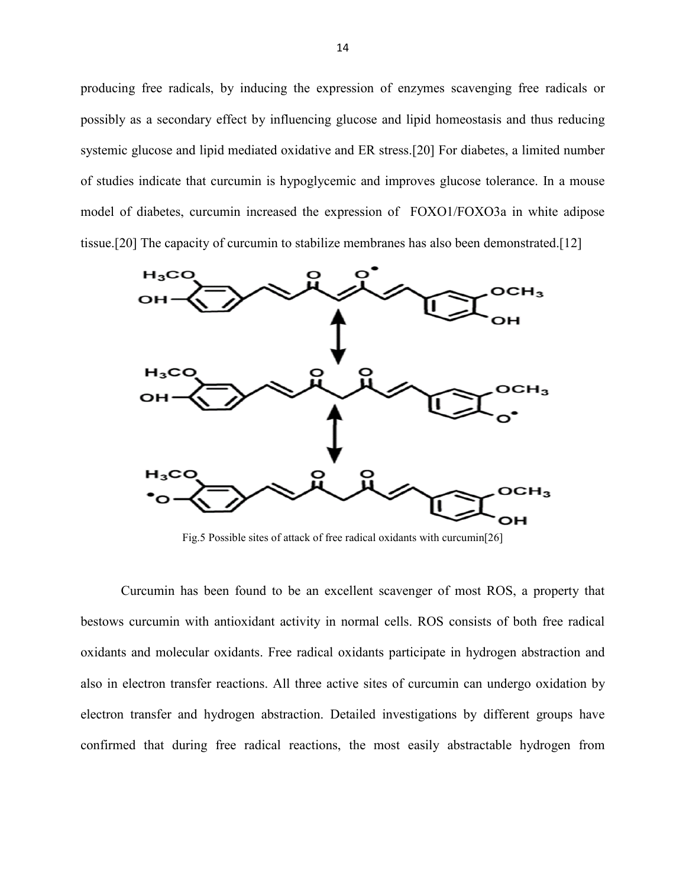producing free radicals, by inducing the expression of enzymes scavenging free radicals or possibly as a secondary effect by influencing glucose and lipid homeostasis and thus reducing systemic glucose and lipid mediated oxidative and ER stress.[20] For diabetes, a limited number of studies indicate that curcumin is hypoglycemic and improves glucose tolerance. In a mouse model of diabetes, curcumin increased the expression of FOXO1/FOXO3a in white adipose tissue.[20] The capacity of curcumin to stabilize membranes has also been demonstrated.[12]

Fig.5 Possible sites of attack of free radical oxidants with curcumin[26]

Curcumin has been found to be an excellent scavenger of most ROS, a property that bestows curcumin with antioxidant activity in normal cells. ROS consists of both free radical oxidants and molecular oxidants. Free radical oxidants participate in hydrogen abstraction and also in electron transfer reactions. All three active sites of curcumin can undergo oxidation by electron transfer and hydrogen abstraction. Detailed investigations by different groups have confirmed that during free radical reactions, the most easily abstractable hydrogen from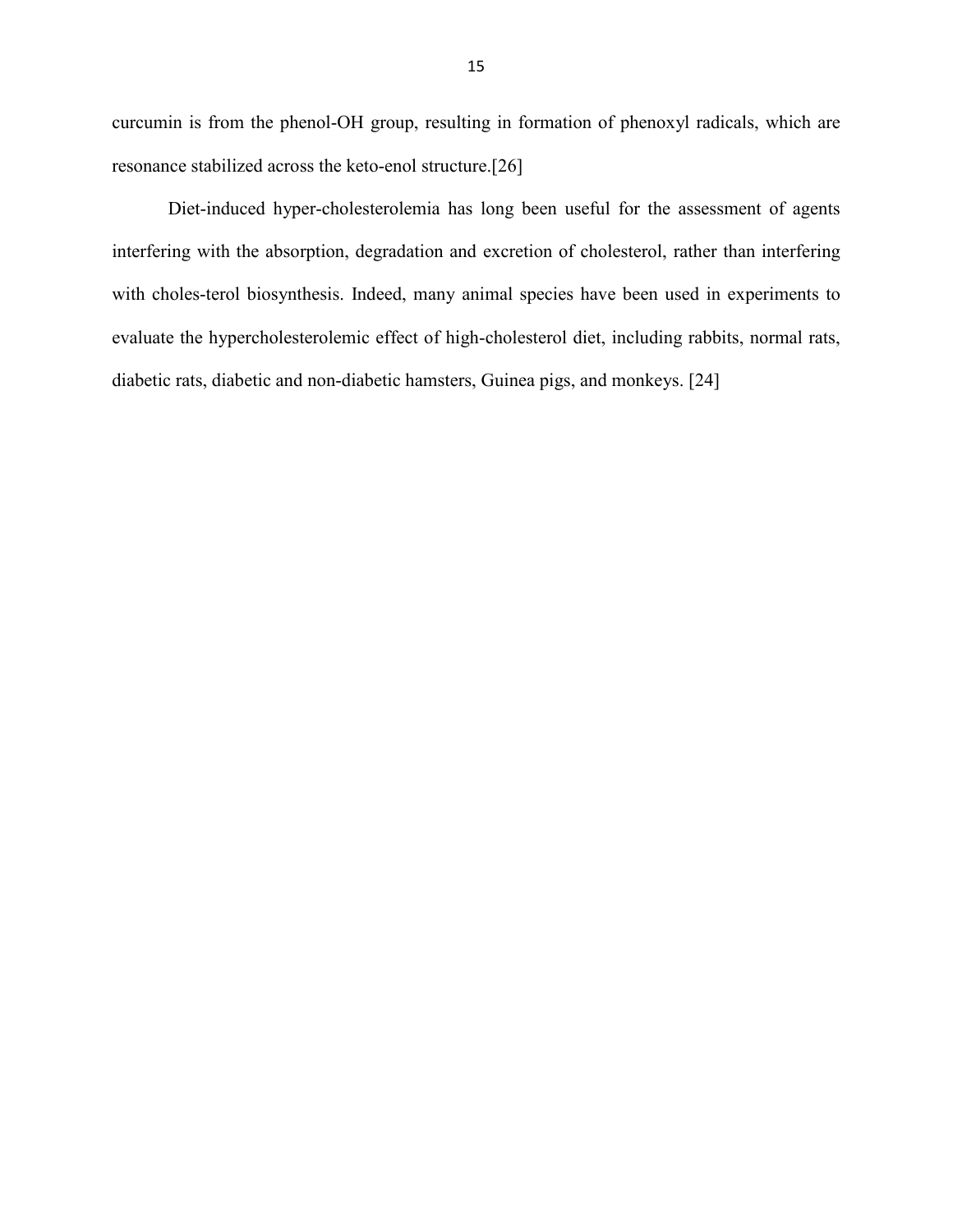curcumin is from the phenol-OH group, resulting in formation of phenoxyl radicals, which are resonance stabilized across the keto-enol structure.[26]

Diet-induced hyper-cholesterolemia has long been useful for the assessment of agents interfering with the absorption, degradation and excretion of cholesterol, rather than interfering with choles-terol biosynthesis. Indeed, many animal species have been used in experiments to evaluate the hypercholesterolemic effect of high-cholesterol diet, including rabbits, normal rats, diabetic rats, diabetic and non-diabetic hamsters, Guinea pigs, and monkeys. [24]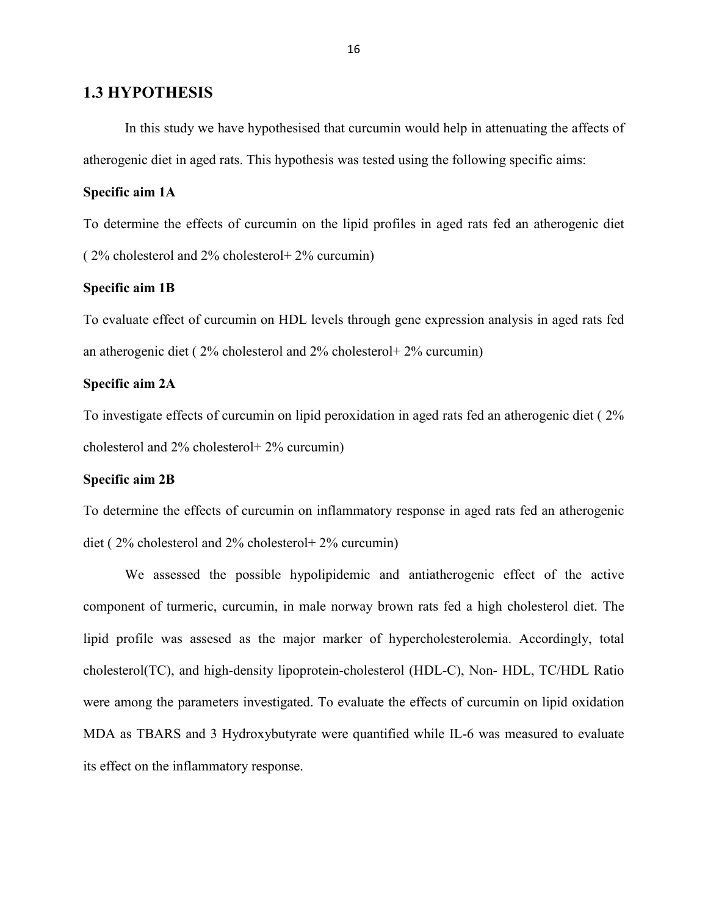## 1.3 HYPOTHESIS

In this study we have hypothesised that curcumin would help in attenuating the affects of atherogenic diet in aged rats. This hypothesis was tested using the following specific aims:

**Specific aim 1A**

To determine the effects of curcumin on the lipid profiles in aged rats fed an atherogenic diet ( 2% cholesterol and 2% cholesterol+ 2% curcumin)

**Specific aim 1B**

To evaluate effect of curcumin on HDL levels through gene expression analysis in aged rats fed an atherogenic diet ( 2% cholesterol and 2% cholesterol+ 2% curcumin)

**Specific aim 2A**

To investigate effects of curcumin on lipid peroxidation in aged rats fed an atherogenic diet ( 2% cholesterol and 2% cholesterol+ 2% curcumin)

**Specific aim 2B**

To determine the effects of curcumin on inflammatory response in aged rats fed an atherogenic diet ( 2% cholesterol and 2% cholesterol+ 2% curcumin)

We assessed the possible hypolipidemic and antiatherogenic effect of the active component of turmeric, curcumin, in male norway brown rats fed a high cholesterol diet. The lipid profile was assesed as the major marker of hypercholesterolemia. Accordingly, total cholesterol(TC), and high-density lipoprotein-cholesterol (HDL-C), Non- HDL, TC/HDL Ratio were among the parameters investigated. To evaluate the effects of curcumin on lipid oxidation MDA as TBARS and 3 Hydroxybutyrate were quantified while IL-6 was measured to evaluate its effect on the inflammatory response.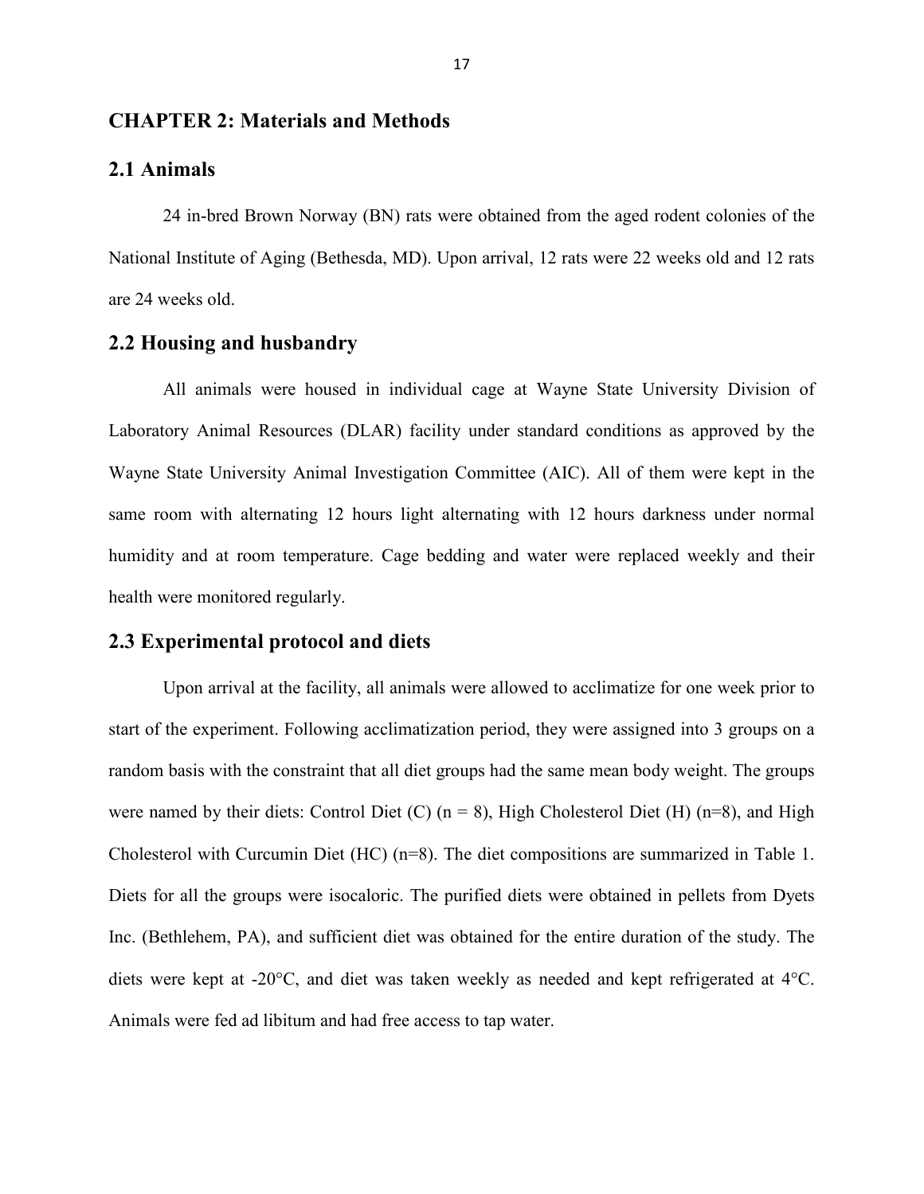# CHAPTER 2: Materials and Methods

## 2.1 Animals

24 in-bred Brown Norway (BN) rats were obtained from the aged rodent colonies of the National Institute of Aging (Bethesda, MD). Upon arrival, 12 rats were 22 weeks old and 12 rats are 24 weeks old.

## 2.2 Housing and husbandry

All animals were housed in individual cage at Wayne State University Division of Laboratory Animal Resources (DLAR) facility under standard conditions as approved by the Wayne State University Animal Investigation Committee (AIC). All of them were kept in the same room with alternating 12 hours light alternating with 12 hours darkness under normal humidity and at room temperature. Cage bedding and water were replaced weekly and their health were monitored regularly.

## 2.3 Experimental protocol and diets

Upon arrival at the facility, all animals were allowed to acclimatize for one week prior to start of the experiment. Following acclimatization period, they were assigned into 3 groups on a random basis with the constraint that all diet groups had the same mean body weight. The groups were named by their diets: Control Diet (C) ($n = 8$), High Cholesterol Diet (H) ($n=8$), and High Cholesterol with Curcumin Diet (HC) ($n=8$). The diet compositions are summarized in Table 1. Diets for all the groups were isocaloric. The purified diets were obtained in pellets from Dyets Inc. (Bethlehem, PA), and sufficient diet was obtained for the entire duration of the study. The diets were kept at -20°C, and diet was taken weekly as needed and kept refrigerated at 4°C. Animals were fed ad libitum and had free access to tap water.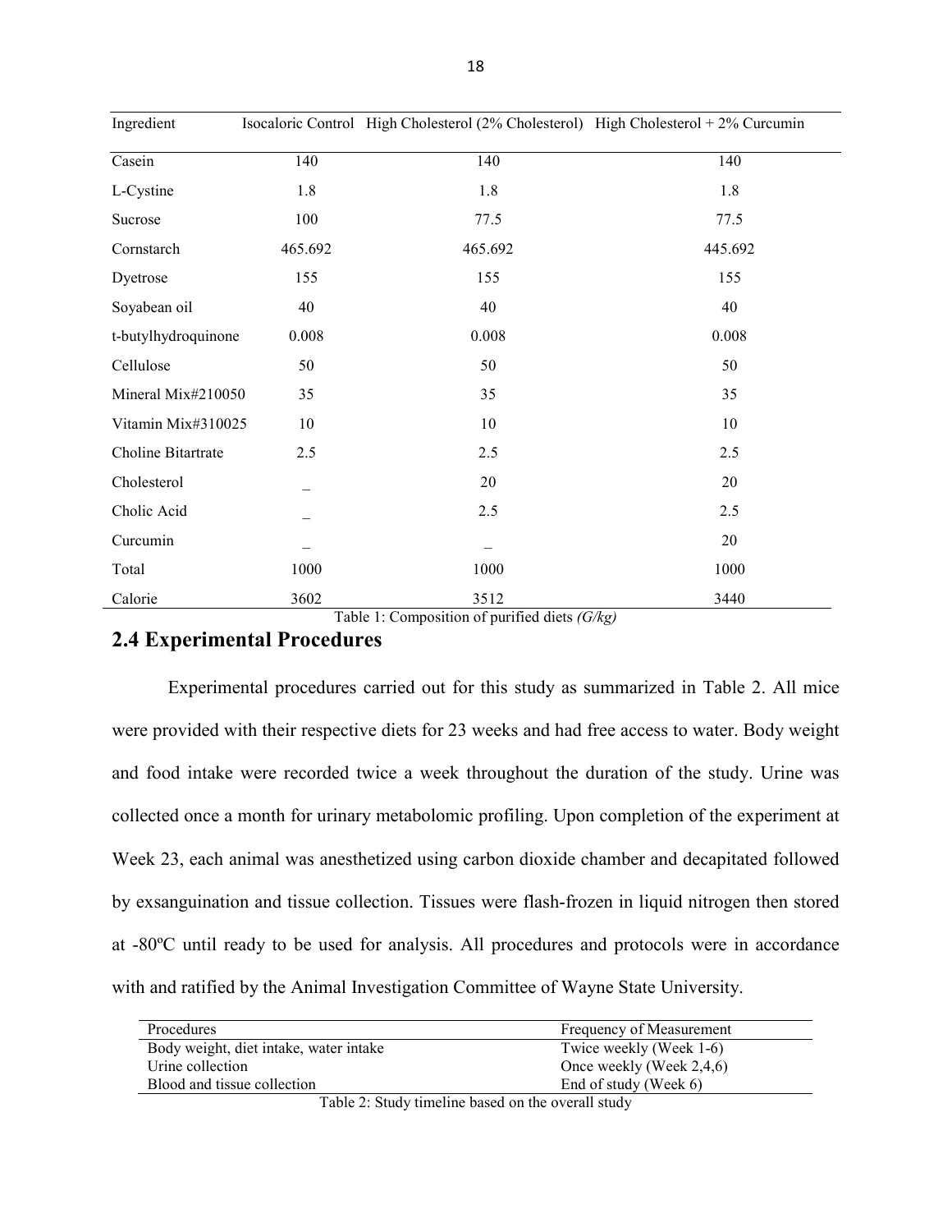| Ingredient | Isocaloric Control | High Cholesterol (2% Cholesterol) | High Cholesterol + 2% Curcumin |
| --- | --- | --- | --- |
| Casein | 140 | 140 | 140 |
| L-Cystine | 1.8 | 1.8 | 1.8 |
| Sucrose | 100 | 77.5 | 77.5 |
| Cornstarch | 465.692 | 465.692 | 445.692 |
| Dyetrose | 155 | 155 | 155 |
| Soyabean oil | 40 | 40 | 40 |
| t-butylhydroquinone | 0.008 | 0.008 | 0.008 |
| Cellulose | 50 | 50 | 50 |
| Mineral Mix#210050 | 35 | 35 | 35 |
| Vitamin Mix#310025 | 10 | 10 | 10 |
| Choline Bitartrate | 2.5 | 2.5 | 2.5 |
| Cholesterol | _ | 20 | 20 |
| Cholic Acid | _ | 2.5 | 2.5 |
| Curcumin | _ | _ | 20 |
| Total | 1000 | 1000 | 1000 |
| Calorie | 3602 | 3512 | 3440 |

Table 1: Composition of purified diets *(G/kg)*

## 2.4 Experimental Procedures

Experimental procedures carried out for this study as summarized in Table 2. All mice were provided with their respective diets for 23 weeks and had free access to water. Body weight and food intake were recorded twice a week throughout the duration of the study. Urine was collected once a month for urinary metabolomic profiling. Upon completion of the experiment at Week 23, each animal was anesthetized using carbon dioxide chamber and decapitated followed by exsanguination and tissue collection. Tissues were flash-frozen in liquid nitrogen then stored at -80ºC until ready to be used for analysis. All procedures and protocols were in accordance with and ratified by the Animal Investigation Committee of Wayne State University.

| Procedures | Frequency of Measurement |
| --- | --- |
| Body weight, diet intake, water intake | Twice weekly (Week 1-6) |
| Urine collection | Once weekly (Week 2,4,6) |
| Blood and tissue collection | End of study (Week 6) |

Table 2: Study timeline based on the overall study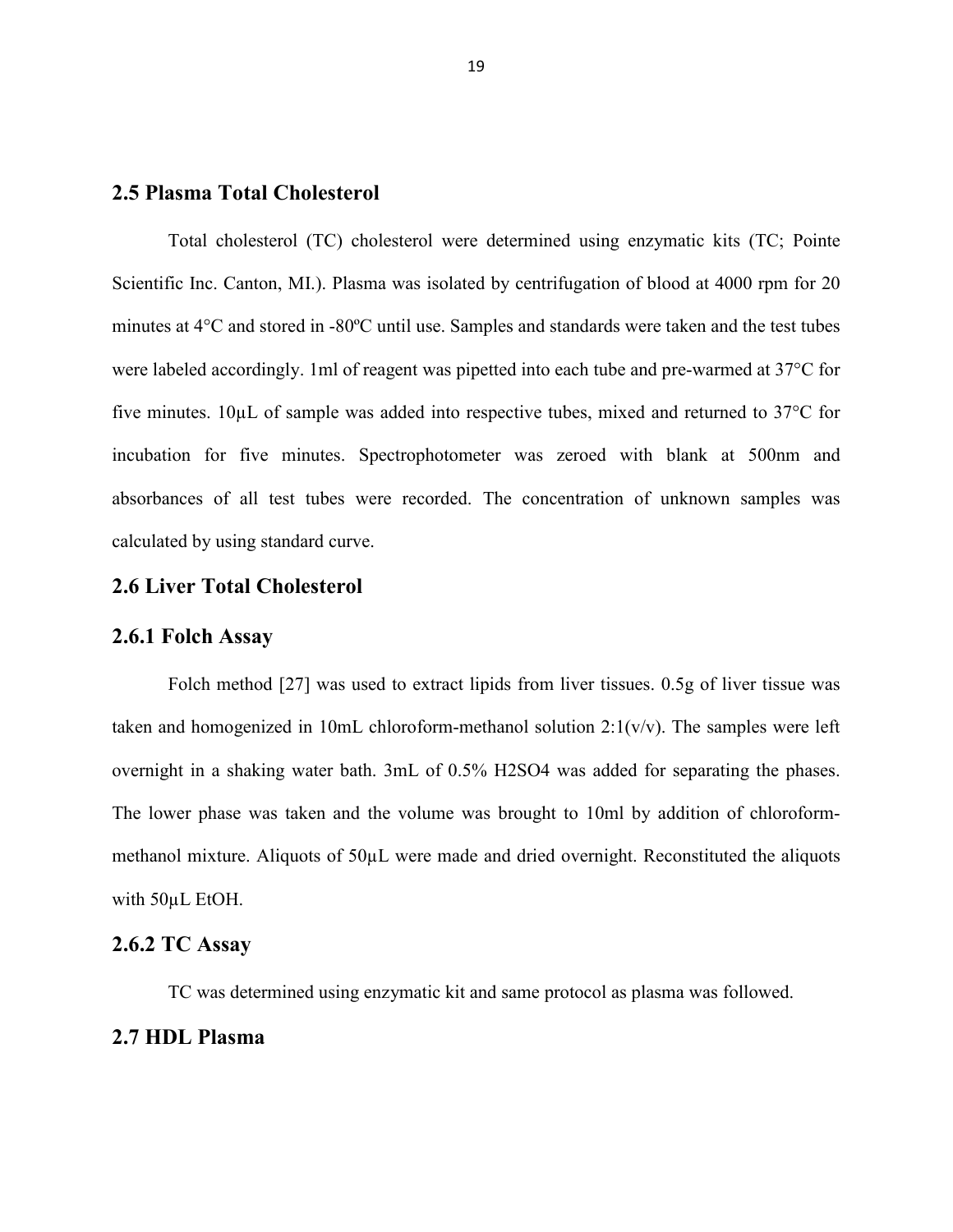## 2.5 Plasma Total Cholesterol

Total cholesterol (TC) cholesterol were determined using enzymatic kits (TC; Pointe Scientific Inc. Canton, MI.). Plasma was isolated by centrifugation of blood at 4000 rpm for 20 minutes at 4°C and stored in -80ºC until use. Samples and standards were taken and the test tubes were labeled accordingly. 1ml of reagent was pipetted into each tube and pre-warmed at 37°C for five minutes. 10µL of sample was added into respective tubes, mixed and returned to 37°C for incubation for five minutes. Spectrophotometer was zeroed with blank at 500nm and absorbances of all test tubes were recorded. The concentration of unknown samples was calculated by using standard curve.

## 2.6 Liver Total Cholesterol

### 2.6.1 Folch Assay

Folch method [27] was used to extract lipids from liver tissues. 0.5g of liver tissue was taken and homogenized in 10mL chloroform-methanol solution 2:1(v/v). The samples were left overnight in a shaking water bath. 3mL of 0.5% $H_2SO_4$ was added for separating the phases. The lower phase was taken and the volume was brought to 10ml by addition of chloroform-methanol mixture. Aliquots of 50µL were made and dried overnight. Reconstituted the aliquots with 50µL EtOH.

### 2.6.2 TC Assay

TC was determined using enzymatic kit and same protocol as plasma was followed.

## 2.7 HDL Plasma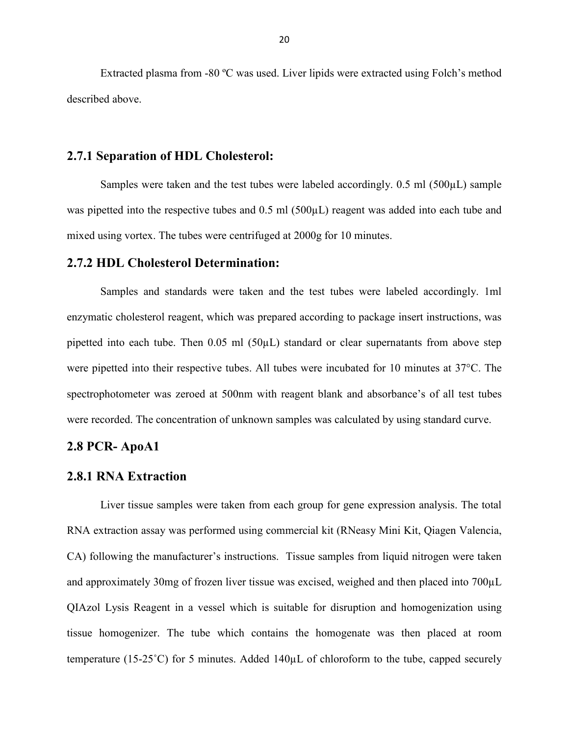Extracted plasma from -80 ºC was used. Liver lipids were extracted using Folch's method described above.

### 2.7.1 Separation of HDL Cholesterol:

Samples were taken and the test tubes were labeled accordingly. 0.5 ml (500µL) sample was pipetted into the respective tubes and 0.5 ml (500µL) reagent was added into each tube and mixed using vortex. The tubes were centrifuged at 2000g for 10 minutes.

### 2.7.2 HDL Cholesterol Determination:

Samples and standards were taken and the test tubes were labeled accordingly. 1ml enzymatic cholesterol reagent, which was prepared according to package insert instructions, was pipetted into each tube. Then 0.05 ml (50µL) standard or clear supernatants from above step were pipetted into their respective tubes. All tubes were incubated for 10 minutes at 37°C. The spectrophotometer was zeroed at 500nm with reagent blank and absorbance's of all test tubes were recorded. The concentration of unknown samples was calculated by using standard curve.

## 2.8 PCR- ApoA1

### 2.8.1 RNA Extraction

Liver tissue samples were taken from each group for gene expression analysis. The total RNA extraction assay was performed using commercial kit (RNeasy Mini Kit, Qiagen Valencia, CA) following the manufacturer's instructions. Tissue samples from liquid nitrogen were taken and approximately 30mg of frozen liver tissue was excised, weighed and then placed into 700µL QIAzol Lysis Reagent in a vessel which is suitable for disruption and homogenization using tissue homogenizer. The tube which contains the homogenate was then placed at room temperature (15-25˚C) for 5 minutes. Added 140µL of chloroform to the tube, capped securely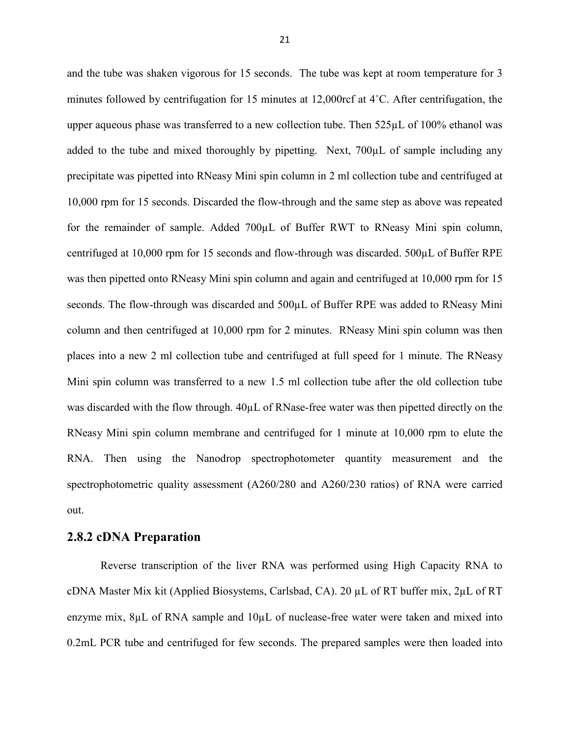and the tube was shaken vigorous for 15 seconds. The tube was kept at room temperature for 3 minutes followed by centrifugation for 15 minutes at 12,000rcf at 4˚C. After centrifugation, the upper aqueous phase was transferred to a new collection tube. Then 525µL of 100% ethanol was added to the tube and mixed thoroughly by pipetting. Next, 700µL of sample including any precipitate was pipetted into RNeasy Mini spin column in 2 ml collection tube and centrifuged at 10,000 rpm for 15 seconds. Discarded the flow-through and the same step as above was repeated for the remainder of sample. Added 700µL of Buffer RWT to RNeasy Mini spin column, centrifuged at 10,000 rpm for 15 seconds and flow-through was discarded. 500µL of Buffer RPE was then pipetted onto RNeasy Mini spin column and again and centrifuged at 10,000 rpm for 15 seconds. The flow-through was discarded and 500µL of Buffer RPE was added to RNeasy Mini column and then centrifuged at 10,000 rpm for 2 minutes. RNeasy Mini spin column was then places into a new 2 ml collection tube and centrifuged at full speed for 1 minute. The RNeasy Mini spin column was transferred to a new 1.5 ml collection tube after the old collection tube was discarded with the flow through. 40µL of RNase-free water was then pipetted directly on the RNeasy Mini spin column membrane and centrifuged for 1 minute at 10,000 rpm to elute the RNA. Then using the Nanodrop spectrophotometer quantity measurement and the spectrophotometric quality assessment (A260/280 and A260/230 ratios) of RNA were carried out.

## 2.8.2 cDNA Preparation

Reverse transcription of the liver RNA was performed using High Capacity RNA to cDNA Master Mix kit (Applied Biosystems, Carlsbad, CA). 20 µL of RT buffer mix, 2µL of RT enzyme mix, 8µL of RNA sample and 10µL of nuclease-free water were taken and mixed into 0.2mL PCR tube and centrifuged for few seconds. The prepared samples were then loaded into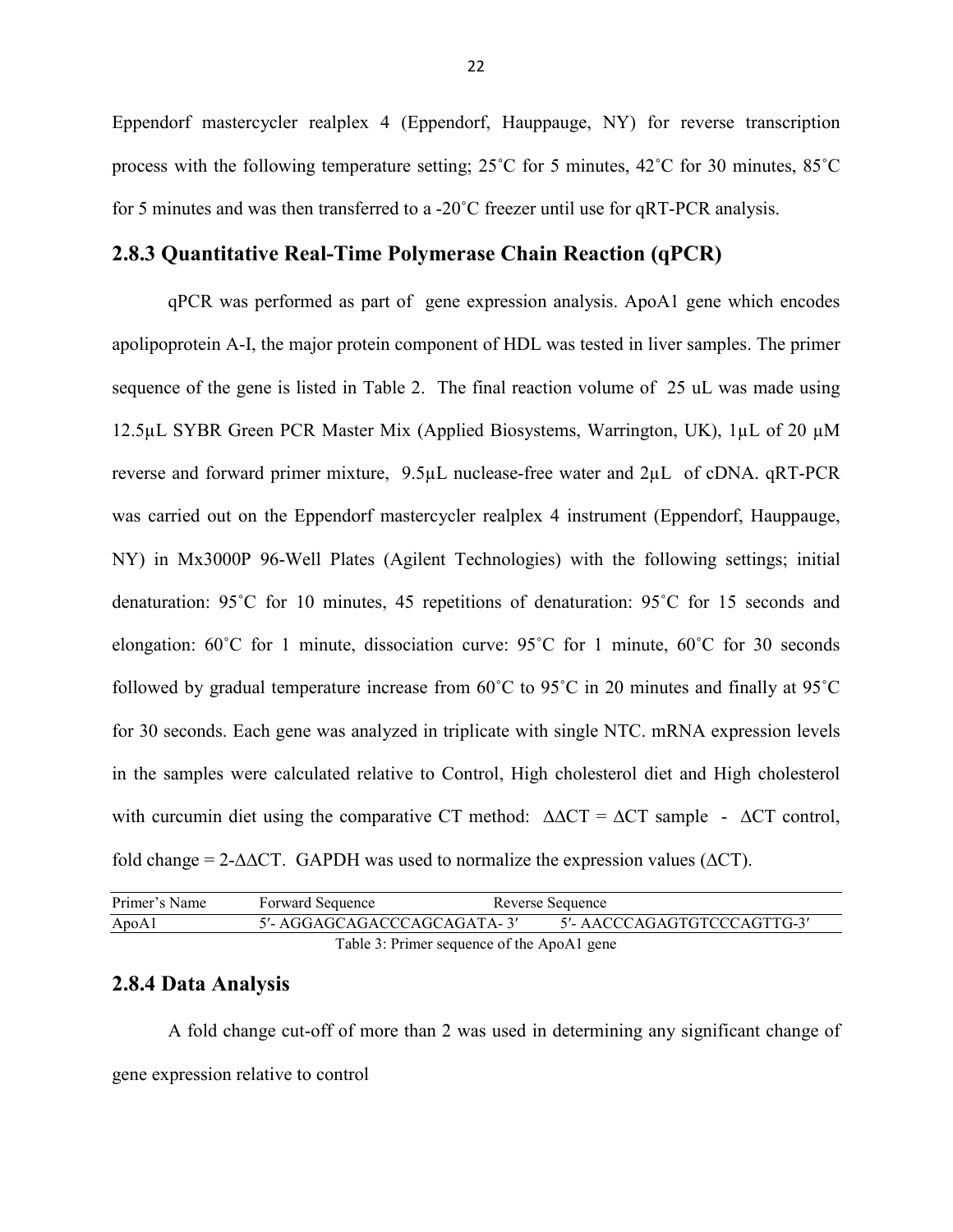Eppendorf mastercycler realplex 4 (Eppendorf, Hauppauge, NY) for reverse transcription process with the following temperature setting; 25˚C for 5 minutes, 42˚C for 30 minutes, 85˚C for 5 minutes and was then transferred to a -20˚C freezer until use for qRT-PCR analysis.

### 2.8.3 Quantitative Real-Time Polymerase Chain Reaction (qPCR)

qPCR was performed as part of gene expression analysis. ApoA1 gene which encodes apolipoprotein A-I, the major protein component of HDL was tested in liver samples. The primer sequence of the gene is listed in Table 2. The final reaction volume of 25 uL was made using 12.5µL SYBR Green PCR Master Mix (Applied Biosystems, Warrington, UK), 1µL of 20 µM reverse and forward primer mixture, 9.5µL nuclease-free water and 2µL of cDNA. qRT-PCR was carried out on the Eppendorf mastercycler realplex 4 instrument (Eppendorf, Hauppauge, NY) in Mx3000P 96-Well Plates (Agilent Technologies) with the following settings; initial denaturation: 95˚C for 10 minutes, 45 repetitions of denaturation: 95˚C for 15 seconds and elongation: 60˚C for 1 minute, dissociation curve: 95˚C for 1 minute, 60˚C for 30 seconds followed by gradual temperature increase from 60˚C to 95˚C in 20 minutes and finally at 95˚C for 30 seconds. Each gene was analyzed in triplicate with single NTC. mRNA expression levels in the samples were calculated relative to Control, High cholesterol diet and High cholesterol with curcumin diet using the comparative CT method: $\Delta\Delta CT = \Delta CT$ sample - $\Delta CT$ control, fold change = $2^{-\Delta\Delta CT}$. GAPDH was used to normalize the expression values ($\Delta CT$).

| Primer's Name | Forward Sequence | Reverse Sequence |
|---|---|---|
| ApoA1 | 5′- AGGAGCAGACCCAGCAGATA- 3′ | 5′- AACCCAGAGTGTCCCAGTTG-3′ |

Table 3: Primer sequence of the ApoA1 gene

### 2.8.4 Data Analysis

A fold change cut-off of more than 2 was used in determining any significant change of gene expression relative to control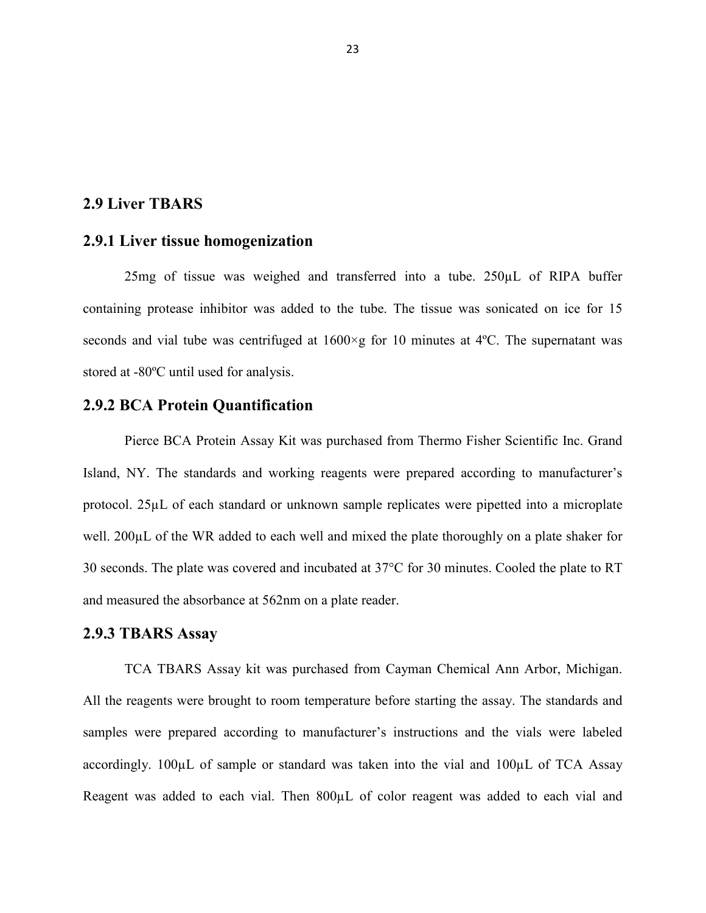## 2.9 Liver TBARS

### 2.9.1 Liver tissue homogenization

25mg of tissue was weighed and transferred into a tube. 250µL of RIPA buffer containing protease inhibitor was added to the tube. The tissue was sonicated on ice for 15 seconds and vial tube was centrifuged at 1600×g for 10 minutes at 4ºC. The supernatant was stored at -80ºC until used for analysis.

### 2.9.2 BCA Protein Quantification

Pierce BCA Protein Assay Kit was purchased from Thermo Fisher Scientific Inc. Grand Island, NY. The standards and working reagents were prepared according to manufacturer's protocol. 25µL of each standard or unknown sample replicates were pipetted into a microplate well. 200µL of the WR added to each well and mixed the plate thoroughly on a plate shaker for 30 seconds. The plate was covered and incubated at 37°C for 30 minutes. Cooled the plate to RT and measured the absorbance at 562nm on a plate reader.

### 2.9.3 TBARS Assay

TCA TBARS Assay kit was purchased from Cayman Chemical Ann Arbor, Michigan. All the reagents were brought to room temperature before starting the assay. The standards and samples were prepared according to manufacturer's instructions and the vials were labeled accordingly. 100µL of sample or standard was taken into the vial and 100µL of TCA Assay Reagent was added to each vial. Then 800µL of color reagent was added to each vial and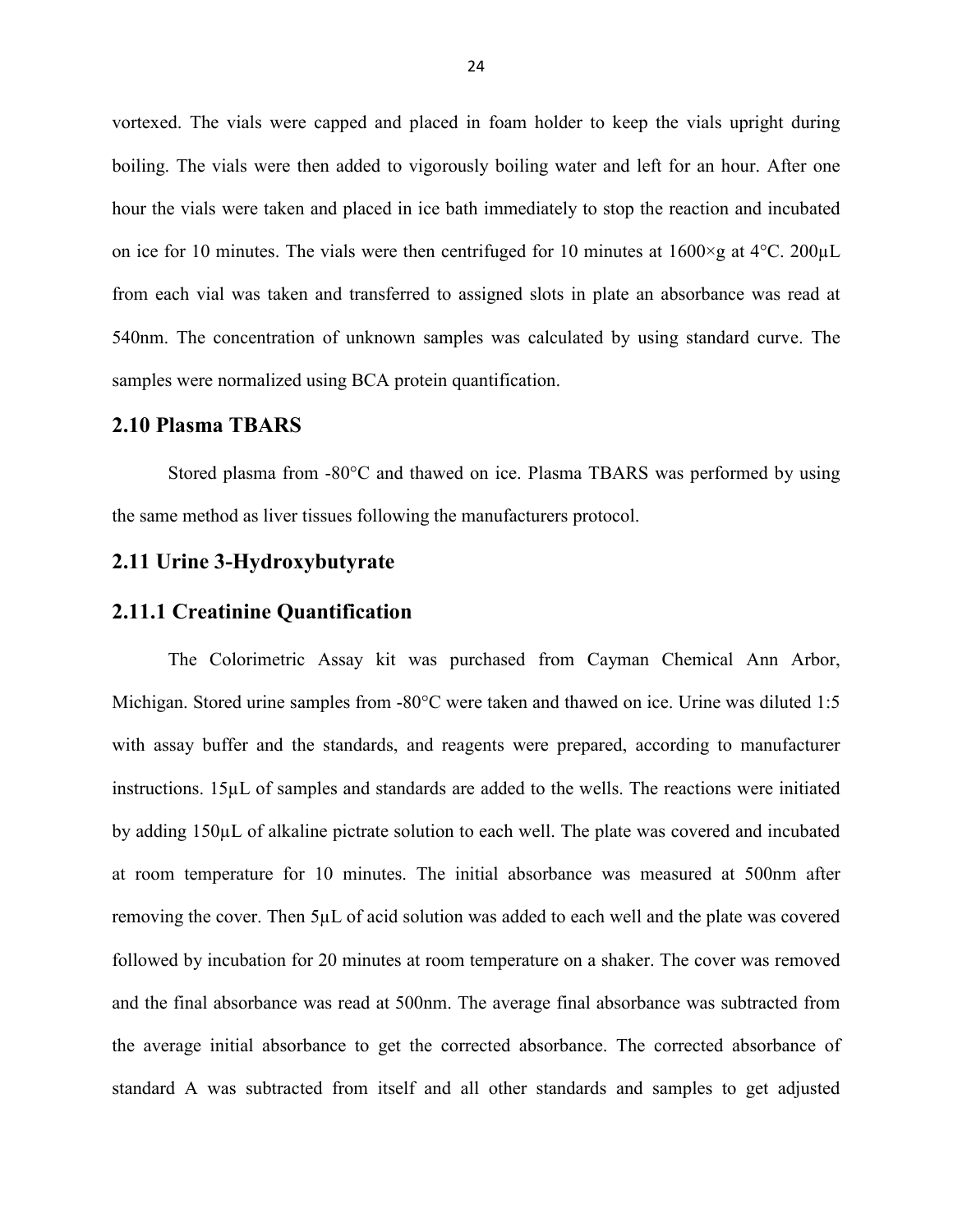vortexed. The vials were capped and placed in foam holder to keep the vials upright during boiling. The vials were then added to vigorously boiling water and left for an hour. After one hour the vials were taken and placed in ice bath immediately to stop the reaction and incubated on ice for 10 minutes. The vials were then centrifuged for 10 minutes at 1600×g at 4°C. 200µL from each vial was taken and transferred to assigned slots in plate an absorbance was read at 540nm. The concentration of unknown samples was calculated by using standard curve. The samples were normalized using BCA protein quantification.

## 2.10 Plasma TBARS

Stored plasma from -80°C and thawed on ice. Plasma TBARS was performed by using the same method as liver tissues following the manufacturers protocol.

## 2.11 Urine 3-Hydroxybutyrate

### 2.11.1 Creatinine Quantification

The Colorimetric Assay kit was purchased from Cayman Chemical Ann Arbor, Michigan. Stored urine samples from -80°C were taken and thawed on ice. Urine was diluted 1:5 with assay buffer and the standards, and reagents were prepared, according to manufacturer instructions. 15µL of samples and standards are added to the wells. The reactions were initiated by adding 150µL of alkaline pictrate solution to each well. The plate was covered and incubated at room temperature for 10 minutes. The initial absorbance was measured at 500nm after removing the cover. Then 5µL of acid solution was added to each well and the plate was covered followed by incubation for 20 minutes at room temperature on a shaker. The cover was removed and the final absorbance was read at 500nm. The average final absorbance was subtracted from the average initial absorbance to get the corrected absorbance. The corrected absorbance of standard A was subtracted from itself and all other standards and samples to get adjusted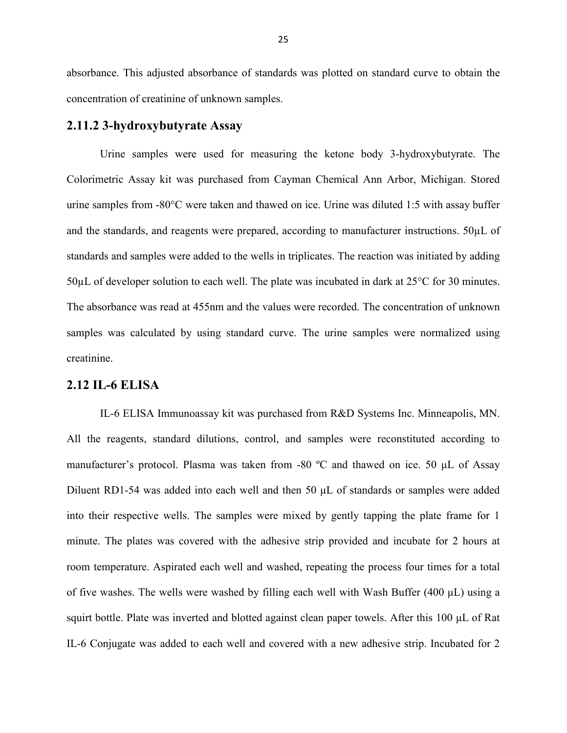absorbance. This adjusted absorbance of standards was plotted on standard curve to obtain the concentration of creatinine of unknown samples.

### 2.11.2 3-hydroxybutyrate Assay

Urine samples were used for measuring the ketone body 3-hydroxybutyrate. The Colorimetric Assay kit was purchased from Cayman Chemical Ann Arbor, Michigan. Stored urine samples from -80°C were taken and thawed on ice. Urine was diluted 1:5 with assay buffer and the standards, and reagents were prepared, according to manufacturer instructions. 50μL of standards and samples were added to the wells in triplicates. The reaction was initiated by adding 50μL of developer solution to each well. The plate was incubated in dark at 25°C for 30 minutes. The absorbance was read at 455nm and the values were recorded. The concentration of unknown samples was calculated by using standard curve. The urine samples were normalized using creatinine.

## 2.12 IL-6 ELISA

IL-6 ELISA Immunoassay kit was purchased from R&D Systems Inc. Minneapolis, MN. All the reagents, standard dilutions, control, and samples were reconstituted according to manufacturer's protocol. Plasma was taken from -80 ºC and thawed on ice. 50 μL of Assay Diluent RD1-54 was added into each well and then 50 μL of standards or samples were added into their respective wells. The samples were mixed by gently tapping the plate frame for 1 minute. The plates was covered with the adhesive strip provided and incubate for 2 hours at room temperature. Aspirated each well and washed, repeating the process four times for a total of five washes. The wells were washed by filling each well with Wash Buffer (400 μL) using a squirt bottle. Plate was inverted and blotted against clean paper towels. After this 100 μL of Rat IL-6 Conjugate was added to each well and covered with a new adhesive strip. Incubated for 2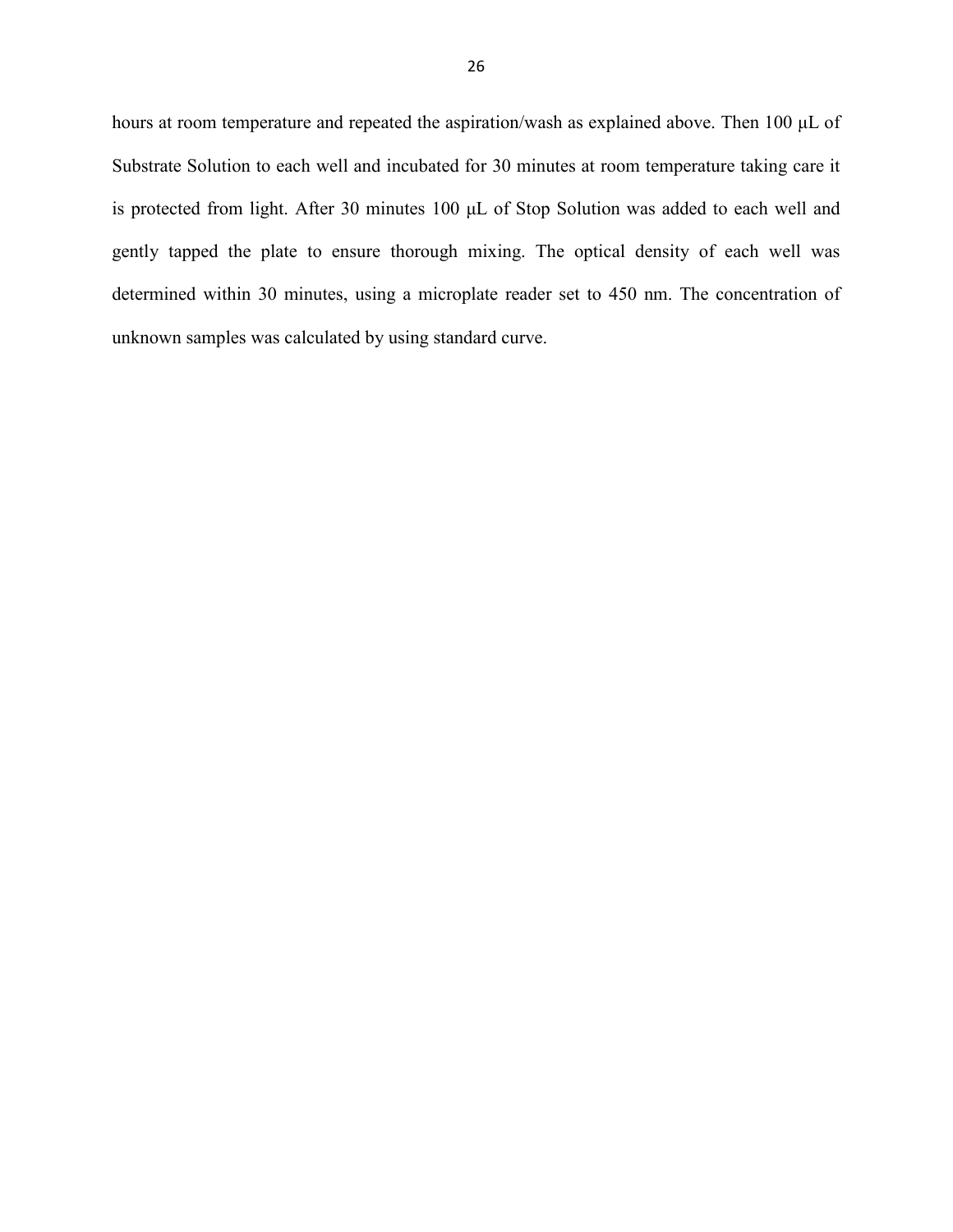hours at room temperature and repeated the aspiration/wash as explained above. Then 100 μL of Substrate Solution to each well and incubated for 30 minutes at room temperature taking care it is protected from light. After 30 minutes 100 μL of Stop Solution was added to each well and gently tapped the plate to ensure thorough mixing. The optical density of each well was determined within 30 minutes, using a microplate reader set to 450 nm. The concentration of unknown samples was calculated by using standard curve.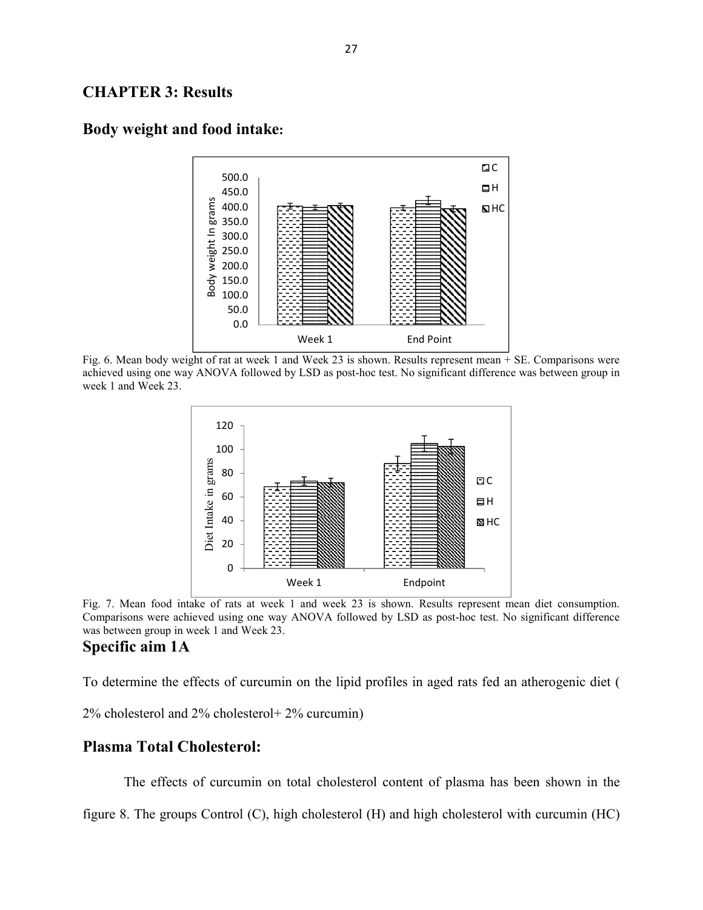# CHAPTER 3: Results

## Body weight and food intake:

Fig. 6. Mean body weight of rat at week 1 and Week 23 is shown. Results represent mean + SE. Comparisons were achieved using one way ANOVA followed by LSD as post-hoc test. No significant difference was between group in week 1 and Week 23.

Fig. 7. Mean food intake of rats at week 1 and week 23 is shown. Results represent mean diet consumption. Comparisons were achieved using one way ANOVA followed by LSD as post-hoc test. No significant difference was between group in week 1 and Week 23.

## Specific aim 1A

To determine the effects of curcumin on the lipid profiles in aged rats fed an atherogenic diet ( 2% cholesterol and 2% cholesterol+ 2% curcumin)

## Plasma Total Cholesterol:

The effects of curcumin on total cholesterol content of plasma has been shown in the figure 8. The groups Control (C), high cholesterol (H) and high cholesterol with curcumin (HC)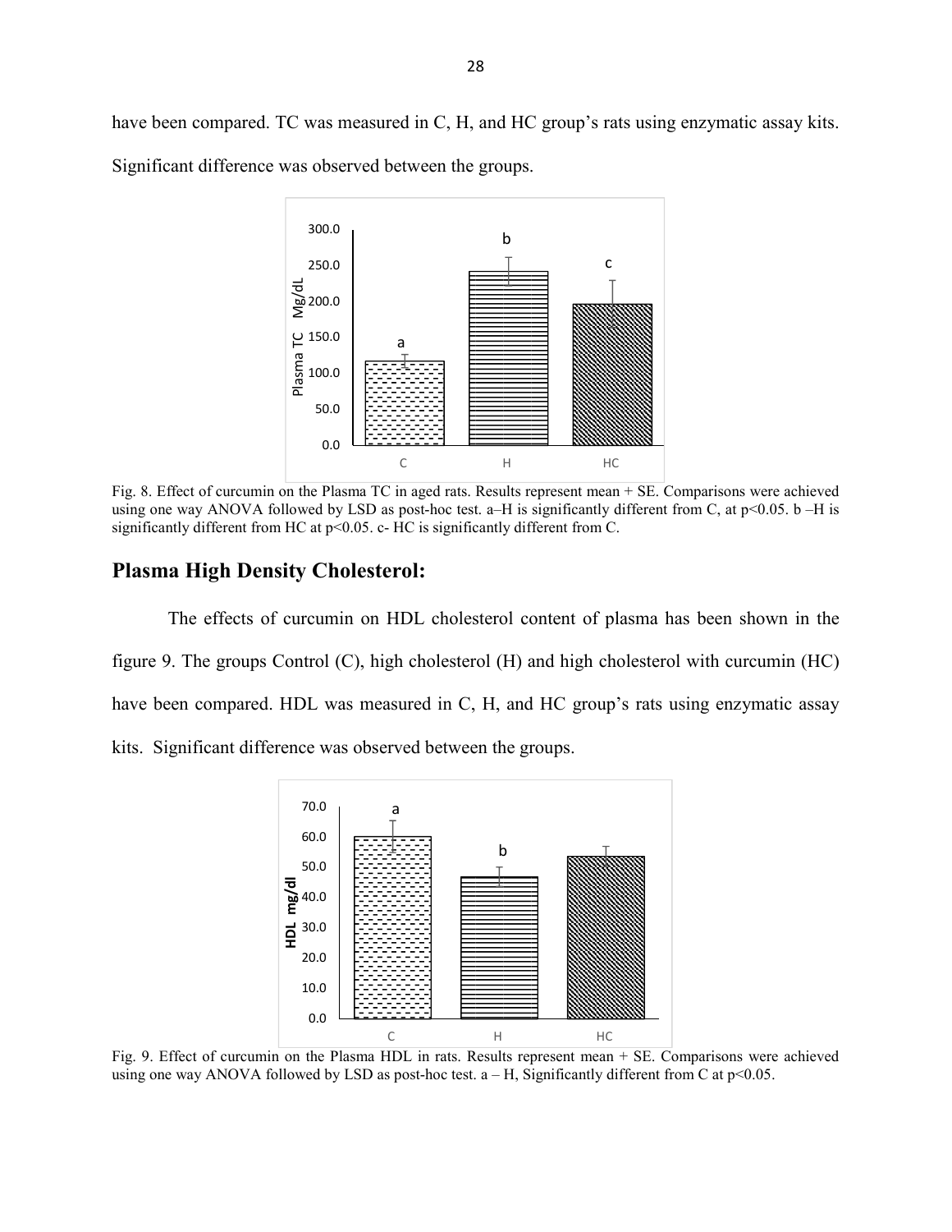have been compared. TC was measured in C, H, and HC group's rats using enzymatic assay kits. Significant difference was observed between the groups.

Fig. 8. Effect of curcumin on the Plasma TC in aged rats. Results represent mean + SE. Comparisons were achieved using one way ANOVA followed by LSD as post-hoc test. a–H is significantly different from C, at $p<0.05$. b –H is significantly different from HC at $p<0.05$. c- HC is significantly different from C.

## Plasma High Density Cholesterol:

The effects of curcumin on HDL cholesterol content of plasma has been shown in the figure 9. The groups Control (C), high cholesterol (H) and high cholesterol with curcumin (HC) have been compared. HDL was measured in C, H, and HC group's rats using enzymatic assay kits. Significant difference was observed between the groups.

Fig. 9. Effect of curcumin on the Plasma HDL in rats. Results represent mean + SE. Comparisons were achieved using one way ANOVA followed by LSD as post-hoc test. a – H, Significantly different from C at $p<0.05$.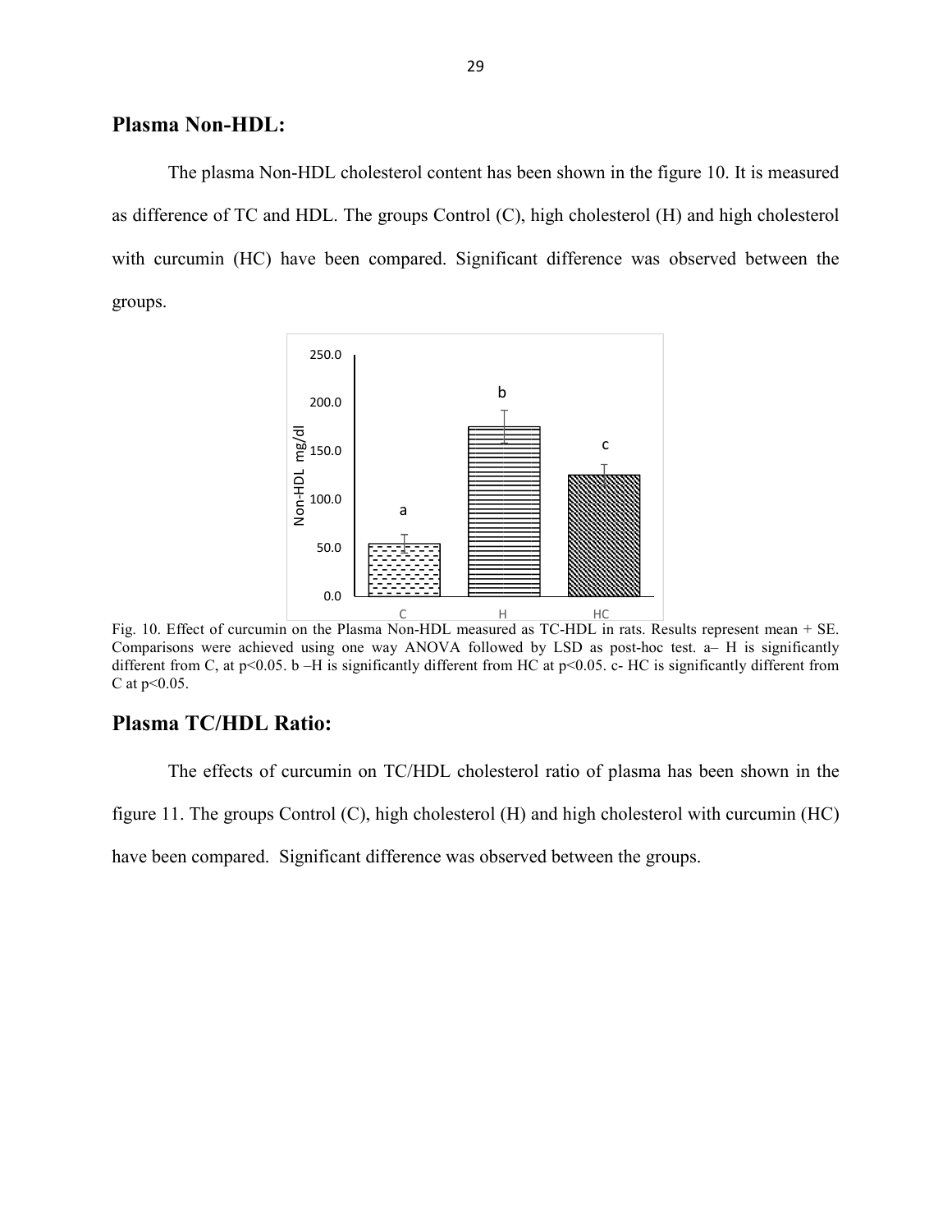## Plasma Non-HDL:

The plasma Non-HDL cholesterol content has been shown in the figure 10. It is measured as difference of TC and HDL. The groups Control (C), high cholesterol (H) and high cholesterol with curcumin (HC) have been compared. Significant difference was observed between the groups.

Fig. 10. Effect of curcumin on the Plasma Non-HDL measured as TC-HDL in rats. Results represent mean + SE. Comparisons were achieved using one way ANOVA followed by LSD as post-hoc test. a– H is significantly different from C, at $p<0.05$. b –H is significantly different from HC at $p<0.05$. c- HC is significantly different from C at $p<0.05$.

## Plasma TC/HDL Ratio:

The effects of curcumin on TC/HDL cholesterol ratio of plasma has been shown in the figure 11. The groups Control (C), high cholesterol (H) and high cholesterol with curcumin (HC) have been compared. Significant difference was observed between the groups.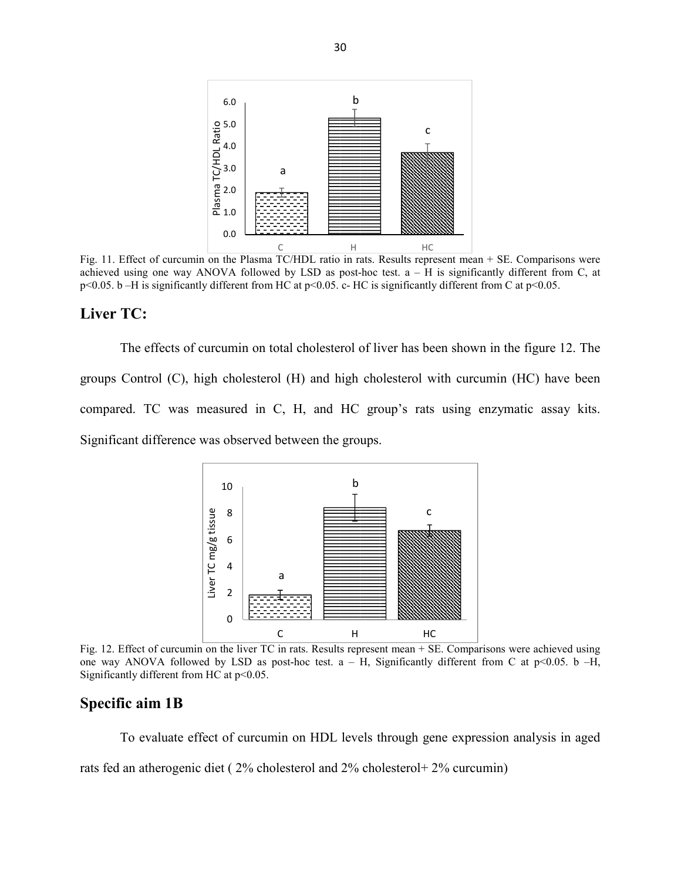Fig. 11. Effect of curcumin on the Plasma TC/HDL ratio in rats. Results represent mean + SE. Comparisons were achieved using one way ANOVA followed by LSD as post-hoc test. a – H is significantly different from C, at $p<0.05$. b –H is significantly different from HC at $p<0.05$. c- HC is significantly different from C at $p<0.05$.

## Liver TC:

The effects of curcumin on total cholesterol of liver has been shown in the figure 12. The groups Control (C), high cholesterol (H) and high cholesterol with curcumin (HC) have been compared. TC was measured in C, H, and HC group's rats using enzymatic assay kits. Significant difference was observed between the groups.

Fig. 12. Effect of curcumin on the liver TC in rats. Results represent mean + SE. Comparisons were achieved using one way ANOVA followed by LSD as post-hoc test. a – H, Significantly different from C at $p<0.05$. b –H, Significantly different from HC at $p<0.05$.

## Specific aim 1B

To evaluate effect of curcumin on HDL levels through gene expression analysis in aged rats fed an atherogenic diet ( 2% cholesterol and 2% cholesterol+ 2% curcumin)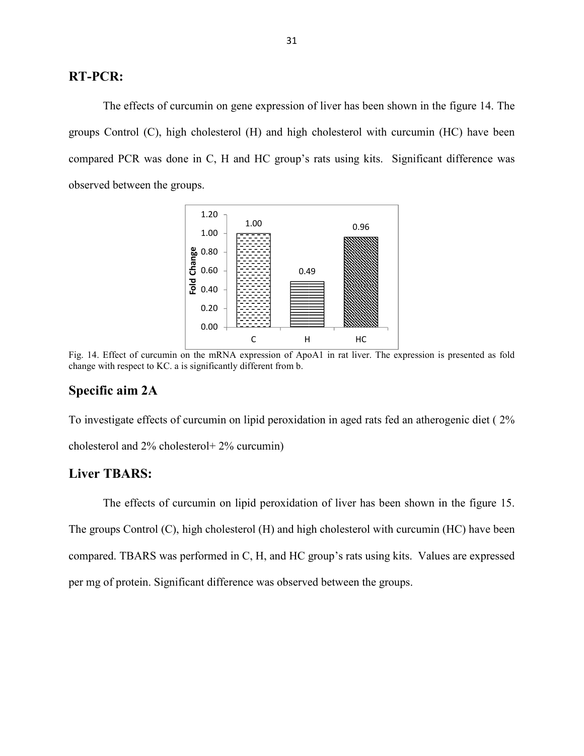## RT-PCR:

The effects of curcumin on gene expression of liver has been shown in the figure 14. The groups Control (C), high cholesterol (H) and high cholesterol with curcumin (HC) have been compared PCR was done in C, H and HC group's rats using kits. Significant difference was observed between the groups.

Fig. 14. Effect of curcumin on the mRNA expression of ApoA1 in rat liver. The expression is presented as fold change with respect to KC. a is significantly different from b.

## Specific aim 2A

To investigate effects of curcumin on lipid peroxidation in aged rats fed an atherogenic diet ( 2% cholesterol and 2% cholesterol+ 2% curcumin)

## Liver TBARS:

The effects of curcumin on lipid peroxidation of liver has been shown in the figure 15. The groups Control (C), high cholesterol (H) and high cholesterol with curcumin (HC) have been compared. TBARS was performed in C, H, and HC group's rats using kits. Values are expressed per mg of protein. Significant difference was observed between the groups.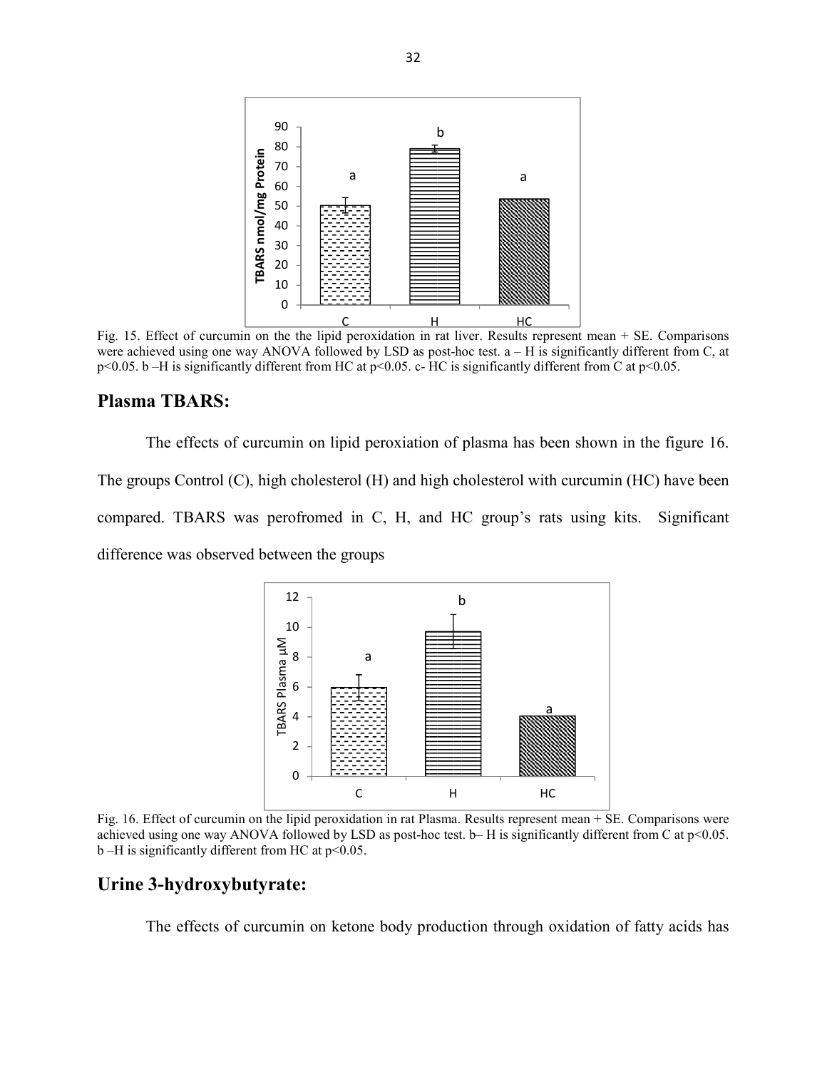Fig. 15. Effect of curcumin on the the lipid peroxidation in rat liver. Results represent mean + SE. Comparisons were achieved using one way ANOVA followed by LSD as post-hoc test. a – H is significantly different from C, at $p<0.05$. b –H is significantly different from HC at $p<0.05$. c- HC is significantly different from C at $p<0.05$.

## Plasma TBARS:

The effects of curcumin on lipid peroxiation of plasma has been shown in the figure 16. The groups Control (C), high cholesterol (H) and high cholesterol with curcumin (HC) have been compared. TBARS was perofromed in C, H, and HC group's rats using kits. Significant difference was observed between the groups

Fig. 16. Effect of curcumin on the lipid peroxidation in rat Plasma. Results represent mean + SE. Comparisons were achieved using one way ANOVA followed by LSD as post-hoc test. b– H is significantly different from C at $p<0.05$. b –H is significantly different from HC at $p<0.05$.

## Urine 3-hydroxybutyrate:

The effects of curcumin on ketone body production through oxidation of fatty acids has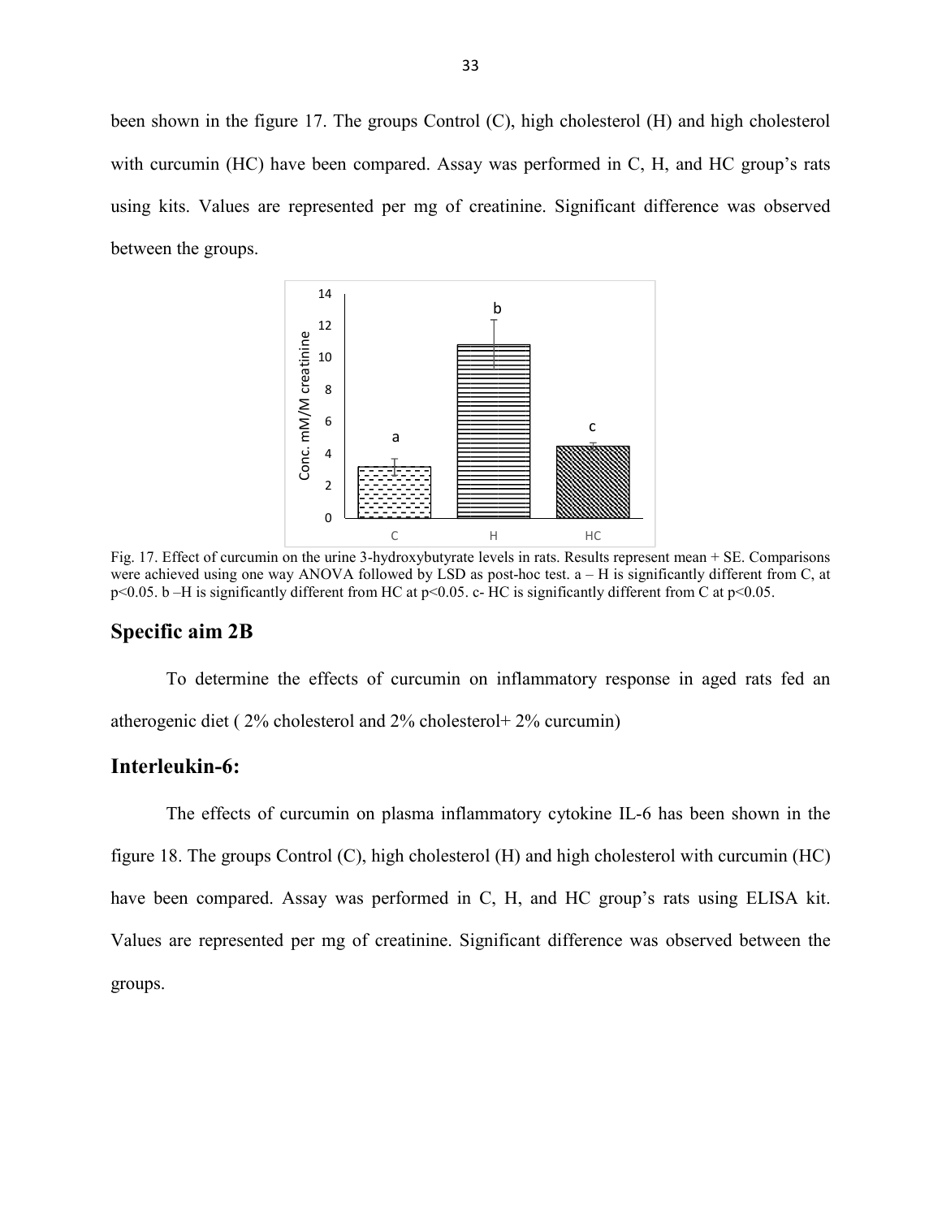been shown in the figure 17. The groups Control (C), high cholesterol (H) and high cholesterol with curcumin (HC) have been compared. Assay was performed in C, H, and HC group's rats using kits. Values are represented per mg of creatinine. Significant difference was observed between the groups.

Fig. 17. Effect of curcumin on the urine 3-hydroxybutyrate levels in rats. Results represent mean + SE. Comparisons were achieved using one way ANOVA followed by LSD as post-hoc test. a – H is significantly different from C, at $p<0.05$. b –H is significantly different from HC at $p<0.05$. c- HC is significantly different from C at $p<0.05$.

## Specific aim 2B

To determine the effects of curcumin on inflammatory response in aged rats fed an atherogenic diet ( 2% cholesterol and 2% cholesterol+ 2% curcumin)

## Interleukin-6:

The effects of curcumin on plasma inflammatory cytokine IL-6 has been shown in the figure 18. The groups Control (C), high cholesterol (H) and high cholesterol with curcumin (HC) have been compared. Assay was performed in C, H, and HC group's rats using ELISA kit. Values are represented per mg of creatinine. Significant difference was observed between the groups.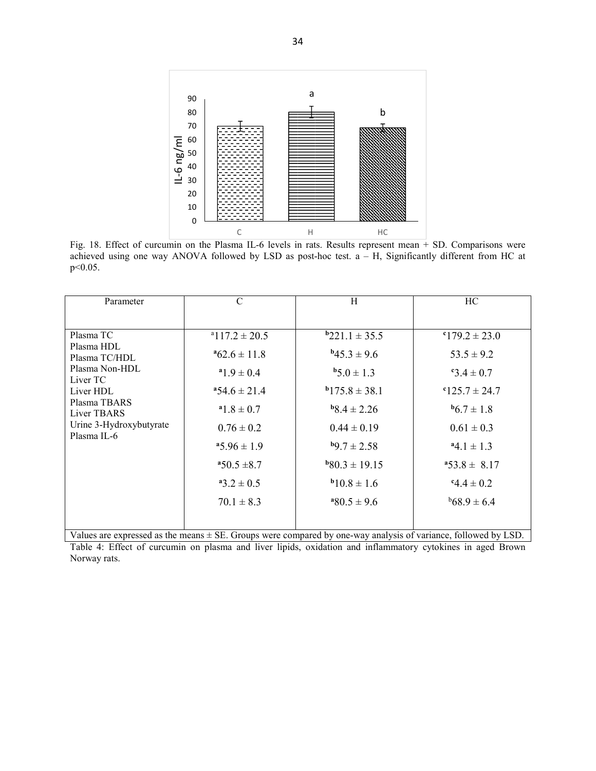Fig. 18. Effect of curcumin on the Plasma IL-6 levels in rats. Results represent mean + SD. Comparisons were achieved using one way ANOVA followed by LSD as post-hoc test. a – H, Significantly different from HC at p<0.05.

| Parameter | C | H | HC |
|---|---|---|---|
| Plasma TC | $^{a}$117.2 ± 20.5 | $^{b}$221.1 ± 35.5 | $^{c}$179.2 ± 23.0 |
| Plasma HDL | $^{a}$62.6 ± 11.8 | $^{b}$45.3 ± 9.6 | 53.5 ± 9.2 |
| Plasma TC/HDL | $^{a}$1.9 ± 0.4 | $^{b}$5.0 ± 1.3 | $^{c}$3.4 ± 0.7 |
| Plasma Non-HDL | $^{a}$54.6 ± 21.4 | $^{b}$175.8 ± 38.1 | $^{c}$125.7 ± 24.7 |
| Liver TC | $^{a}$1.8 ± 0.7 | $^{b}$8.4 ± 2.26 | $^{b}$6.7 ± 1.8 |
| Liver HDL | 0.76 ± 0.2 | 0.44 ± 0.19 | 0.61 ± 0.3 |
| Plasma TBARS | $^{a}$5.96 ± 1.9 | $^{b}$9.7 ± 2.58 | $^{a}$4.1 ± 1.3 |
| Liver TBARS | $^{a}$50.5 ± 8.7 | $^{b}$80.3 ± 19.15 | $^{a}$53.8 ± 8.17 |
| Urine 3-Hydroxybutyrate | $^{a}$3.2 ± 0.5 | $^{b}$10.8 ± 1.6 | $^{c}$4.4 ± 0.2 |
| Plasma IL-6 | 70.1 ± 8.3 | $^{a}$80.5 ± 9.6 | $^{b}$68.9 ± 6.4 |

Values are expressed as the means ± SE. Groups were compared by one-way analysis of variance, followed by LSD.

Table 4: Effect of curcumin on plasma and liver lipids, oxidation and inflammatory cytokines in aged Brown Norway rats.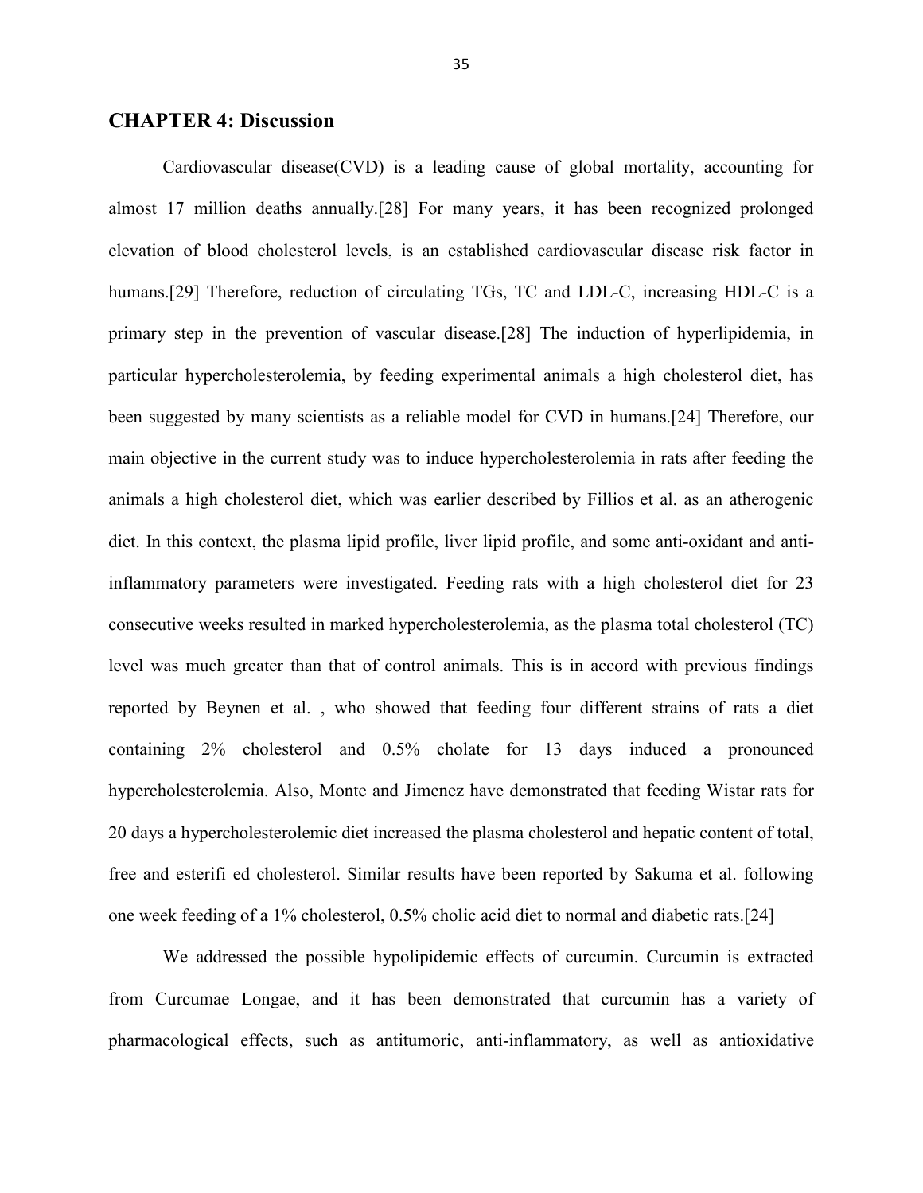## CHAPTER 4: Discussion

Cardiovascular disease(CVD) is a leading cause of global mortality, accounting for almost 17 million deaths annually.[28] For many years, it has been recognized prolonged elevation of blood cholesterol levels, is an established cardiovascular disease risk factor in humans.[29] Therefore, reduction of circulating TGs, TC and LDL-C, increasing HDL-C is a primary step in the prevention of vascular disease.[28] The induction of hyperlipidemia, in particular hypercholesterolemia, by feeding experimental animals a high cholesterol diet, has been suggested by many scientists as a reliable model for CVD in humans.[24] Therefore, our main objective in the current study was to induce hypercholesterolemia in rats after feeding the animals a high cholesterol diet, which was earlier described by Fillios et al. as an atherogenic diet. In this context, the plasma lipid profile, liver lipid profile, and some anti-oxidant and anti-inflammatory parameters were investigated. Feeding rats with a high cholesterol diet for 23 consecutive weeks resulted in marked hypercholesterolemia, as the plasma total cholesterol (TC) level was much greater than that of control animals. This is in accord with previous findings reported by Beynen et al. , who showed that feeding four different strains of rats a diet containing 2% cholesterol and 0.5% cholate for 13 days induced a pronounced hypercholesterolemia. Also, Monte and Jimenez have demonstrated that feeding Wistar rats for 20 days a hypercholesterolemic diet increased the plasma cholesterol and hepatic content of total, free and esterifi ed cholesterol. Similar results have been reported by Sakuma et al. following one week feeding of a 1% cholesterol, 0.5% cholic acid diet to normal and diabetic rats.[24]

We addressed the possible hypolipidemic effects of curcumin. Curcumin is extracted from Curcumae Longae, and it has been demonstrated that curcumin has a variety of pharmacological effects, such as antitumoric, anti-inflammatory, as well as antioxidative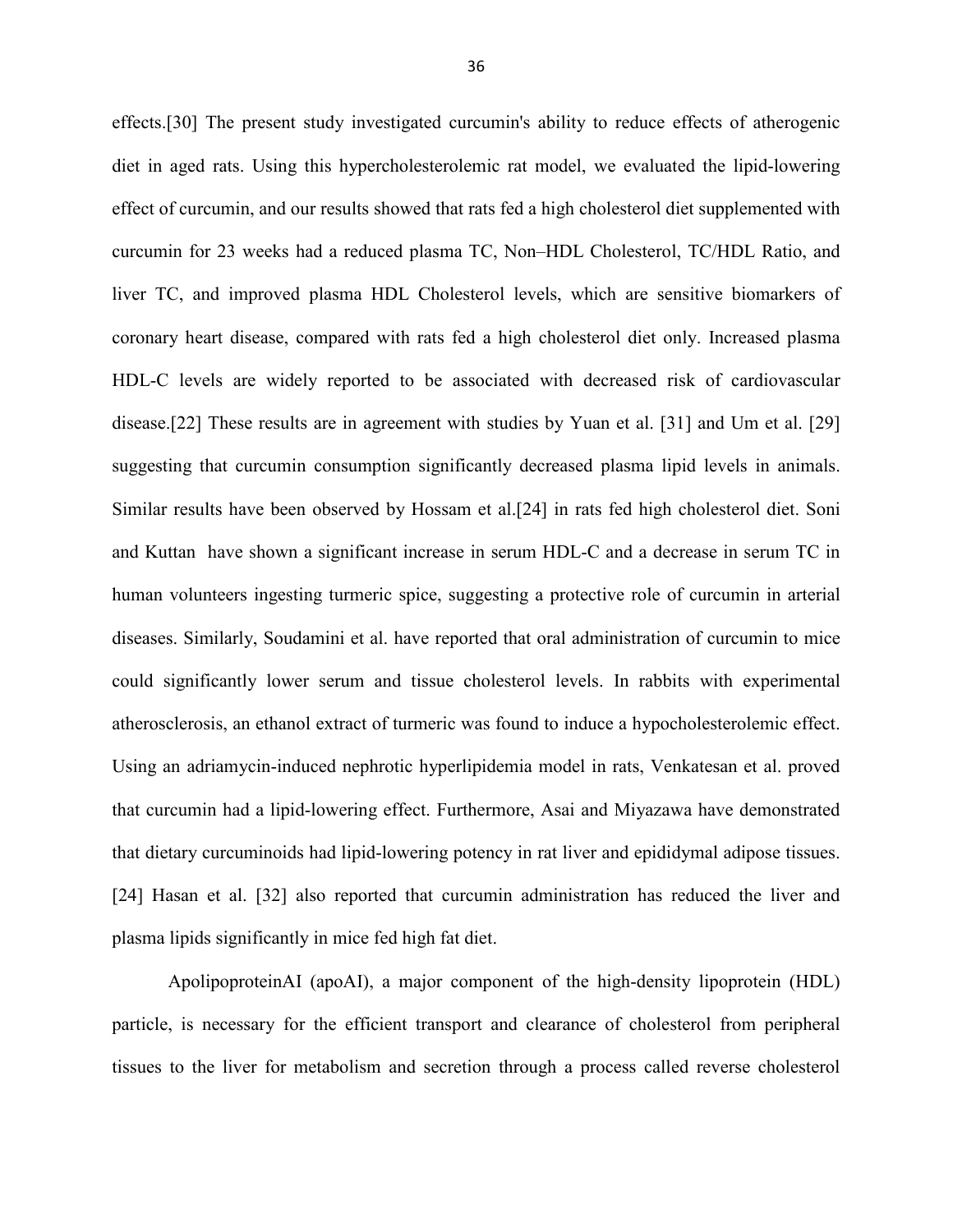effects.[30] The present study investigated curcumin's ability to reduce effects of atherogenic diet in aged rats. Using this hypercholesterolemic rat model, we evaluated the lipid-lowering effect of curcumin, and our results showed that rats fed a high cholesterol diet supplemented with curcumin for 23 weeks had a reduced plasma TC, Non–HDL Cholesterol, TC/HDL Ratio, and liver TC, and improved plasma HDL Cholesterol levels, which are sensitive biomarkers of coronary heart disease, compared with rats fed a high cholesterol diet only. Increased plasma HDL-C levels are widely reported to be associated with decreased risk of cardiovascular disease.[22] These results are in agreement with studies by Yuan et al. [31] and Um et al. [29] suggesting that curcumin consumption significantly decreased plasma lipid levels in animals. Similar results have been observed by Hossam et al.[24] in rats fed high cholesterol diet. Soni and Kuttan have shown a significant increase in serum HDL-C and a decrease in serum TC in human volunteers ingesting turmeric spice, suggesting a protective role of curcumin in arterial diseases. Similarly, Soudamini et al. have reported that oral administration of curcumin to mice could significantly lower serum and tissue cholesterol levels. In rabbits with experimental atherosclerosis, an ethanol extract of turmeric was found to induce a hypocholesterolemic effect. Using an adriamycin-induced nephrotic hyperlipidemia model in rats, Venkatesan et al. proved that curcumin had a lipid-lowering effect. Furthermore, Asai and Miyazawa have demonstrated that dietary curcuminoids had lipid-lowering potency in rat liver and epididymal adipose tissues. [24] Hasan et al. [32] also reported that curcumin administration has reduced the liver and plasma lipids significantly in mice fed high fat diet.

ApolipoproteinAI (apoAI), a major component of the high-density lipoprotein (HDL) particle, is necessary for the efficient transport and clearance of cholesterol from peripheral tissues to the liver for metabolism and secretion through a process called reverse cholesterol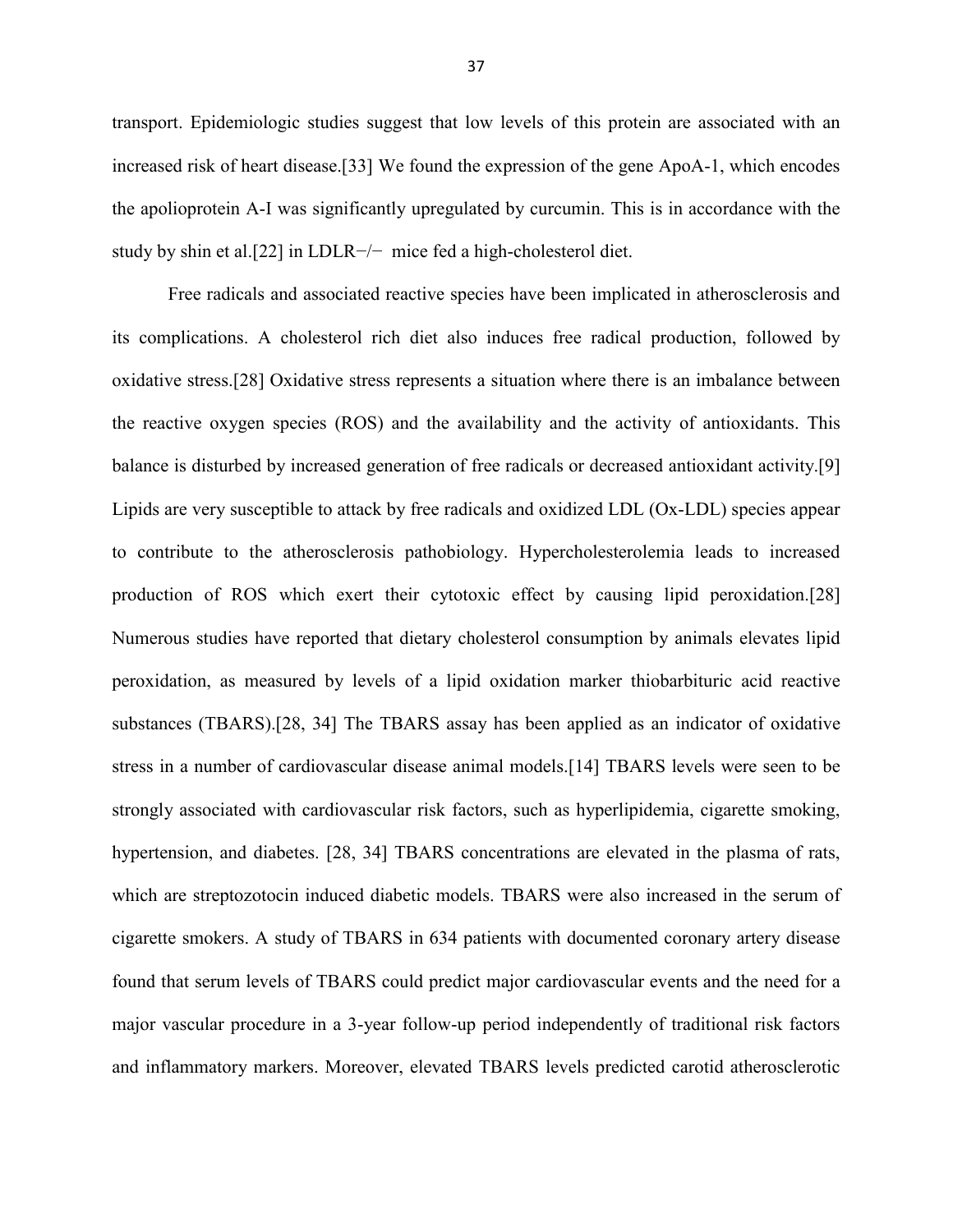transport. Epidemiologic studies suggest that low levels of this protein are associated with an increased risk of heart disease.[33] We found the expression of the gene ApoA-1, which encodes the apolioprotein A-I was significantly upregulated by curcumin. This is in accordance with the study by shin et al.[22] in LDLR−/− mice fed a high-cholesterol diet.

Free radicals and associated reactive species have been implicated in atherosclerosis and its complications. A cholesterol rich diet also induces free radical production, followed by oxidative stress.[28] Oxidative stress represents a situation where there is an imbalance between the reactive oxygen species (ROS) and the availability and the activity of antioxidants. This balance is disturbed by increased generation of free radicals or decreased antioxidant activity.[9] Lipids are very susceptible to attack by free radicals and oxidized LDL (Ox-LDL) species appear to contribute to the atherosclerosis pathobiology. Hypercholesterolemia leads to increased production of ROS which exert their cytotoxic effect by causing lipid peroxidation.[28] Numerous studies have reported that dietary cholesterol consumption by animals elevates lipid peroxidation, as measured by levels of a lipid oxidation marker thiobarbituric acid reactive substances (TBARS).[28, 34] The TBARS assay has been applied as an indicator of oxidative stress in a number of cardiovascular disease animal models.[14] TBARS levels were seen to be strongly associated with cardiovascular risk factors, such as hyperlipidemia, cigarette smoking, hypertension, and diabetes. [28, 34] TBARS concentrations are elevated in the plasma of rats, which are streptozotocin induced diabetic models. TBARS were also increased in the serum of cigarette smokers. A study of TBARS in 634 patients with documented coronary artery disease found that serum levels of TBARS could predict major cardiovascular events and the need for a major vascular procedure in a 3-year follow-up period independently of traditional risk factors and inflammatory markers. Moreover, elevated TBARS levels predicted carotid atherosclerotic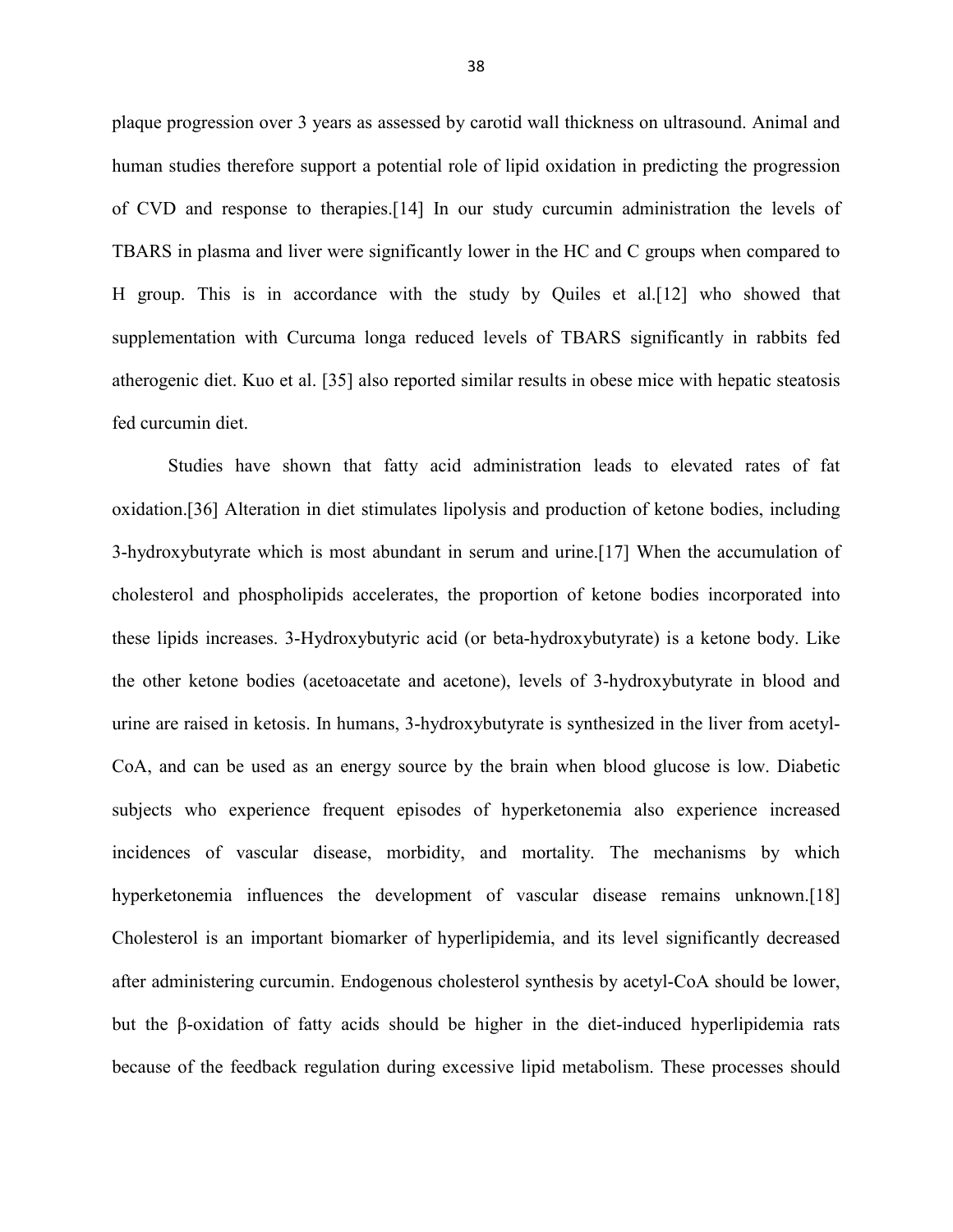plaque progression over 3 years as assessed by carotid wall thickness on ultrasound. Animal and human studies therefore support a potential role of lipid oxidation in predicting the progression of CVD and response to therapies.[14] In our study curcumin administration the levels of TBARS in plasma and liver were significantly lower in the HC and C groups when compared to H group. This is in accordance with the study by Quiles et al.[12] who showed that supplementation with Curcuma longa reduced levels of TBARS significantly in rabbits fed atherogenic diet. Kuo et al. [35] also reported similar results in obese mice with hepatic steatosis fed curcumin diet.

Studies have shown that fatty acid administration leads to elevated rates of fat oxidation.[36] Alteration in diet stimulates lipolysis and production of ketone bodies, including 3-hydroxybutyrate which is most abundant in serum and urine.[17] When the accumulation of cholesterol and phospholipids accelerates, the proportion of ketone bodies incorporated into these lipids increases. 3-Hydroxybutyric acid (or beta-hydroxybutyrate) is a ketone body. Like the other ketone bodies (acetoacetate and acetone), levels of 3-hydroxybutyrate in blood and urine are raised in ketosis. In humans, 3-hydroxybutyrate is synthesized in the liver from acetyl-CoA, and can be used as an energy source by the brain when blood glucose is low. Diabetic subjects who experience frequent episodes of hyperketonemia also experience increased incidences of vascular disease, morbidity, and mortality. The mechanisms by which hyperketonemia influences the development of vascular disease remains unknown.[18] Cholesterol is an important biomarker of hyperlipidemia, and its level significantly decreased after administering curcumin. Endogenous cholesterol synthesis by acetyl-CoA should be lower, but the β-oxidation of fatty acids should be higher in the diet-induced hyperlipidemia rats because of the feedback regulation during excessive lipid metabolism. These processes should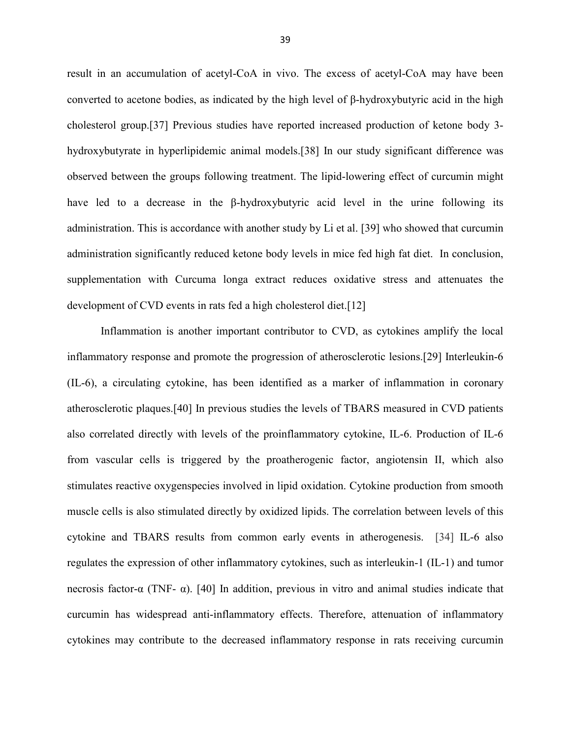result in an accumulation of acetyl-CoA in vivo. The excess of acetyl-CoA may have been converted to acetone bodies, as indicated by the high level of β-hydroxybutyric acid in the high cholesterol group.[37] Previous studies have reported increased production of ketone body 3-hydroxybutyrate in hyperlipidemic animal models.[38] In our study significant difference was observed between the groups following treatment. The lipid-lowering effect of curcumin might have led to a decrease in the β-hydroxybutyric acid level in the urine following its administration. This is accordance with another study by Li et al. [39] who showed that curcumin administration significantly reduced ketone body levels in mice fed high fat diet. In conclusion, supplementation with Curcuma longa extract reduces oxidative stress and attenuates the development of CVD events in rats fed a high cholesterol diet.[12]

Inflammation is another important contributor to CVD, as cytokines amplify the local inflammatory response and promote the progression of atherosclerotic lesions.[29] Interleukin-6 (IL-6), a circulating cytokine, has been identified as a marker of inflammation in coronary atherosclerotic plaques.[40] In previous studies the levels of TBARS measured in CVD patients also correlated directly with levels of the proinflammatory cytokine, IL-6. Production of IL-6 from vascular cells is triggered by the proatherogenic factor, angiotensin II, which also stimulates reactive oxygenspecies involved in lipid oxidation. Cytokine production from smooth muscle cells is also stimulated directly by oxidized lipids. The correlation between levels of this cytokine and TBARS results from common early events in atherogenesis. [34] IL-6 also regulates the expression of other inflammatory cytokines, such as interleukin-1 (IL-1) and tumor necrosis factor-α (TNF- α). [40] In addition, previous in vitro and animal studies indicate that curcumin has widespread anti-inflammatory effects. Therefore, attenuation of inflammatory cytokines may contribute to the decreased inflammatory response in rats receiving curcumin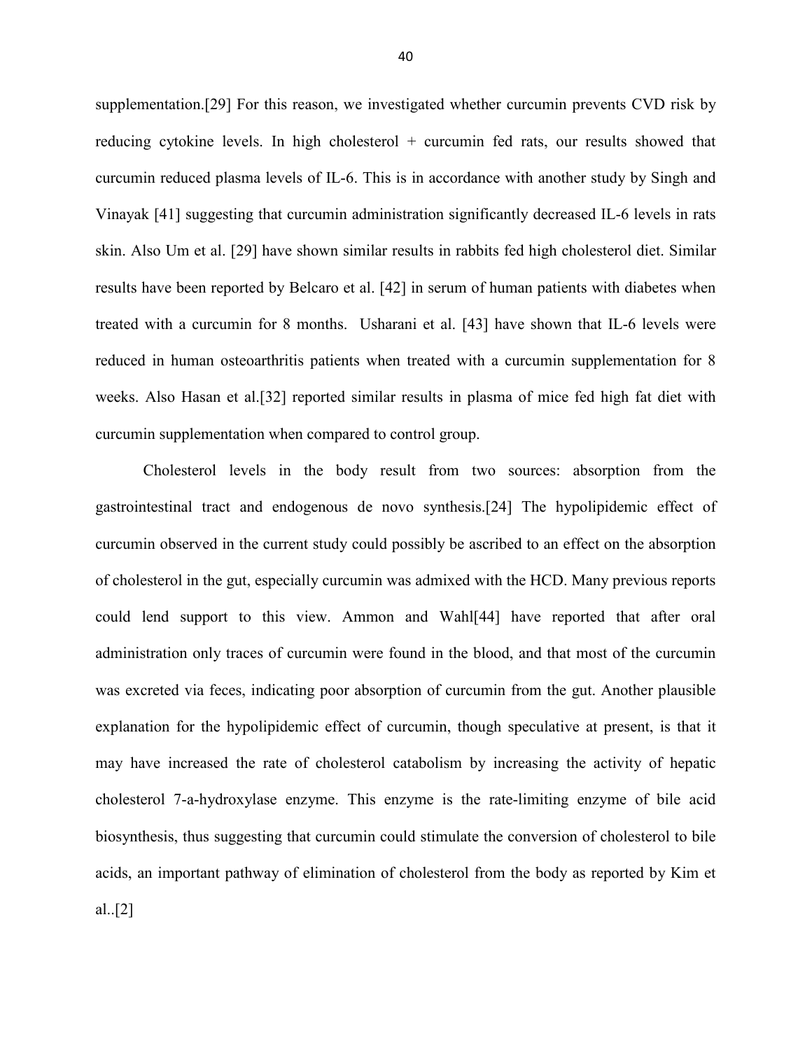supplementation.[29] For this reason, we investigated whether curcumin prevents CVD risk by reducing cytokine levels. In high cholesterol + curcumin fed rats, our results showed that curcumin reduced plasma levels of IL-6. This is in accordance with another study by Singh and Vinayak [41] suggesting that curcumin administration significantly decreased IL-6 levels in rats skin. Also Um et al. [29] have shown similar results in rabbits fed high cholesterol diet. Similar results have been reported by Belcaro et al. [42] in serum of human patients with diabetes when treated with a curcumin for 8 months. Usharani et al. [43] have shown that IL-6 levels were reduced in human osteoarthritis patients when treated with a curcumin supplementation for 8 weeks. Also Hasan et al.[32] reported similar results in plasma of mice fed high fat diet with curcumin supplementation when compared to control group.

Cholesterol levels in the body result from two sources: absorption from the gastrointestinal tract and endogenous de novo synthesis.[24] The hypolipidemic effect of curcumin observed in the current study could possibly be ascribed to an effect on the absorption of cholesterol in the gut, especially curcumin was admixed with the HCD. Many previous reports could lend support to this view. Ammon and Wahl[44] have reported that after oral administration only traces of curcumin were found in the blood, and that most of the curcumin was excreted via feces, indicating poor absorption of curcumin from the gut. Another plausible explanation for the hypolipidemic effect of curcumin, though speculative at present, is that it may have increased the rate of cholesterol catabolism by increasing the activity of hepatic cholesterol 7-a-hydroxylase enzyme. This enzyme is the rate-limiting enzyme of bile acid biosynthesis, thus suggesting that curcumin could stimulate the conversion of cholesterol to bile acids, an important pathway of elimination of cholesterol from the body as reported by Kim et al..[2]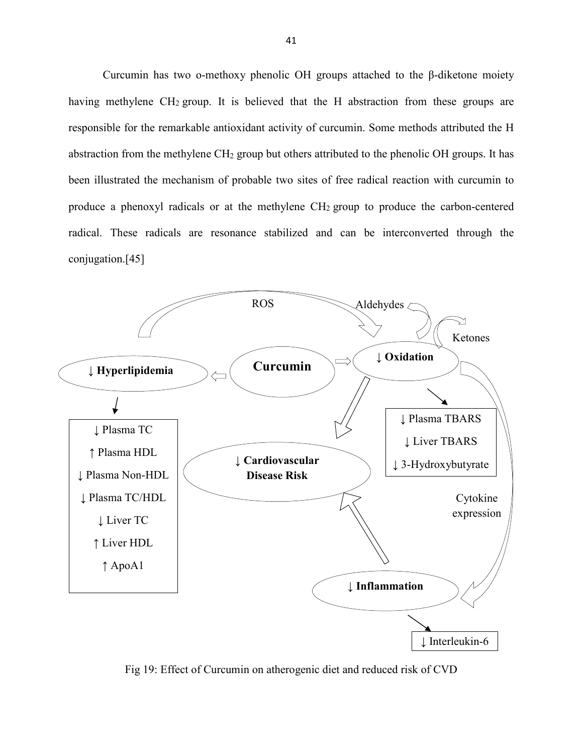Curcumin has two o-methoxy phenolic OH groups attached to the β-diketone moiety having methylene $CH_2$ group. It is believed that the H abstraction from these groups are responsible for the remarkable antioxidant activity of curcumin. Some methods attributed the H abstraction from the methylene $CH_2$ group but others attributed to the phenolic OH groups. It has been illustrated the mechanism of probable two sites of free radical reaction with curcumin to produce a phenoxyl radicals or at the methylene $CH_2$ group to produce the carbon-centered radical. These radicals are resonance stabilized and can be interconverted through the conjugation.[45]

ROS

Aldehydes

Ketones

**Curcumin**

**↓ Hyperlipidemia**

**↓ Oxidation**

↓ Plasma TC
↑ Plasma HDL
↓ Plasma Non-HDL
↓ Plasma TC/HDL
↓ Liver TC
↑ Liver HDL
↑ ApoA1

↓ Plasma TBARS
↓ Liver TBARS
↓ 3-Hydroxybutyrate

**↓ Cardiovascular Disease Risk**

Cytokine expression

**↓ Inflammation**

↓ Interleukin-6

Fig 19: Effect of Curcumin on atherogenic diet and reduced risk of CVD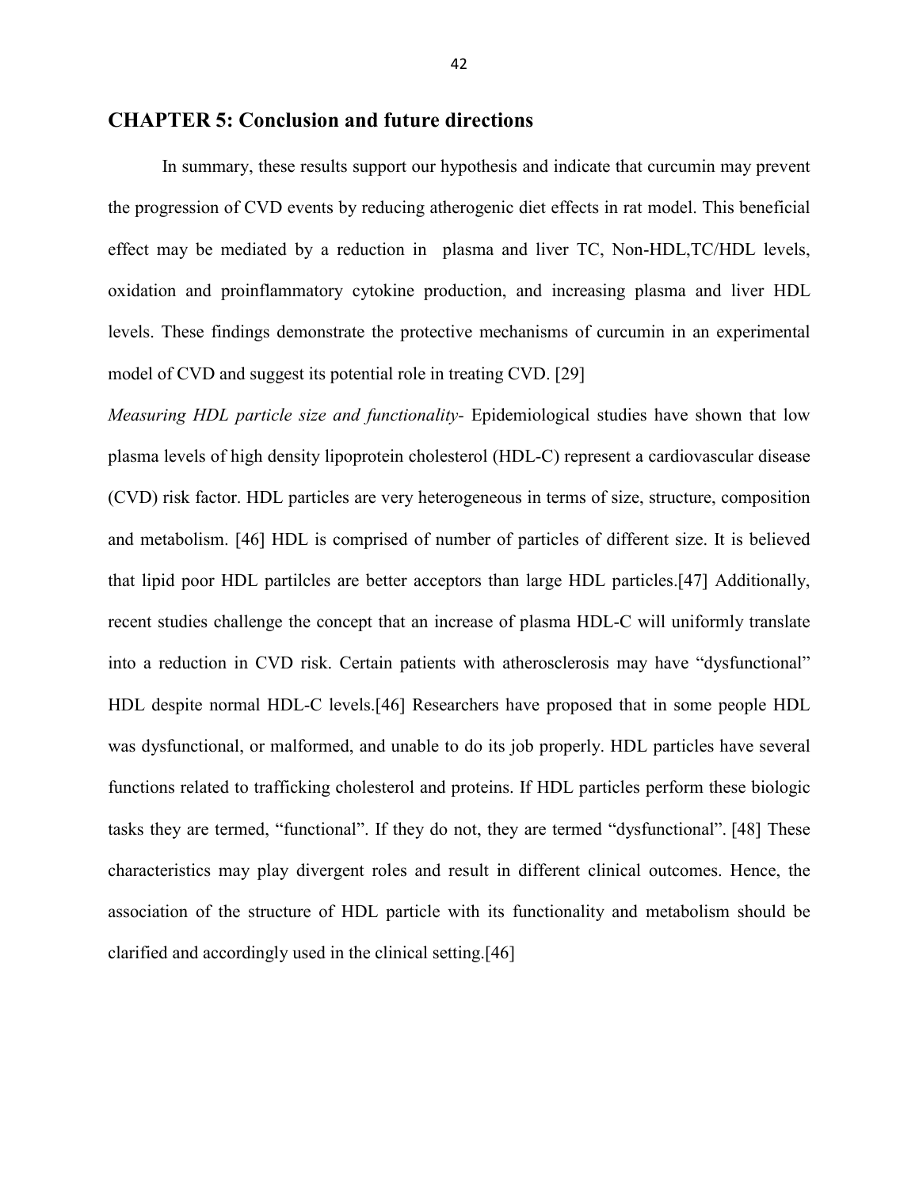## CHAPTER 5: Conclusion and future directions

In summary, these results support our hypothesis and indicate that curcumin may prevent the progression of CVD events by reducing atherogenic diet effects in rat model. This beneficial effect may be mediated by a reduction in plasma and liver TC, Non-HDL,TC/HDL levels, oxidation and proinflammatory cytokine production, and increasing plasma and liver HDL levels. These findings demonstrate the protective mechanisms of curcumin in an experimental model of CVD and suggest its potential role in treating CVD. [29]

*Measuring HDL particle size and functionality*- Epidemiological studies have shown that low plasma levels of high density lipoprotein cholesterol (HDL-C) represent a cardiovascular disease (CVD) risk factor. HDL particles are very heterogeneous in terms of size, structure, composition and metabolism. [46] HDL is comprised of number of particles of different size. It is believed that lipid poor HDL partilcles are better acceptors than large HDL particles.[47] Additionally, recent studies challenge the concept that an increase of plasma HDL-C will uniformly translate into a reduction in CVD risk. Certain patients with atherosclerosis may have "dysfunctional" HDL despite normal HDL-C levels.[46] Researchers have proposed that in some people HDL was dysfunctional, or malformed, and unable to do its job properly. HDL particles have several functions related to trafficking cholesterol and proteins. If HDL particles perform these biologic tasks they are termed, "functional". If they do not, they are termed "dysfunctional". [48] These characteristics may play divergent roles and result in different clinical outcomes. Hence, the association of the structure of HDL particle with its functionality and metabolism should be clarified and accordingly used in the clinical setting.[46]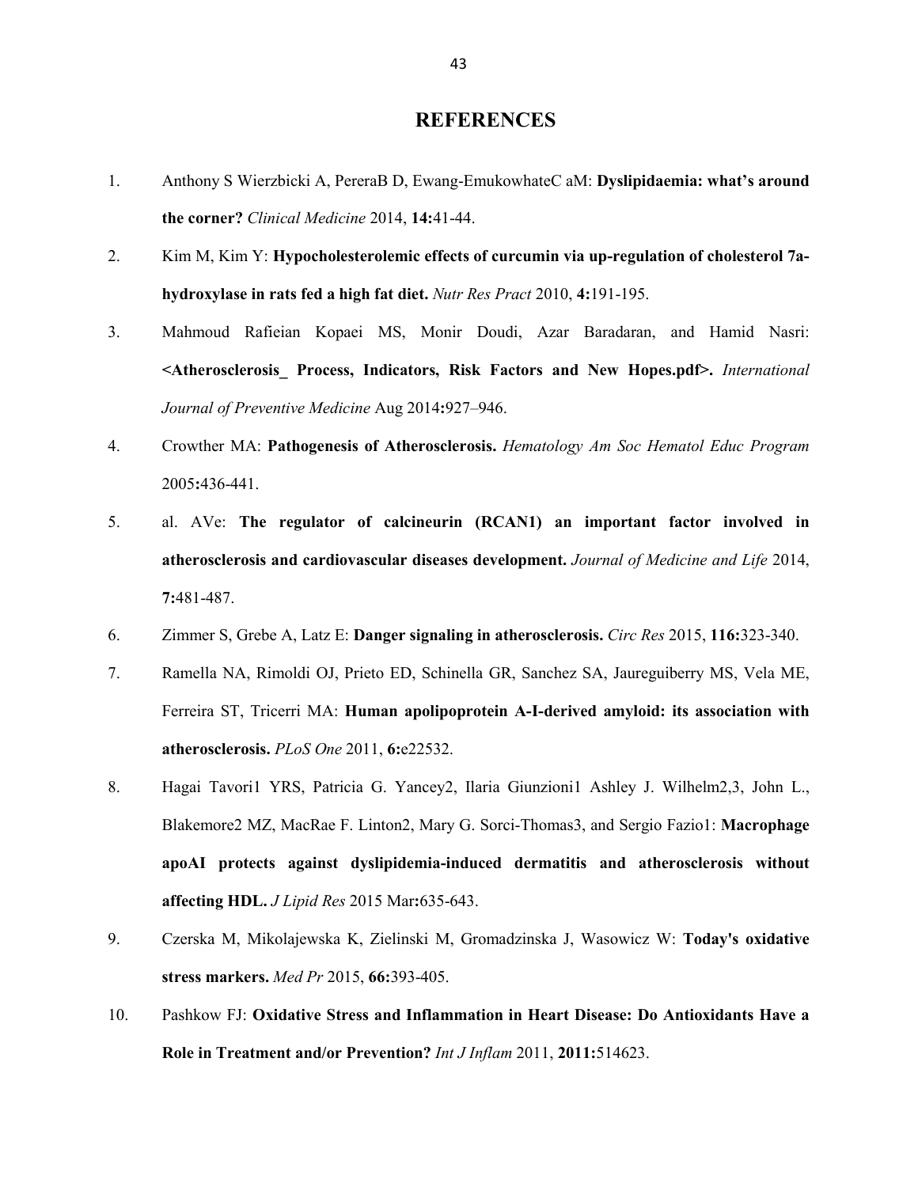# REFERENCES

1. Anthony S Wierzbicki A, PereraB D, Ewang-EmukowhateC aM: **Dyslipidaemia: what's around the corner?** *Clinical Medicine* 2014, **14:**41-44.
2. Kim M, Kim Y: **Hypocholesterolemic effects of curcumin via up-regulation of cholesterol 7a-hydroxylase in rats fed a high fat diet.** *Nutr Res Pract* 2010, **4:**191-195.
3. Mahmoud Rafieian Kopaei MS, Monir Doudi, Azar Baradaran, and Hamid Nasri: **<Atherosclerosis_ Process, Indicators, Risk Factors and New Hopes.pdf>.** *International Journal of Preventive Medicine* Aug 2014**:**927–946.
4. Crowther MA: **Pathogenesis of Atherosclerosis.** *Hematology Am Soc Hematol Educ Program* 2005**:**436-441.
5. al. AVe: **The regulator of calcineurin (RCAN1) an important factor involved in atherosclerosis and cardiovascular diseases development.** *Journal of Medicine and Life* 2014, **7:**481-487.
6. Zimmer S, Grebe A, Latz E: **Danger signaling in atherosclerosis.** *Circ Res* 2015, **116:**323-340.
7. Ramella NA, Rimoldi OJ, Prieto ED, Schinella GR, Sanchez SA, Jaureguiberry MS, Vela ME, Ferreira ST, Tricerri MA: **Human apolipoprotein A-I-derived amyloid: its association with atherosclerosis.** *PLoS One* 2011, **6:**e22532.
8. Hagai Tavori1 YRS, Patricia G. Yancey2, Ilaria Giunzioni1 Ashley J. Wilhelm2,3, John L., Blakemore2 MZ, MacRae F. Linton2, Mary G. Sorci-Thomas3, and Sergio Fazio1: **Macrophage apoAI protects against dyslipidemia-induced dermatitis and atherosclerosis without affecting HDL.** *J Lipid Res* 2015 Mar**:**635-643.
9. Czerska M, Mikolajewska K, Zielinski M, Gromadzinska J, Wasowicz W: **Today's oxidative stress markers.** *Med Pr* 2015, **66:**393-405.
10. Pashkow FJ: **Oxidative Stress and Inflammation in Heart Disease: Do Antioxidants Have a Role in Treatment and/or Prevention?** *Int J Inflam* 2011, **2011:**514623.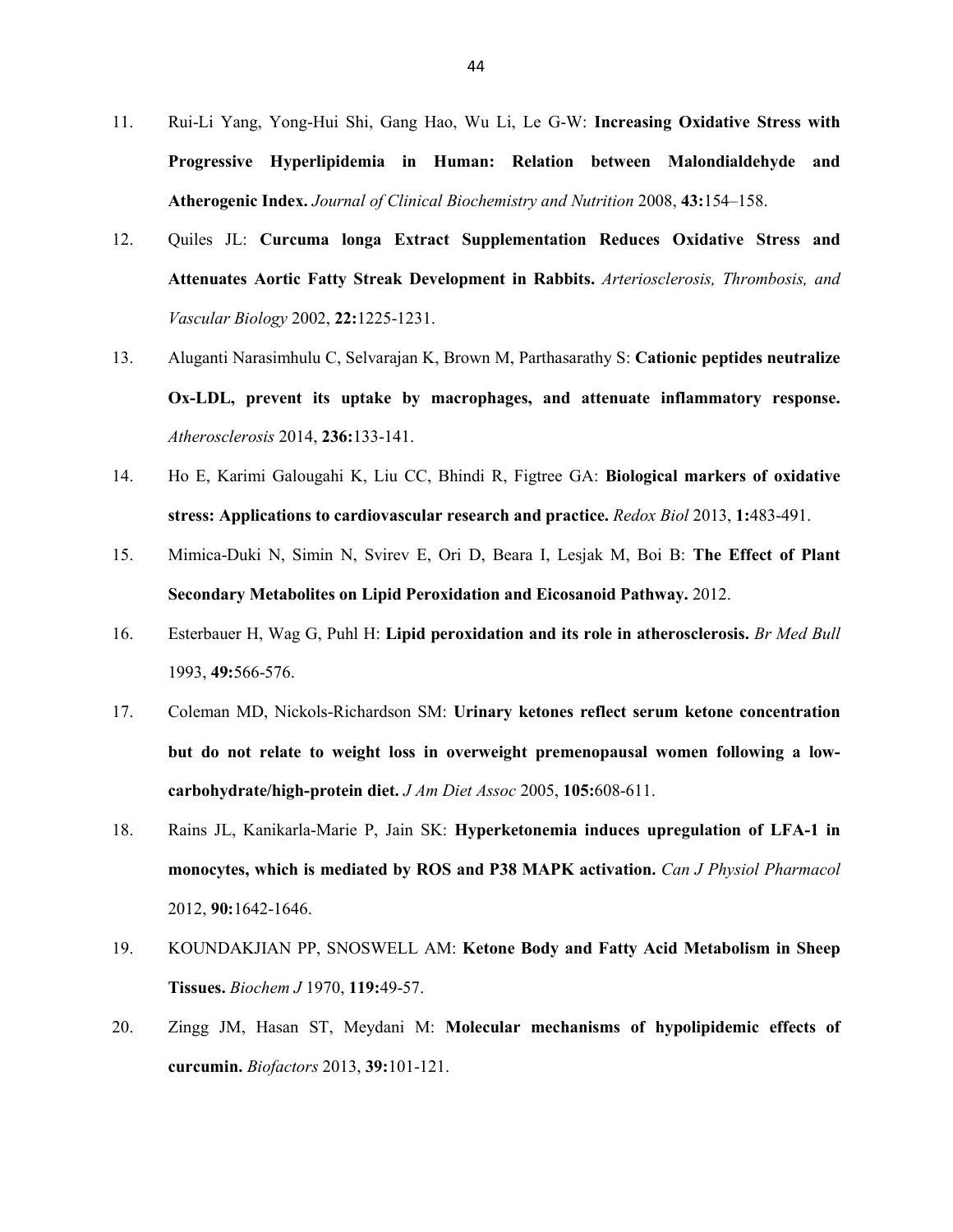11. Rui-Li Yang, Yong-Hui Shi, Gang Hao, Wu Li, Le G-W: **Increasing Oxidative Stress with Progressive Hyperlipidemia in Human: Relation between Malondialdehyde and Atherogenic Index.** *Journal of Clinical Biochemistry and Nutrition* 2008, **43:**154–158.

12. Quiles JL: **Curcuma longa Extract Supplementation Reduces Oxidative Stress and Attenuates Aortic Fatty Streak Development in Rabbits.** *Arteriosclerosis, Thrombosis, and Vascular Biology* 2002, **22:**1225-1231.

13. Aluganti Narasimhulu C, Selvarajan K, Brown M, Parthasarathy S: **Cationic peptides neutralize Ox-LDL, prevent its uptake by macrophages, and attenuate inflammatory response.** *Atherosclerosis* 2014, **236:**133-141.

14. Ho E, Karimi Galougahi K, Liu CC, Bhindi R, Figtree GA: **Biological markers of oxidative stress: Applications to cardiovascular research and practice.** *Redox Biol* 2013, **1:**483-491.

15. Mimica-Duki N, Simin N, Svirev E, Ori D, Beara I, Lesjak M, Boi B: **The Effect of Plant Secondary Metabolites on Lipid Peroxidation and Eicosanoid Pathway.** 2012.

16. Esterbauer H, Wag G, Puhl H: **Lipid peroxidation and its role in atherosclerosis.** *Br Med Bull* 1993, **49:**566-576.

17. Coleman MD, Nickols-Richardson SM: **Urinary ketones reflect serum ketone concentration but do not relate to weight loss in overweight premenopausal women following a low-carbohydrate/high-protein diet.** *J Am Diet Assoc* 2005, **105:**608-611.

18. Rains JL, Kanikarla-Marie P, Jain SK: **Hyperketonemia induces upregulation of LFA-1 in monocytes, which is mediated by ROS and P38 MAPK activation.** *Can J Physiol Pharmacol* 2012, **90:**1642-1646.

19. KOUNDAKJIAN PP, SNOSWELL AM: **Ketone Body and Fatty Acid Metabolism in Sheep Tissues.** *Biochem J* 1970, **119:**49-57.

20. Zingg JM, Hasan ST, Meydani M: **Molecular mechanisms of hypolipidemic effects of curcumin.** *Biofactors* 2013, **39:**101-121.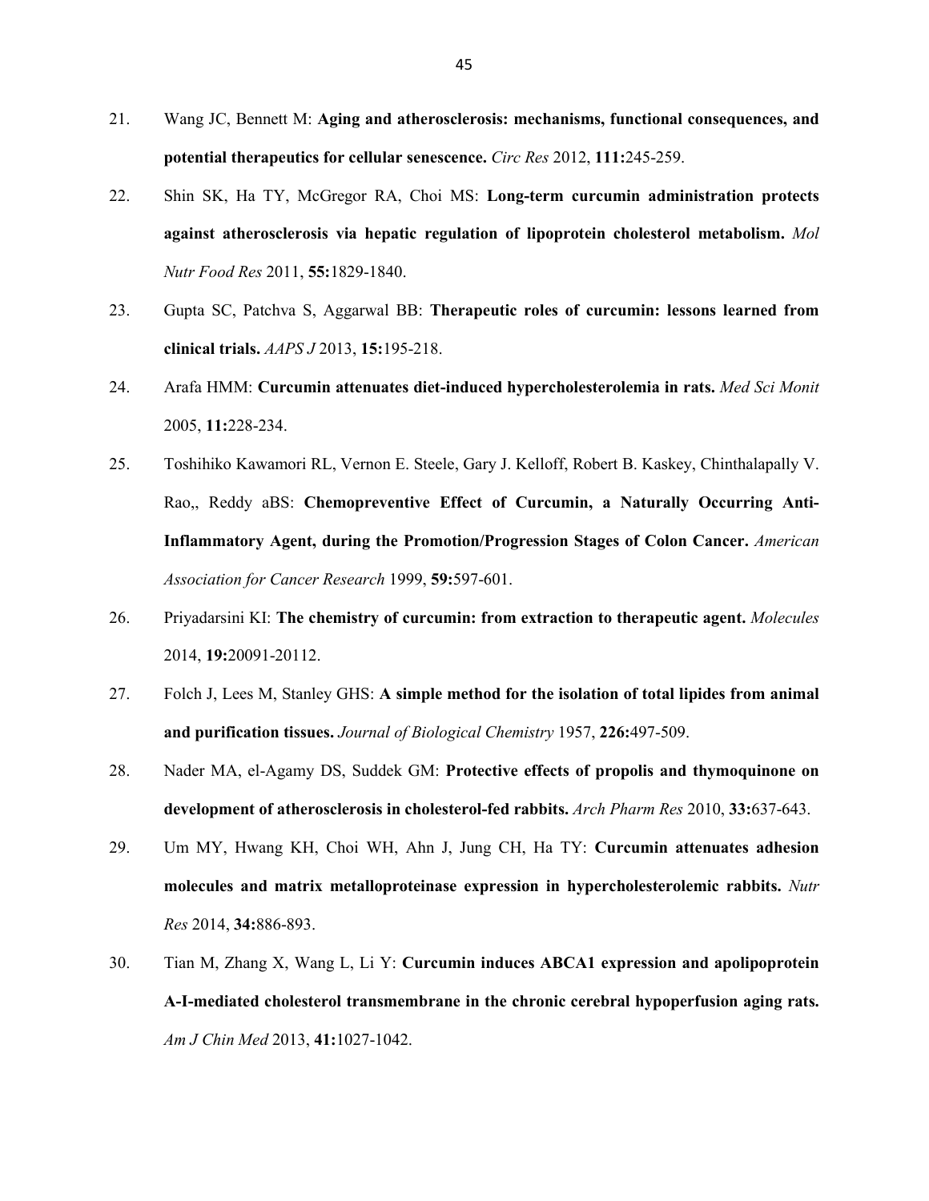21. Wang JC, Bennett M: **Aging and atherosclerosis: mechanisms, functional consequences, and potential therapeutics for cellular senescence.** *Circ Res* 2012, **111:**245-259.

22. Shin SK, Ha TY, McGregor RA, Choi MS: **Long-term curcumin administration protects against atherosclerosis via hepatic regulation of lipoprotein cholesterol metabolism.** *Mol Nutr Food Res* 2011, **55:**1829-1840.

23. Gupta SC, Patchva S, Aggarwal BB: **Therapeutic roles of curcumin: lessons learned from clinical trials.** *AAPS J* 2013, **15:**195-218.

24. Arafa HMM: **Curcumin attenuates diet-induced hypercholesterolemia in rats.** *Med Sci Monit* 2005, **11:**228-234.

25. Toshihiko Kawamori RL, Vernon E. Steele, Gary J. Kelloff, Robert B. Kaskey, Chinthalapally V. Rao,, Reddy aBS: **Chemopreventive Effect of Curcumin, a Naturally Occurring Anti-Inflammatory Agent, during the Promotion/Progression Stages of Colon Cancer.** *American Association for Cancer Research* 1999, **59:**597-601.

26. Priyadarsini KI: **The chemistry of curcumin: from extraction to therapeutic agent.** *Molecules* 2014, **19:**20091-20112.

27. Folch J, Lees M, Stanley GHS: **A simple method for the isolation of total lipides from animal and purification tissues.** *Journal of Biological Chemistry* 1957, **226:**497-509.

28. Nader MA, el-Agamy DS, Suddek GM: **Protective effects of propolis and thymoquinone on development of atherosclerosis in cholesterol-fed rabbits.** *Arch Pharm Res* 2010, **33:**637-643.

29. Um MY, Hwang KH, Choi WH, Ahn J, Jung CH, Ha TY: **Curcumin attenuates adhesion molecules and matrix metalloproteinase expression in hypercholesterolemic rabbits.** *Nutr Res* 2014, **34:**886-893.

30. Tian M, Zhang X, Wang L, Li Y: **Curcumin induces ABCA1 expression and apolipoprotein A-I-mediated cholesterol transmembrane in the chronic cerebral hypoperfusion aging rats.** *Am J Chin Med* 2013, **41:**1027-1042.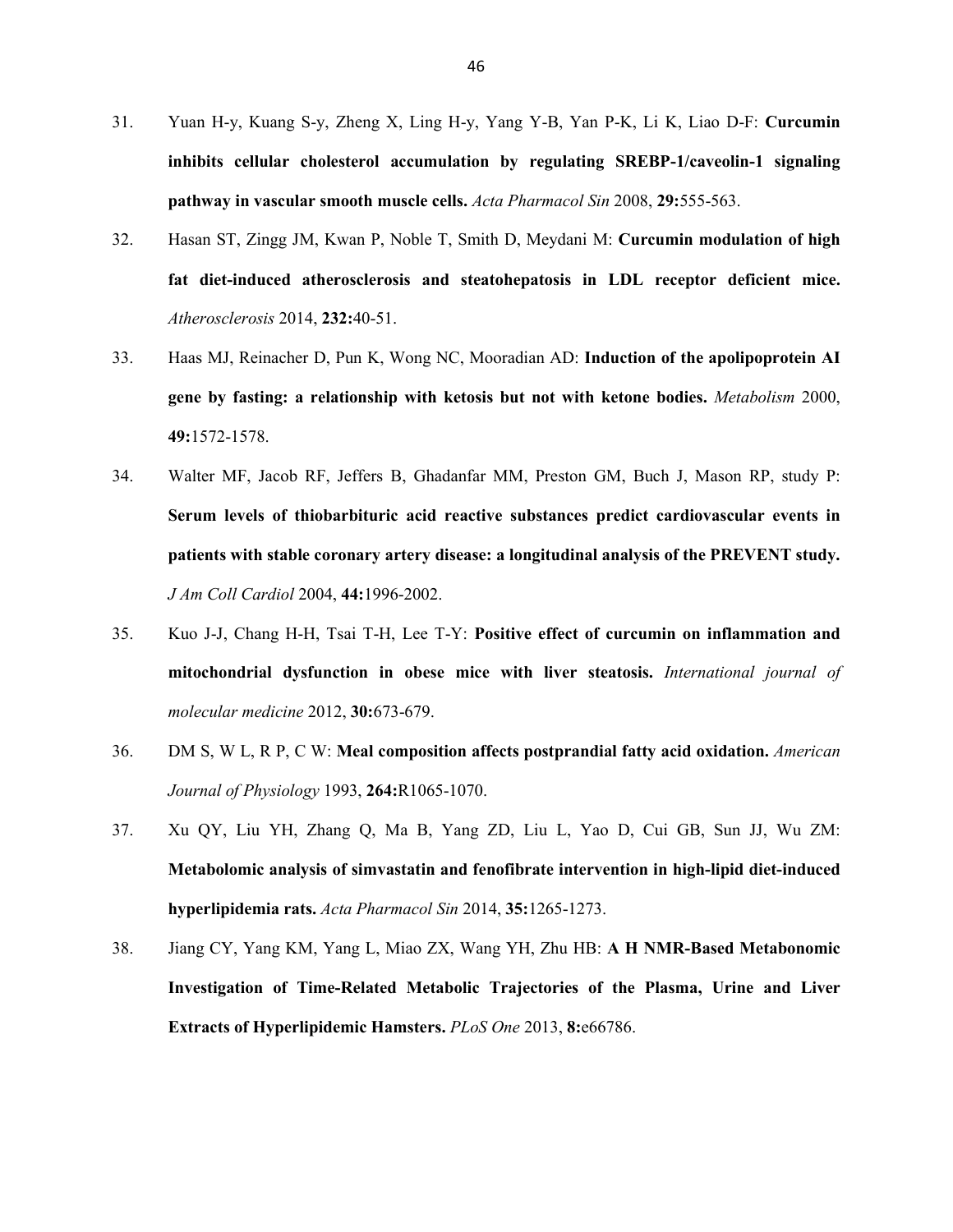31. Yuan H-y, Kuang S-y, Zheng X, Ling H-y, Yang Y-B, Yan P-K, Li K, Liao D-F: **Curcumin inhibits cellular cholesterol accumulation by regulating SREBP-1/caveolin-1 signaling pathway in vascular smooth muscle cells.** *Acta Pharmacol Sin* 2008, **29:**555-563.

32. Hasan ST, Zingg JM, Kwan P, Noble T, Smith D, Meydani M: **Curcumin modulation of high fat diet-induced atherosclerosis and steatohepatosis in LDL receptor deficient mice.** *Atherosclerosis* 2014, **232:**40-51.

33. Haas MJ, Reinacher D, Pun K, Wong NC, Mooradian AD: **Induction of the apolipoprotein AI gene by fasting: a relationship with ketosis but not with ketone bodies.** *Metabolism* 2000, **49:**1572-1578.

34. Walter MF, Jacob RF, Jeffers B, Ghadanfar MM, Preston GM, Buch J, Mason RP, study P: **Serum levels of thiobarbituric acid reactive substances predict cardiovascular events in patients with stable coronary artery disease: a longitudinal analysis of the PREVENT study.** *J Am Coll Cardiol* 2004, **44:**1996-2002.

35. Kuo J-J, Chang H-H, Tsai T-H, Lee T-Y: **Positive effect of curcumin on inflammation and mitochondrial dysfunction in obese mice with liver steatosis.** *International journal of molecular medicine* 2012, **30:**673-679.

36. DM S, W L, R P, C W: **Meal composition affects postprandial fatty acid oxidation.** *American Journal of Physiology* 1993, **264:**R1065-1070.

37. Xu QY, Liu YH, Zhang Q, Ma B, Yang ZD, Liu L, Yao D, Cui GB, Sun JJ, Wu ZM: **Metabolomic analysis of simvastatin and fenofibrate intervention in high-lipid diet-induced hyperlipidemia rats.** *Acta Pharmacol Sin* 2014, **35:**1265-1273.

38. Jiang CY, Yang KM, Yang L, Miao ZX, Wang YH, Zhu HB: **A H NMR-Based Metabonomic Investigation of Time-Related Metabolic Trajectories of the Plasma, Urine and Liver Extracts of Hyperlipidemic Hamsters.** *PLoS One* 2013, **8:**e66786.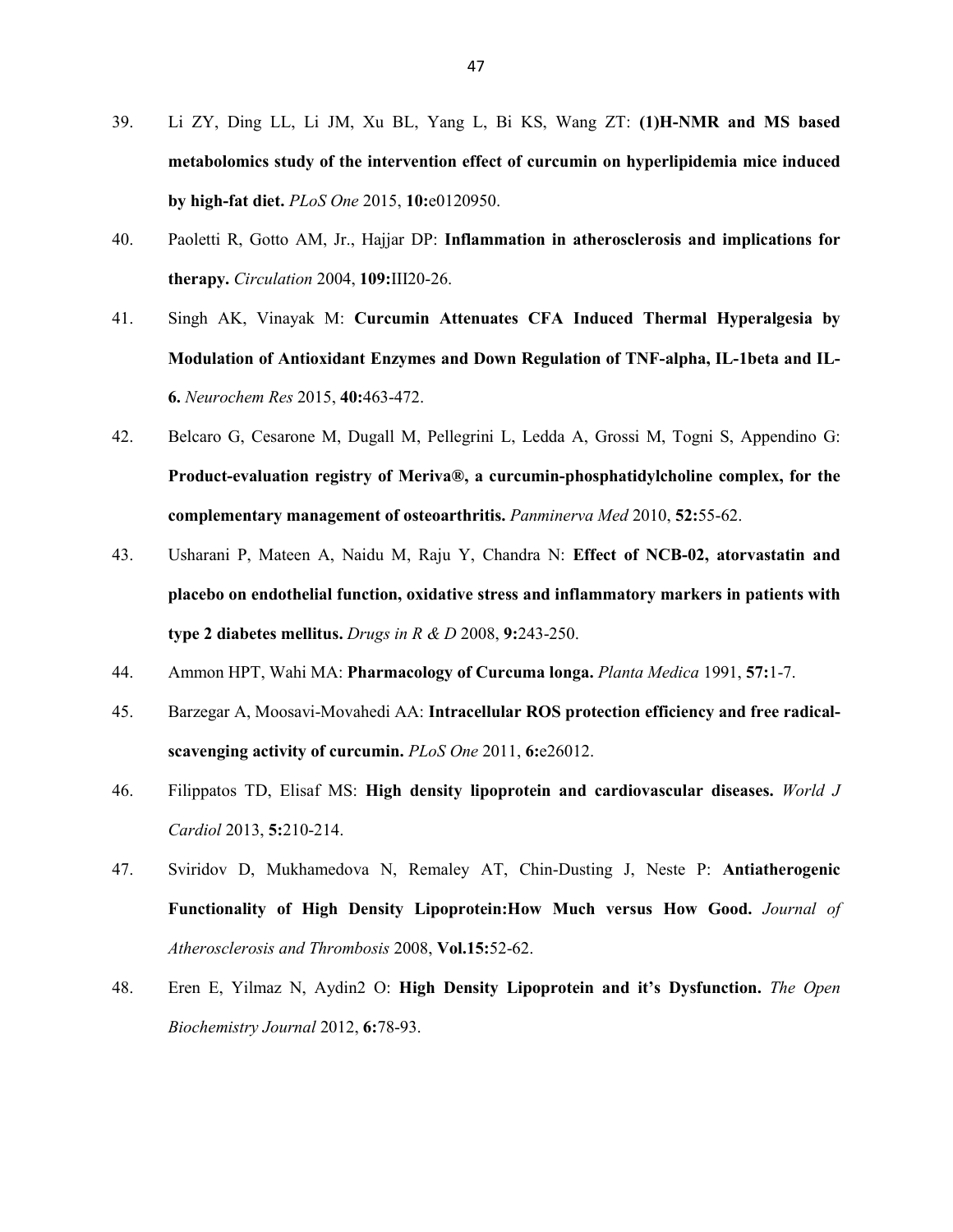39. Li ZY, Ding LL, Li JM, Xu BL, Yang L, Bi KS, Wang ZT: **(1)H-NMR and MS based metabolomics study of the intervention effect of curcumin on hyperlipidemia mice induced by high-fat diet.** *PLoS One* 2015, **10:**e0120950.

40. Paoletti R, Gotto AM, Jr., Hajjar DP: **Inflammation in atherosclerosis and implications for therapy.** *Circulation* 2004, **109:**III20-26.

41. Singh AK, Vinayak M: **Curcumin Attenuates CFA Induced Thermal Hyperalgesia by Modulation of Antioxidant Enzymes and Down Regulation of TNF-alpha, IL-1beta and IL-6.** *Neurochem Res* 2015, **40:**463-472.

42. Belcaro G, Cesarone M, Dugall M, Pellegrini L, Ledda A, Grossi M, Togni S, Appendino G: **Product-evaluation registry of Meriva®, a curcumin-phosphatidylcholine complex, for the complementary management of osteoarthritis.** *Panminerva Med* 2010, **52:**55-62.

43. Usharani P, Mateen A, Naidu M, Raju Y, Chandra N: **Effect of NCB-02, atorvastatin and placebo on endothelial function, oxidative stress and inflammatory markers in patients with type 2 diabetes mellitus.** *Drugs in R & D* 2008, **9:**243-250.

44. Ammon HPT, Wahi MA: **Pharmacology of Curcuma longa.** *Planta Medica* 1991, **57:**1-7.

45. Barzegar A, Moosavi-Movahedi AA: **Intracellular ROS protection efficiency and free radical-scavenging activity of curcumin.** *PLoS One* 2011, **6:**e26012.

46. Filippatos TD, Elisaf MS: **High density lipoprotein and cardiovascular diseases.** *World J Cardiol* 2013, **5:**210-214.

47. Sviridov D, Mukhamedova N, Remaley AT, Chin-Dusting J, Neste P: **Antiatherogenic Functionality of High Density Lipoprotein:How Much versus How Good.** *Journal of Atherosclerosis and Thrombosis* 2008, **Vol.15:**52-62.

48. Eren E, Yilmaz N, Aydin2 O: **High Density Lipoprotein and it's Dysfunction.** *The Open Biochemistry Journal* 2012, **6:**78-93.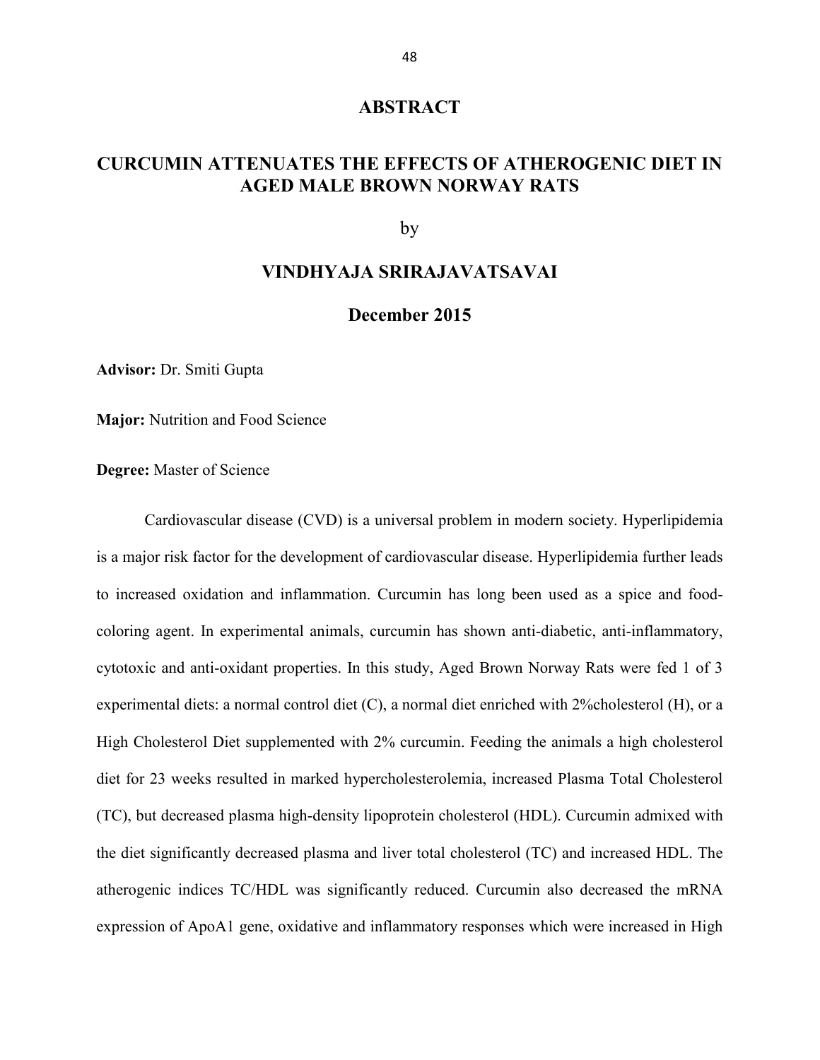# ABSTRACT

## CURCUMIN ATTENUATES THE EFFECTS OF ATHEROGENIC DIET IN AGED MALE BROWN NORWAY RATS

by

### VINDHYAJA SRIRAJAVATSAVAI

### December 2015

**Advisor:** Dr. Smiti Gupta

**Major:** Nutrition and Food Science

**Degree:** Master of Science

Cardiovascular disease (CVD) is a universal problem in modern society. Hyperlipidemia is a major risk factor for the development of cardiovascular disease. Hyperlipidemia further leads to increased oxidation and inflammation. Curcumin has long been used as a spice and food-coloring agent. In experimental animals, curcumin has shown anti-diabetic, anti-inflammatory, cytotoxic and anti-oxidant properties. In this study, Aged Brown Norway Rats were fed 1 of 3 experimental diets: a normal control diet (C), a normal diet enriched with 2%cholesterol (H), or a High Cholesterol Diet supplemented with 2% curcumin. Feeding the animals a high cholesterol diet for 23 weeks resulted in marked hypercholesterolemia, increased Plasma Total Cholesterol (TC), but decreased plasma high-density lipoprotein cholesterol (HDL). Curcumin admixed with the diet significantly decreased plasma and liver total cholesterol (TC) and increased HDL. The atherogenic indices TC/HDL was significantly reduced. Curcumin also decreased the mRNA expression of ApoA1 gene, oxidative and inflammatory responses which were increased in High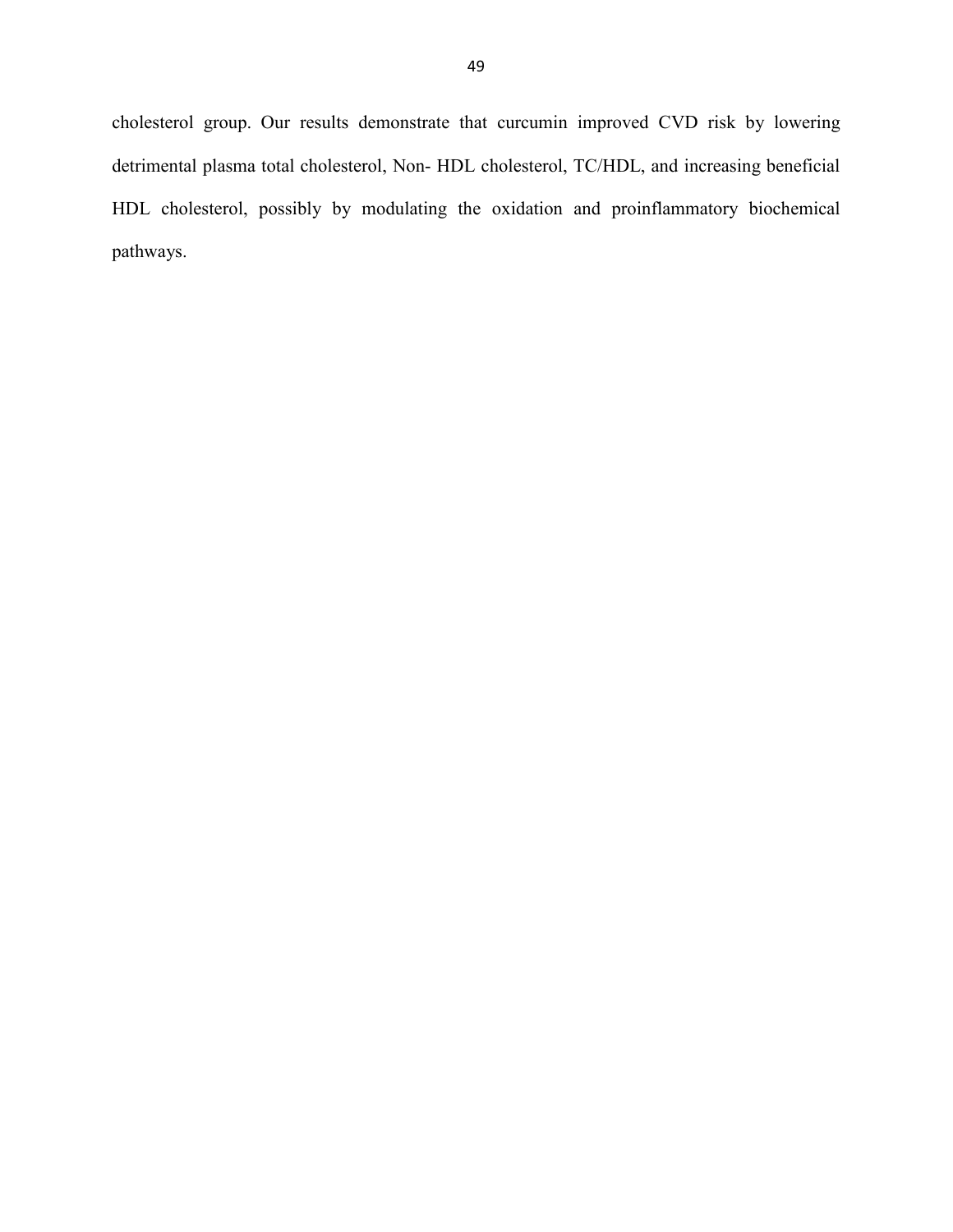cholesterol group. Our results demonstrate that curcumin improved CVD risk by lowering detrimental plasma total cholesterol, Non- HDL cholesterol, TC/HDL, and increasing beneficial HDL cholesterol, possibly by modulating the oxidation and proinflammatory biochemical pathways.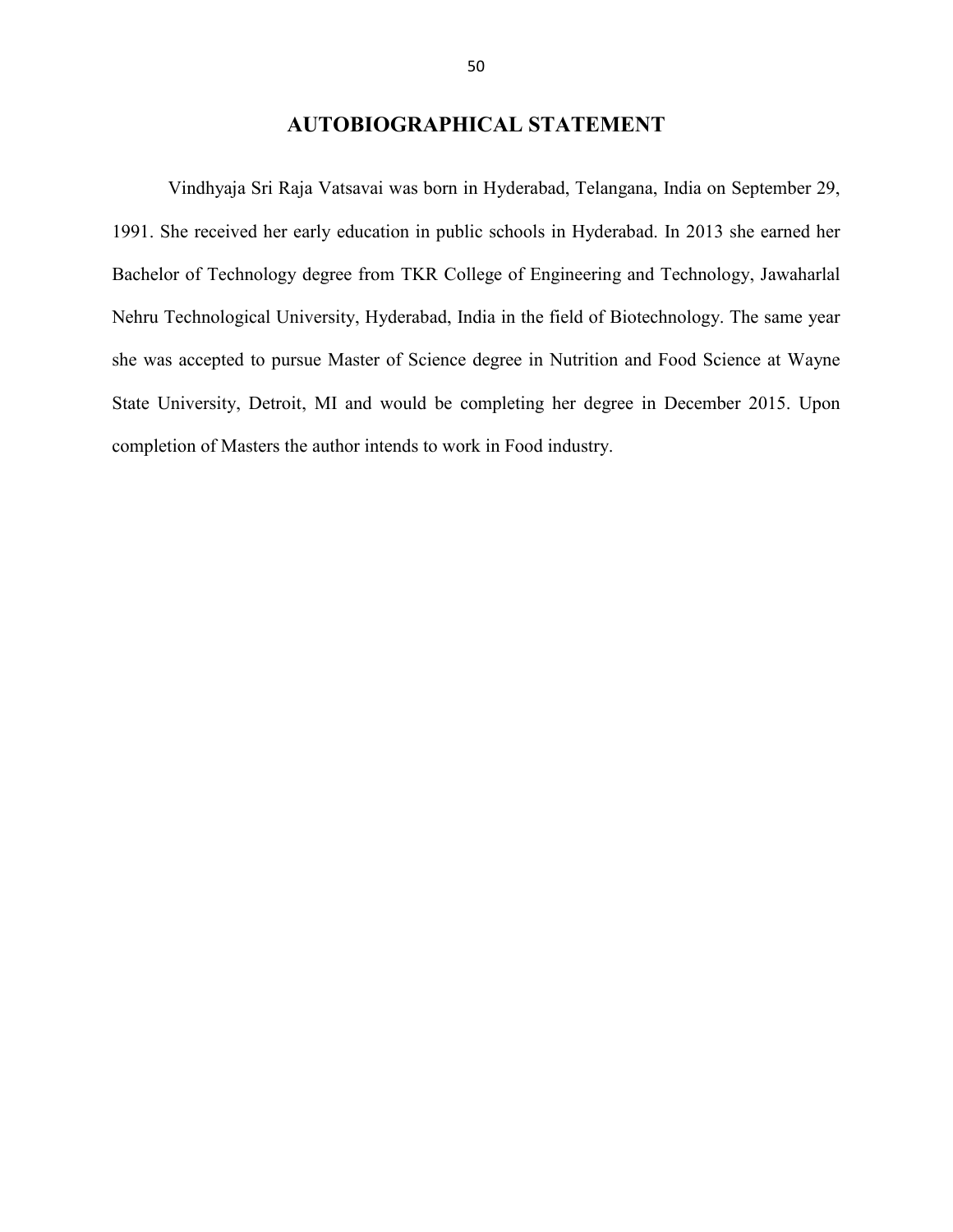# AUTOBIOGRAPHICAL STATEMENT

Vindhyaja Sri Raja Vatsavai was born in Hyderabad, Telangana, India on September 29, 1991. She received her early education in public schools in Hyderabad. In 2013 she earned her Bachelor of Technology degree from TKR College of Engineering and Technology, Jawaharlal Nehru Technological University, Hyderabad, India in the field of Biotechnology. The same year she was accepted to pursue Master of Science degree in Nutrition and Food Science at Wayne State University, Detroit, MI and would be completing her degree in December 2015. Upon completion of Masters the author intends to work in Food industry.